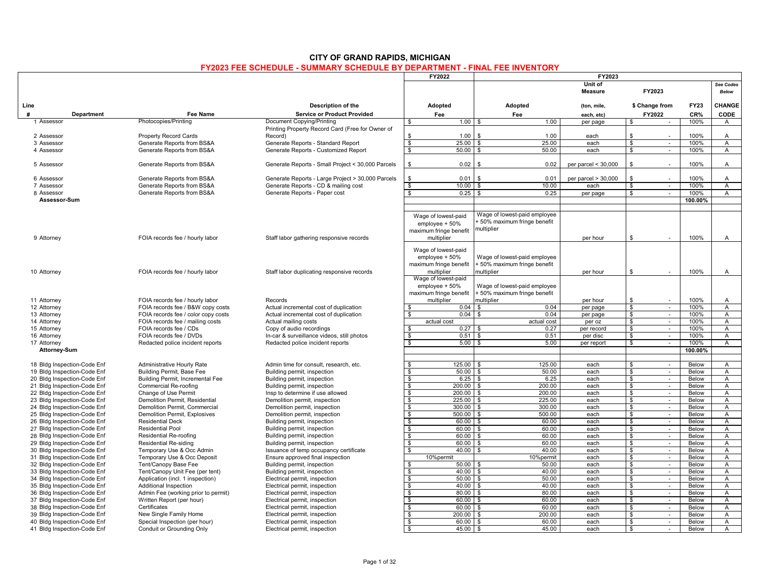# CITY OF GRAND RAPIDS, MICHIGAN

## FY2023 FEE SCHEDULE - SUMMARY SCHEDULE BY DEPARTMENT - FINAL FEE INVENTORY

| Line # | Department | Fee Name | Description of the Service or Product Provided | FY2022 Adopted Fee | FY2023 Adopted Fee | FY2023 Unit of Measure (ton, mile, each, etc) | FY2023 $ Change from FY2022 | FY23 CR% | CHANGE CODE (See Codes Below) |
|---|---|---|---|---|---|---|---|---|---|
| 1 | Assessor | Photocopies/Printing | Document Copying/Printing | $ 1.00 | $ 1.00 | per page | $ - | 100% | A |
| 2 | Assessor | Property Record Cards | Printing Property Record Card (Free for Owner of Record) | $ 1.00 | $ 1.00 | each | $ - | 100% | A |
| 3 | Assessor | Generate Reports from BS&A | Generate Reports - Standard Report | $ 25.00 | $ 25.00 | each | $ - | 100% | A |
| 4 | Assessor | Generate Reports from BS&A | Generate Reports - Customized Report | $ 50.00 | $ 50.00 | each | $ - | 100% | A |
| 5 | Assessor | Generate Reports from BS&A | Generate Reports - Small Project < 30,000 Parcels | $ 0.02 | $ 0.02 | per parcel < 30,000 | $ - | 100% | A |
| 6 | Assessor | Generate Reports from BS&A | Generate Reports - Large Project > 30,000 Parcels | $ 0.01 | $ 0.01 | per parcel > 30,000 | $ - | 100% | A |
| 7 | Assessor | Generate Reports from BS&A | Generate Reports - CD & mailing cost | $ 10.00 | $ 10.00 | each | $ - | 100% | A |
| 8 | Assessor | Generate Reports from BS&A | Generate Reports - Paper cost | $ 0.25 | $ 0.25 | per page | $ - | 100% | A |
| | **Assessor-Sum** | | | | | | | **100.00%** | |
| 9 | Attorney | FOIA records fee / hourly labor | Staff labor gathering responsive records | Wage of lowest-paid employee + 50% maximum fringe benefit multiplier | Wage of lowest-paid employee + 50% maximum fringe benefit multiplier | per hour | $ - | 100% | A |
| 10 | Attorney | FOIA records fee / hourly labor | Staff labor duplicating responsive records | Wage of lowest-paid employee + 50% maximum fringe benefit multiplier | Wage of lowest-paid employee + 50% maximum fringe benefit multiplier | per hour | $ - | 100% | A |
| 11 | Attorney | FOIA records fee / hourly labor | Records | Wage of lowest-paid employee + 50% maximum fringe benefit multiplier | Wage of lowest-paid employee + 50% maximum fringe benefit multiplier | per hour | $ - | 100% | A |
| 12 | Attorney | FOIA records fee / B&W copy costs | Actual incremental cost of duplication | $ 0.04 | $ 0.04 | per page | $ - | 100% | A |
| 13 | Attorney | FOIA records fee / color copy costs | Actual incremental cost of duplication | $ 0.04 | $ 0.04 | per page | $ - | 100% | A |
| 14 | Attorney | FOIA records fee / mailing costs | Actual mailing costs | actual cost | actual cost | per oz | $ - | 100% | A |
| 15 | Attorney | FOIA records fee / CDs | Copy of audio recordings | $ 0.27 | $ 0.27 | per record | $ - | 100% | A |
| 16 | Attorney | FOIA records fee / DVDs | In-car & surveillance videos, still photos | $ 0.51 | $ 0.51 | per disc | $ - | 100% | A |
| 17 | Attorney | Redacted police incident reports | Redacted police incident reports | $ 5.00 | $ 5.00 | per report | $ - | 100% | A |
| | **Attorney-Sum** | | | | | | | **100.00%** | |
| 18 | Bldg Inspection-Code Enf | Administrative Hourly Rate | Admin time for consult, research, etc. | $ 125.00 | $ 125.00 | each | $ - | Below | A |
| 19 | Bldg Inspection-Code Enf | Building Permit, Base Fee | Building permit, inspection | $ 50.00 | $ 50.00 | each | $ - | Below | A |
| 20 | Bldg Inspection-Code Enf | Building Permit, Incremental Fee | Building permit, inspection | $ 6.25 | $ 6.25 | each | $ - | Below | A |
| 21 | Bldg Inspection-Code Enf | Commercial Re-roofing | Building permit, inspection | $ 200.00 | $ 200.00 | each | $ - | Below | A |
| 22 | Bldg Inspection-Code Enf | Change of Use Permit | Insp to determine if use allowed | $ 200.00 | $ 200.00 | each | $ - | Below | A |
| 23 | Bldg Inspection-Code Enf | Demolition Permit, Residential | Demolition permit, inspection | $ 225.00 | $ 225.00 | each | $ - | Below | A |
| 24 | Bldg Inspection-Code Enf | Demolition Permit, Commercial | Demolition permit, inspection | $ 300.00 | $ 300.00 | each | $ - | Below | A |
| 25 | Bldg Inspection-Code Enf | Demolition Permit, Explosives | Demolition permit, inspection | $ 500.00 | $ 500.00 | each | $ - | Below | A |
| 26 | Bldg Inspection-Code Enf | Residential Deck | Building permit, inspection | $ 60.00 | $ 60.00 | each | $ - | Below | A |
| 27 | Bldg Inspection-Code Enf | Residential Pool | Building permit, inspection | $ 60.00 | $ 60.00 | each | $ - | Below | A |
| 28 | Bldg Inspection-Code Enf | Residential Re-roofing | Building permit, inspection | $ 60.00 | $ 60.00 | each | $ - | Below | A |
| 29 | Bldg Inspection-Code Enf | Residential Re-siding | Building permit, inspection | $ 60.00 | $ 60.00 | each | $ - | Below | A |
| 30 | Bldg Inspection-Code Enf | Temporary Use & Occ Admin | Issuance of temp occupancy certificate | $ 40.00 | $ 40.00 | each | $ - | Below | A |
| 31 | Bldg Inspection-Code Enf | Temporary Use & Occ Deposit | Ensure approved final inspection | 10%permit | 10%permit | each | $ - | Below | A |
| 32 | Bldg Inspection-Code Enf | Tent/Canopy Base Fee | Building permit, inspection | $ 50.00 | $ 50.00 | each | $ - | Below | A |
| 33 | Bldg Inspection-Code Enf | Tent/Canopy Unit Fee (per tent) | Building permit, inspection | $ 40.00 | $ 40.00 | each | $ - | Below | A |
| 34 | Bldg Inspection-Code Enf | Application (incl. 1 inspection) | Electrical permit, inspection | $ 50.00 | $ 50.00 | each | $ - | Below | A |
| 35 | Bldg Inspection-Code Enf | Additional Inspection | Electrical permit, inspection | $ 40.00 | $ 40.00 | each | $ - | Below | A |
| 36 | Bldg Inspection-Code Enf | Admin Fee (working prior to permit) | Electrical permit, inspection | $ 80.00 | $ 80.00 | each | $ - | Below | A |
| 37 | Bldg Inspection-Code Enf | Written Report (per hour) | Electrical permit, inspection | $ 60.00 | $ 60.00 | each | $ - | Below | A |
| 38 | Bldg Inspection-Code Enf | Certificates | Electrical permit, inspection | $ 60.00 | $ 60.00 | each | $ - | Below | A |
| 39 | Bldg Inspection-Code Enf | New Single Family Home | Electrical permit, inspection | $ 200.00 | $ 200.00 | each | $ - | Below | A |
| 40 | Bldg Inspection-Code Enf | Special Inspection (per hour) | Electrical permit, inspection | $ 60.00 | $ 60.00 | each | $ - | Below | A |
| 41 | Bldg Inspection-Code Enf | Conduit or Grounding Only | Electrical permit, inspection | $ 45.00 | $ 45.00 | each | $ - | Below | A |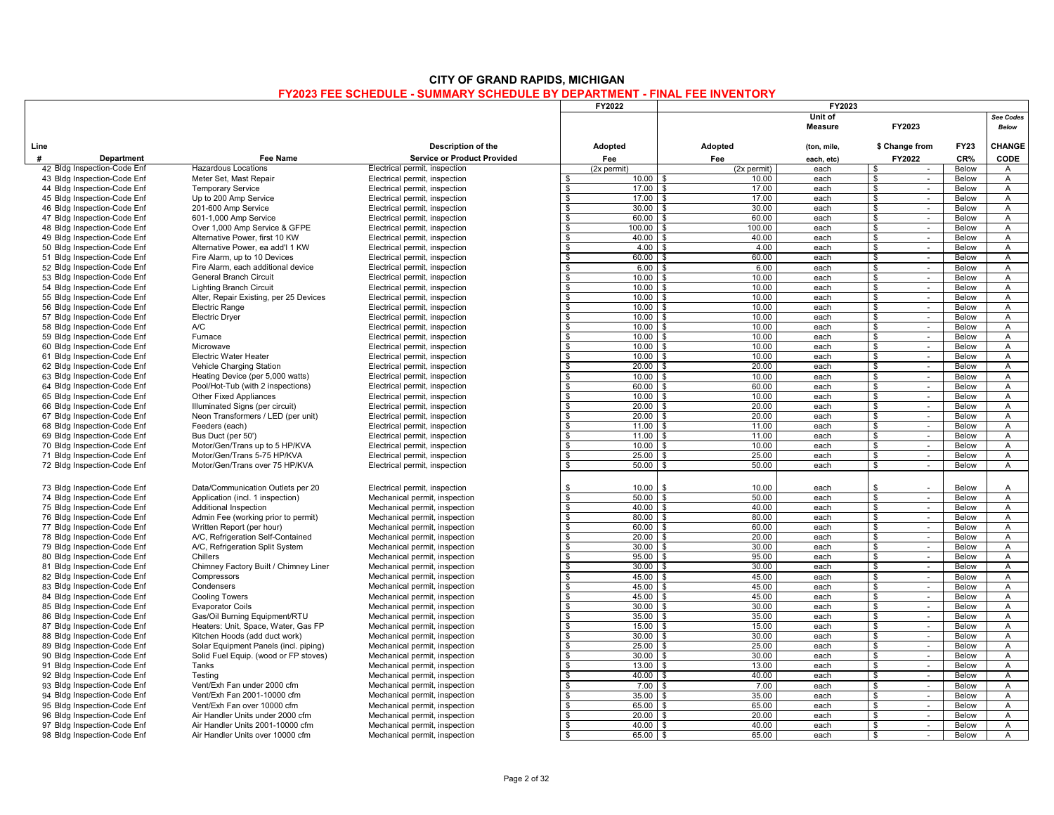## CITY OF GRAND RAPIDS, MICHIGAN

### FY2023 FEE SCHEDULE - SUMMARY SCHEDULE BY DEPARTMENT - FINAL FEE INVENTORY

| Line # | Department | Fee Name | Description of the Service or Product Provided | FY2022 Adopted Fee | FY2023 Adopted Fee | FY2023 Unit of Measure (ton, mile, each, etc) | FY2023 $ Change from FY2022 | FY23 CR% | CHANGE CODE (See Codes Below) |
|---|---|---|---|---|---|---|---|---|---|
| 42 | Bldg Inspection-Code Enf | Hazardous Locations | Electrical permit, inspection | (2x permit) | (2x permit) | each | $ - | Below | A |
| 43 | Bldg Inspection-Code Enf | Meter Set, Mast Repair | Electrical permit, inspection | $ 10.00 | $ 10.00 | each | $ - | Below | A |
| 44 | Bldg Inspection-Code Enf | Temporary Service | Electrical permit, inspection | $ 17.00 | $ 17.00 | each | $ - | Below | A |
| 45 | Bldg Inspection-Code Enf | Up to 200 Amp Service | Electrical permit, inspection | $ 17.00 | $ 17.00 | each | $ - | Below | A |
| 46 | Bldg Inspection-Code Enf | 201-600 Amp Service | Electrical permit, inspection | $ 30.00 | $ 30.00 | each | $ - | Below | A |
| 47 | Bldg Inspection-Code Enf | 601-1,000 Amp Service | Electrical permit, inspection | $ 60.00 | $ 60.00 | each | $ - | Below | A |
| 48 | Bldg Inspection-Code Enf | Over 1,000 Amp Service & GFPE | Electrical permit, inspection | $ 100.00 | $ 100.00 | each | $ - | Below | A |
| 49 | Bldg Inspection-Code Enf | Alternative Power, first 10 KW | Electrical permit, inspection | $ 40.00 | $ 40.00 | each | $ - | Below | A |
| 50 | Bldg Inspection-Code Enf | Alternative Power, ea add'l 1 KW | Electrical permit, inspection | $ 4.00 | $ 4.00 | each | $ - | Below | A |
| 51 | Bldg Inspection-Code Enf | Fire Alarm, up to 10 Devices | Electrical permit, inspection | $ 60.00 | $ 60.00 | each | $ - | Below | A |
| 52 | Bldg Inspection-Code Enf | Fire Alarm, each additional device | Electrical permit, inspection | $ 6.00 | $ 6.00 | each | $ - | Below | A |
| 53 | Bldg Inspection-Code Enf | General Branch Circuit | Electrical permit, inspection | $ 10.00 | $ 10.00 | each | $ - | Below | A |
| 54 | Bldg Inspection-Code Enf | Lighting Branch Circuit | Electrical permit, inspection | $ 10.00 | $ 10.00 | each | $ - | Below | A |
| 55 | Bldg Inspection-Code Enf | Alter, Repair Existing, per 25 Devices | Electrical permit, inspection | $ 10.00 | $ 10.00 | each | $ - | Below | A |
| 56 | Bldg Inspection-Code Enf | Electric Range | Electrical permit, inspection | $ 10.00 | $ 10.00 | each | $ - | Below | A |
| 57 | Bldg Inspection-Code Enf | Electric Dryer | Electrical permit, inspection | $ 10.00 | $ 10.00 | each | $ - | Below | A |
| 58 | Bldg Inspection-Code Enf | A/C | Electrical permit, inspection | $ 10.00 | $ 10.00 | each | $ - | Below | A |
| 59 | Bldg Inspection-Code Enf | Furnace | Electrical permit, inspection | $ 10.00 | $ 10.00 | each | $ - | Below | A |
| 60 | Bldg Inspection-Code Enf | Microwave | Electrical permit, inspection | $ 10.00 | $ 10.00 | each | $ - | Below | A |
| 61 | Bldg Inspection-Code Enf | Electric Water Heater | Electrical permit, inspection | $ 10.00 | $ 10.00 | each | $ - | Below | A |
| 62 | Bldg Inspection-Code Enf | Vehicle Charging Station | Electrical permit, inspection | $ 20.00 | $ 20.00 | each | $ - | Below | A |
| 63 | Bldg Inspection-Code Enf | Heating Device (per 5,000 watts) | Electrical permit, inspection | $ 10.00 | $ 10.00 | each | $ - | Below | A |
| 64 | Bldg Inspection-Code Enf | Pool/Hot-Tub (with 2 inspections) | Electrical permit, inspection | $ 60.00 | $ 60.00 | each | $ - | Below | A |
| 65 | Bldg Inspection-Code Enf | Other Fixed Appliances | Electrical permit, inspection | $ 10.00 | $ 10.00 | each | $ - | Below | A |
| 66 | Bldg Inspection-Code Enf | Illuminated Signs (per circuit) | Electrical permit, inspection | $ 20.00 | $ 20.00 | each | $ - | Below | A |
| 67 | Bldg Inspection-Code Enf | Neon Transformers / LED (per unit) | Electrical permit, inspection | $ 20.00 | $ 20.00 | each | $ - | Below | A |
| 68 | Bldg Inspection-Code Enf | Feeders (each) | Electrical permit, inspection | $ 11.00 | $ 11.00 | each | $ - | Below | A |
| 69 | Bldg Inspection-Code Enf | Bus Duct (per 50') | Electrical permit, inspection | $ 11.00 | $ 11.00 | each | $ - | Below | A |
| 70 | Bldg Inspection-Code Enf | Motor/Gen/Trans up to 5 HP/KVA | Electrical permit, inspection | $ 10.00 | $ 10.00 | each | $ - | Below | A |
| 71 | Bldg Inspection-Code Enf | Motor/Gen/Trans 5-75 HP/KVA | Electrical permit, inspection | $ 25.00 | $ 25.00 | each | $ - | Below | A |
| 72 | Bldg Inspection-Code Enf | Motor/Gen/Trans over 75 HP/KVA | Electrical permit, inspection | $ 50.00 | $ 50.00 | each | $ - | Below | A |
| 73 | Bldg Inspection-Code Enf | Data/Communication Outlets per 20 | Electrical permit, inspection | $ 10.00 | $ 10.00 | each | $ - | Below | A |
| 74 | Bldg Inspection-Code Enf | Application (incl. 1 inspection) | Mechanical permit, inspection | $ 50.00 | $ 50.00 | each | $ - | Below | A |
| 75 | Bldg Inspection-Code Enf | Additional Inspection | Mechanical permit, inspection | $ 40.00 | $ 40.00 | each | $ - | Below | A |
| 76 | Bldg Inspection-Code Enf | Admin Fee (working prior to permit) | Mechanical permit, inspection | $ 80.00 | $ 80.00 | each | $ - | Below | A |
| 77 | Bldg Inspection-Code Enf | Written Report (per hour) | Mechanical permit, inspection | $ 60.00 | $ 60.00 | each | $ - | Below | A |
| 78 | Bldg Inspection-Code Enf | A/C, Refrigeration Self-Contained | Mechanical permit, inspection | $ 20.00 | $ 20.00 | each | $ - | Below | A |
| 79 | Bldg Inspection-Code Enf | A/C, Refrigeration Split System | Mechanical permit, inspection | $ 30.00 | $ 30.00 | each | $ - | Below | A |
| 80 | Bldg Inspection-Code Enf | Chillers | Mechanical permit, inspection | $ 95.00 | $ 95.00 | each | $ - | Below | A |
| 81 | Bldg Inspection-Code Enf | Chimney Factory Built / Chimney Liner | Mechanical permit, inspection | $ 30.00 | $ 30.00 | each | $ - | Below | A |
| 82 | Bldg Inspection-Code Enf | Compressors | Mechanical permit, inspection | $ 45.00 | $ 45.00 | each | $ - | Below | A |
| 83 | Bldg Inspection-Code Enf | Condensers | Mechanical permit, inspection | $ 45.00 | $ 45.00 | each | $ - | Below | A |
| 84 | Bldg Inspection-Code Enf | Cooling Towers | Mechanical permit, inspection | $ 45.00 | $ 45.00 | each | $ - | Below | A |
| 85 | Bldg Inspection-Code Enf | Evaporator Coils | Mechanical permit, inspection | $ 30.00 | $ 30.00 | each | $ - | Below | A |
| 86 | Bldg Inspection-Code Enf | Gas/Oil Burning Equipment/RTU | Mechanical permit, inspection | $ 35.00 | $ 35.00 | each | $ - | Below | A |
| 87 | Bldg Inspection-Code Enf | Heaters: Unit, Space, Water, Gas FP | Mechanical permit, inspection | $ 15.00 | $ 15.00 | each | $ - | Below | A |
| 88 | Bldg Inspection-Code Enf | Kitchen Hoods (add duct work) | Mechanical permit, inspection | $ 30.00 | $ 30.00 | each | $ - | Below | A |
| 89 | Bldg Inspection-Code Enf | Solar Equipment Panels (incl. piping) | Mechanical permit, inspection | $ 25.00 | $ 25.00 | each | $ - | Below | A |
| 90 | Bldg Inspection-Code Enf | Solid Fuel Equip. (wood or FP stoves) | Mechanical permit, inspection | $ 30.00 | $ 30.00 | each | $ - | Below | A |
| 91 | Bldg Inspection-Code Enf | Tanks | Mechanical permit, inspection | $ 13.00 | $ 13.00 | each | $ - | Below | A |
| 92 | Bldg Inspection-Code Enf | Testing | Mechanical permit, inspection | $ 40.00 | $ 40.00 | each | $ - | Below | A |
| 93 | Bldg Inspection-Code Enf | Vent/Exh Fan under 2000 cfm | Mechanical permit, inspection | $ 7.00 | $ 7.00 | each | $ - | Below | A |
| 94 | Bldg Inspection-Code Enf | Vent/Exh Fan 2001-10000 cfm | Mechanical permit, inspection | $ 35.00 | $ 35.00 | each | $ - | Below | A |
| 95 | Bldg Inspection-Code Enf | Vent/Exh Fan over 10000 cfm | Mechanical permit, inspection | $ 65.00 | $ 65.00 | each | $ - | Below | A |
| 96 | Bldg Inspection-Code Enf | Air Handler Units under 2000 cfm | Mechanical permit, inspection | $ 20.00 | $ 20.00 | each | $ - | Below | A |
| 97 | Bldg Inspection-Code Enf | Air Handler Units 2001-10000 cfm | Mechanical permit, inspection | $ 40.00 | $ 40.00 | each | $ - | Below | A |
| 98 | Bldg Inspection-Code Enf | Air Handler Units over 10000 cfm | Mechanical permit, inspection | $ 65.00 | $ 65.00 | each | $ - | Below | A |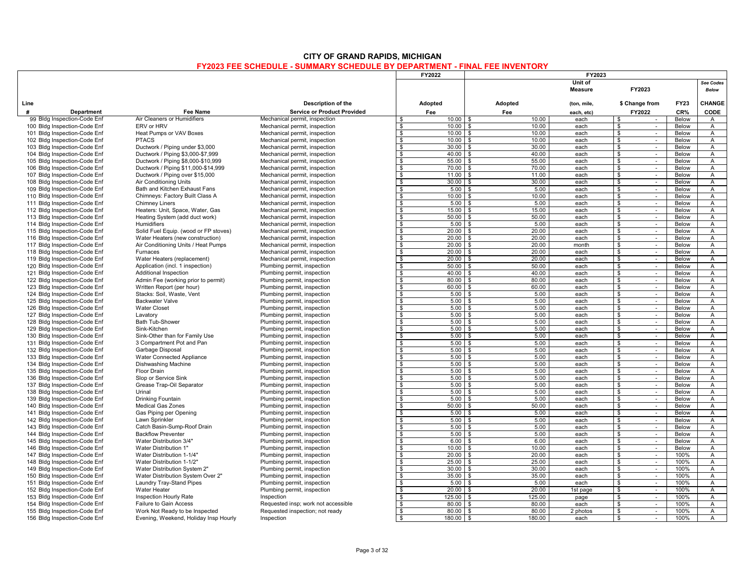## CITY OF GRAND RAPIDS, MICHIGAN

### FY2023 FEE SCHEDULE - SUMMARY SCHEDULE BY DEPARTMENT - FINAL FEE INVENTORY

| Line # | Department | Fee Name | Description of the Service or Product Provided | FY2022 Adopted Fee | FY2023 Adopted Fee | FY2023 Unit of Measure (ton, mile, each, etc) | FY2023 $ Change from FY2022 | FY23 CR% | See Codes Below CHANGE CODE |
|---|---|---|---|---|---|---|---|---|---|
| 99 | Bldg Inspection-Code Enf | Air Cleaners or Humidifiers | Mechanical permit, inspection | $ 10.00 | $ 10.00 | each | $ - | Below | A |
| 100 | Bldg Inspection-Code Enf | ERV or HRV | Mechanical permit, inspection | $ 10.00 | $ 10.00 | each | $ - | Below | A |
| 101 | Bldg Inspection-Code Enf | Heat Pumps or VAV Boxes | Mechanical permit, inspection | $ 10.00 | $ 10.00 | each | $ - | Below | A |
| 102 | Bldg Inspection-Code Enf | PTACS | Mechanical permit, inspection | $ 10.00 | $ 10.00 | each | $ - | Below | A |
| 103 | Bldg Inspection-Code Enf | Ductwork / Piping under $3,000 | Mechanical permit, inspection | $ 30.00 | $ 30.00 | each | $ - | Below | A |
| 104 | Bldg Inspection-Code Enf | Ductwork / Piping $3,000-$7,999 | Mechanical permit, inspection | $ 40.00 | $ 40.00 | each | $ - | Below | A |
| 105 | Bldg Inspection-Code Enf | Ductwork / Piping $8,000-$10,999 | Mechanical permit, inspection | $ 55.00 | $ 55.00 | each | $ - | Below | A |
| 106 | Bldg Inspection-Code Enf | Ductwork / Piping $11,000-$14,999 | Mechanical permit, inspection | $ 70.00 | $ 70.00 | each | $ - | Below | A |
| 107 | Bldg Inspection-Code Enf | Ductwork / Piping over $15,000 | Mechanical permit, inspection | $ 11.00 | $ 11.00 | each | $ - | Below | A |
| 108 | Bldg Inspection-Code Enf | Air Conditioning Units | Mechanical permit, inspection | $ 30.00 | $ 30.00 | each | $ - | Below | A |
| 109 | Bldg Inspection-Code Enf | Bath and Kitchen Exhaust Fans | Mechanical permit, inspection | $ 5.00 | $ 5.00 | each | $ - | Below | A |
| 110 | Bldg Inspection-Code Enf | Chimneys: Factory Built Class A | Mechanical permit, inspection | $ 10.00 | $ 10.00 | each | $ - | Below | A |
| 111 | Bldg Inspection-Code Enf | Chimney Liners | Mechanical permit, inspection | $ 5.00 | $ 5.00 | each | $ - | Below | A |
| 112 | Bldg Inspection-Code Enf | Heaters: Unit, Space, Water, Gas | Mechanical permit, inspection | $ 15.00 | $ 15.00 | each | $ - | Below | A |
| 113 | Bldg Inspection-Code Enf | Heating System (add duct work) | Mechanical permit, inspection | $ 50.00 | $ 50.00 | each | $ - | Below | A |
| 114 | Bldg Inspection-Code Enf | Humidifiers | Mechanical permit, inspection | $ 5.00 | $ 5.00 | each | $ - | Below | A |
| 115 | Bldg Inspection-Code Enf | Solid Fuel Equip. (wood or FP stoves) | Mechanical permit, inspection | $ 20.00 | $ 20.00 | each | $ - | Below | A |
| 116 | Bldg Inspection-Code Enf | Water Heaters (new construction) | Mechanical permit, inspection | $ 20.00 | $ 20.00 | each | $ - | Below | A |
| 117 | Bldg Inspection-Code Enf | Air Conditioning Units / Heat Pumps | Mechanical permit, inspection | $ 20.00 | $ 20.00 | month | $ - | Below | A |
| 118 | Bldg Inspection-Code Enf | Furnaces | Mechanical permit, inspection | $ 20.00 | $ 20.00 | each | $ - | Below | A |
| 119 | Bldg Inspection-Code Enf | Water Heaters (replacement) | Mechanical permit, inspection | $ 20.00 | $ 20.00 | each | $ - | Below | A |
| 120 | Bldg Inspection-Code Enf | Application (incl. 1 inspection) | Plumbing permit, inspection | $ 50.00 | $ 50.00 | each | $ - | Below | A |
| 121 | Bldg Inspection-Code Enf | Additional Inspection | Plumbing permit, inspection | $ 40.00 | $ 40.00 | each | $ - | Below | A |
| 122 | Bldg Inspection-Code Enf | Admin Fee (working prior to permit) | Plumbing permit, inspection | $ 80.00 | $ 80.00 | each | $ - | Below | A |
| 123 | Bldg Inspection-Code Enf | Written Report (per hour) | Plumbing permit, inspection | $ 60.00 | $ 60.00 | each | $ - | Below | A |
| 124 | Bldg Inspection-Code Enf | Stacks: Soil, Waste, Vent | Plumbing permit, inspection | $ 5.00 | $ 5.00 | each | $ - | Below | A |
| 125 | Bldg Inspection-Code Enf | Backwater Valve | Plumbing permit, inspection | $ 5.00 | $ 5.00 | each | $ - | Below | A |
| 126 | Bldg Inspection-Code Enf | Water Closet | Plumbing permit, inspection | $ 5.00 | $ 5.00 | each | $ - | Below | A |
| 127 | Bldg Inspection-Code Enf | Lavatory | Plumbing permit, inspection | $ 5.00 | $ 5.00 | each | $ - | Below | A |
| 128 | Bldg Inspection-Code Enf | Bath Tub-Shower | Plumbing permit, inspection | $ 5.00 | $ 5.00 | each | $ - | Below | A |
| 129 | Bldg Inspection-Code Enf | Sink-Kitchen | Plumbing permit, inspection | $ 5.00 | $ 5.00 | each | $ - | Below | A |
| 130 | Bldg Inspection-Code Enf | Sink-Other than for Family Use | Plumbing permit, inspection | $ 5.00 | $ 5.00 | each | $ - | Below | A |
| 131 | Bldg Inspection-Code Enf | 3 Compartment Pot and Pan | Plumbing permit, inspection | $ 5.00 | $ 5.00 | each | $ - | Below | A |
| 132 | Bldg Inspection-Code Enf | Garbage Disposal | Plumbing permit, inspection | $ 5.00 | $ 5.00 | each | $ - | Below | A |
| 133 | Bldg Inspection-Code Enf | Water Connected Appliance | Plumbing permit, inspection | $ 5.00 | $ 5.00 | each | $ - | Below | A |
| 134 | Bldg Inspection-Code Enf | Dishwashing Machine | Plumbing permit, inspection | $ 5.00 | $ 5.00 | each | $ - | Below | A |
| 135 | Bldg Inspection-Code Enf | Floor Drain | Plumbing permit, inspection | $ 5.00 | $ 5.00 | each | $ - | Below | A |
| 136 | Bldg Inspection-Code Enf | Slop or Service Sink | Plumbing permit, inspection | $ 5.00 | $ 5.00 | each | $ - | Below | A |
| 137 | Bldg Inspection-Code Enf | Grease Trap-Oil Separator | Plumbing permit, inspection | $ 5.00 | $ 5.00 | each | $ - | Below | A |
| 138 | Bldg Inspection-Code Enf | Urinal | Plumbing permit, inspection | $ 5.00 | $ 5.00 | each | $ - | Below | A |
| 139 | Bldg Inspection-Code Enf | Drinking Fountain | Plumbing permit, inspection | $ 5.00 | $ 5.00 | each | $ - | Below | A |
| 140 | Bldg Inspection-Code Enf | Medical Gas Zones | Plumbing permit, inspection | $ 50.00 | $ 50.00 | each | $ - | Below | A |
| 141 | Bldg Inspection-Code Enf | Gas Piping per Opening | Plumbing permit, inspection | $ 5.00 | $ 5.00 | each | $ - | Below | A |
| 142 | Bldg Inspection-Code Enf | Lawn Sprinkler | Plumbing permit, inspection | $ 5.00 | $ 5.00 | each | $ - | Below | A |
| 143 | Bldg Inspection-Code Enf | Catch Basin-Sump-Roof Drain | Plumbing permit, inspection | $ 5.00 | $ 5.00 | each | $ - | Below | A |
| 144 | Bldg Inspection-Code Enf | Backflow Preventer | Plumbing permit, inspection | $ 5.00 | $ 5.00 | each | $ - | Below | A |
| 145 | Bldg Inspection-Code Enf | Water Distribution 3/4" | Plumbing permit, inspection | $ 6.00 | $ 6.00 | each | $ - | Below | A |
| 146 | Bldg Inspection-Code Enf | Water Distribution 1" | Plumbing permit, inspection | $ 10.00 | $ 10.00 | each | $ - | Below | A |
| 147 | Bldg Inspection-Code Enf | Water Distribution 1-1/4" | Plumbing permit, inspection | $ 20.00 | $ 20.00 | each | $ - | 100% | A |
| 148 | Bldg Inspection-Code Enf | Water Distribution 1-1/2" | Plumbing permit, inspection | $ 25.00 | $ 25.00 | each | $ - | 100% | A |
| 149 | Bldg Inspection-Code Enf | Water Distribution System 2" | Plumbing permit, inspection | $ 30.00 | $ 30.00 | each | $ - | 100% | A |
| 150 | Bldg Inspection-Code Enf | Water Distribution System Over 2" | Plumbing permit, inspection | $ 35.00 | $ 35.00 | each | $ - | 100% | A |
| 151 | Bldg Inspection-Code Enf | Laundry Tray-Stand Pipes | Plumbing permit, inspection | $ 5.00 | $ 5.00 | each | $ - | 100% | A |
| 152 | Bldg Inspection-Code Enf | Water Heater | Plumbing permit, inspection | $ 20.00 | $ 20.00 | 1st page | $ - | 100% | A |
| 153 | Bldg Inspection-Code Enf | Inspection Hourly Rate | Inspection | $ 125.00 | $ 125.00 | page | $ - | 100% | A |
| 154 | Bldg Inspection-Code Enf | Failure to Gain Access | Requested insp; work not accessible | $ 80.00 | $ 80.00 | each | $ - | 100% | A |
| 155 | Bldg Inspection-Code Enf | Work Not Ready to be Inspected | Requested inspection; not ready | $ 80.00 | $ 80.00 | 2 photos | $ - | 100% | A |
| 156 | Bldg Inspection-Code Enf | Evening, Weekend, Holiday Insp Hourly | Inspection | $ 180.00 | $ 180.00 | each | $ - | 100% | A |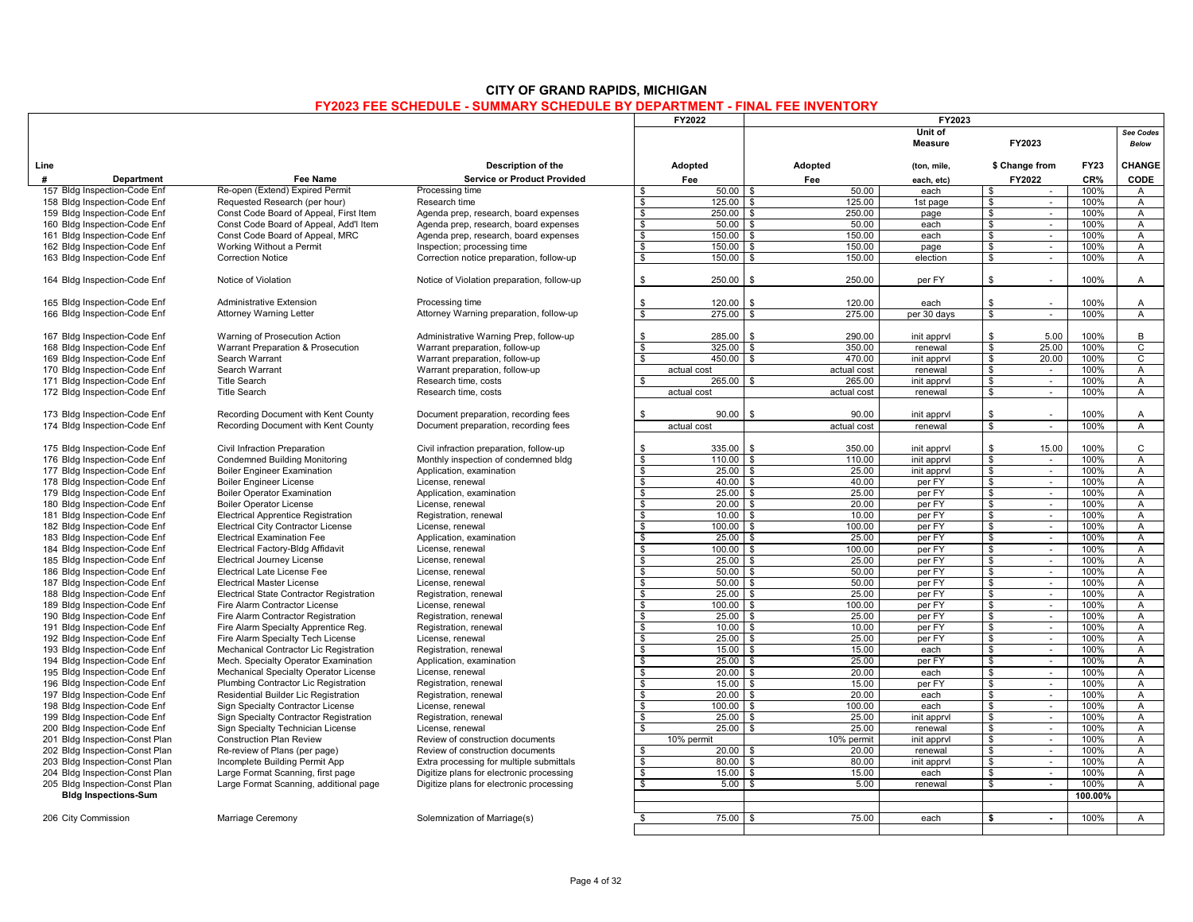# CITY OF GRAND RAPIDS, MICHIGAN

## FY2023 FEE SCHEDULE - SUMMARY SCHEDULE BY DEPARTMENT - FINAL FEE INVENTORY

| Line # | Department | Fee Name | Description of the Service or Product Provided | FY2022 Adopted Fee | FY2023 Adopted Fee | FY2023 Unit of Measure (ton, mile, each, etc) | FY2023 $ Change from FY2022 | FY23 CR% | See Codes Below CHANGE CODE |
|---|---|---|---|---|---|---|---|---|---|
| 157 | Bldg Inspection-Code Enf | Re-open (Extend) Expired Permit | Processing time | $ 50.00 | $ 50.00 | each | $ - | 100% | A |
| 158 | Bldg Inspection-Code Enf | Requested Research (per hour) | Research time | $ 125.00 | $ 125.00 | 1st page | $ - | 100% | A |
| 159 | Bldg Inspection-Code Enf | Const Code Board of Appeal, First Item | Agenda prep, research, board expenses | $ 250.00 | $ 250.00 | page | $ - | 100% | A |
| 160 | Bldg Inspection-Code Enf | Const Code Board of Appeal, Add'l Item | Agenda prep, research, board expenses | $ 50.00 | $ 50.00 | each | $ - | 100% | A |
| 161 | Bldg Inspection-Code Enf | Const Code Board of Appeal, MRC | Agenda prep, research, board expenses | $ 150.00 | $ 150.00 | each | $ - | 100% | A |
| 162 | Bldg Inspection-Code Enf | Working Without a Permit | Inspection; processing time | $ 150.00 | $ 150.00 | page | $ - | 100% | A |
| 163 | Bldg Inspection-Code Enf | Correction Notice | Correction notice preparation, follow-up | $ 150.00 | $ 150.00 | election | $ - | 100% | A |
| 164 | Bldg Inspection-Code Enf | Notice of Violation | Notice of Violation preparation, follow-up | $ 250.00 | $ 250.00 | per FY | $ - | 100% | A |
| 165 | Bldg Inspection-Code Enf | Administrative Extension | Processing time | $ 120.00 | $ 120.00 | each | $ - | 100% | A |
| 166 | Bldg Inspection-Code Enf | Attorney Warning Letter | Attorney Warning preparation, follow-up | $ 275.00 | $ 275.00 | per 30 days | $ - | 100% | A |
| 167 | Bldg Inspection-Code Enf | Warning of Prosecution Action | Administrative Warning Prep, follow-up | $ 285.00 | $ 290.00 | init apprvl | $ 5.00 | 100% | B |
| 168 | Bldg Inspection-Code Enf | Warrant Preparation & Prosecution | Warrant preparation, follow-up | $ 325.00 | $ 350.00 | renewal | $ 25.00 | 100% | C |
| 169 | Bldg Inspection-Code Enf | Search Warrant | Warrant preparation, follow-up | $ 450.00 | $ 470.00 | init apprvl | $ 20.00 | 100% | C |
| 170 | Bldg Inspection-Code Enf | Search Warrant | Warrant preparation, follow-up | actual cost | actual cost | renewal | $ - | 100% | A |
| 171 | Bldg Inspection-Code Enf | Title Search | Research time, costs | $ 265.00 | $ 265.00 | init apprvl | $ - | 100% | A |
| 172 | Bldg Inspection-Code Enf | Title Search | Research time, costs | actual cost | actual cost | renewal | $ - | 100% | A |
| 173 | Bldg Inspection-Code Enf | Recording Document with Kent County | Document preparation, recording fees | $ 90.00 | $ 90.00 | init apprvl | $ - | 100% | A |
| 174 | Bldg Inspection-Code Enf | Recording Document with Kent County | Document preparation, recording fees | actual cost | actual cost | renewal | $ - | 100% | A |
| 175 | Bldg Inspection-Code Enf | Civil Infraction Preparation | Civil infraction preparation, follow-up | $ 335.00 | $ 350.00 | init apprvl | $ 15.00 | 100% | C |
| 176 | Bldg Inspection-Code Enf | Condemned Building Monitoring | Monthly inspection of condemned bldg | $ 110.00 | $ 110.00 | init apprvl | $ - | 100% | A |
| 177 | Bldg Inspection-Code Enf | Boiler Engineer Examination | Application, examination | $ 25.00 | $ 25.00 | init apprvl | $ - | 100% | A |
| 178 | Bldg Inspection-Code Enf | Boiler Engineer License | License, renewal | $ 40.00 | $ 40.00 | per FY | $ - | 100% | A |
| 179 | Bldg Inspection-Code Enf | Boiler Operator Examination | Application, examination | $ 25.00 | $ 25.00 | per FY | $ - | 100% | A |
| 180 | Bldg Inspection-Code Enf | Boiler Operator License | License, renewal | $ 20.00 | $ 20.00 | per FY | $ - | 100% | A |
| 181 | Bldg Inspection-Code Enf | Electrical Apprentice Registration | Registration, renewal | $ 10.00 | $ 10.00 | per FY | $ - | 100% | A |
| 182 | Bldg Inspection-Code Enf | Electrical City Contractor License | License, renewal | $ 100.00 | $ 100.00 | per FY | $ - | 100% | A |
| 183 | Bldg Inspection-Code Enf | Electrical Examination Fee | Application, examination | $ 25.00 | $ 25.00 | per FY | $ - | 100% | A |
| 184 | Bldg Inspection-Code Enf | Electrical Factory-Bldg Affidavit | License, renewal | $ 100.00 | $ 100.00 | per FY | $ - | 100% | A |
| 185 | Bldg Inspection-Code Enf | Electrical Journey License | License, renewal | $ 25.00 | $ 25.00 | per FY | $ - | 100% | A |
| 186 | Bldg Inspection-Code Enf | Electrical Late License Fee | License, renewal | $ 50.00 | $ 50.00 | per FY | $ - | 100% | A |
| 187 | Bldg Inspection-Code Enf | Electrical Master License | License, renewal | $ 50.00 | $ 50.00 | per FY | $ - | 100% | A |
| 188 | Bldg Inspection-Code Enf | Electrical State Contractor Registration | Registration, renewal | $ 25.00 | $ 25.00 | per FY | $ - | 100% | A |
| 189 | Bldg Inspection-Code Enf | Fire Alarm Contractor License | License, renewal | $ 100.00 | $ 100.00 | per FY | $ - | 100% | A |
| 190 | Bldg Inspection-Code Enf | Fire Alarm Contractor Registration | Registration, renewal | $ 25.00 | $ 25.00 | per FY | $ - | 100% | A |
| 191 | Bldg Inspection-Code Enf | Fire Alarm Specialty Apprentice Reg. | Registration, renewal | $ 10.00 | $ 10.00 | per FY | $ - | 100% | A |
| 192 | Bldg Inspection-Code Enf | Fire Alarm Specialty Tech License | License, renewal | $ 25.00 | $ 25.00 | per FY | $ - | 100% | A |
| 193 | Bldg Inspection-Code Enf | Mechanical Contractor Lic Registration | Registration, renewal | $ 15.00 | $ 15.00 | each | $ - | 100% | A |
| 194 | Bldg Inspection-Code Enf | Mech. Specialty Operator Examination | Application, examination | $ 25.00 | $ 25.00 | per FY | $ - | 100% | A |
| 195 | Bldg Inspection-Code Enf | Mechanical Specialty Operator License | License, renewal | $ 20.00 | $ 20.00 | each | $ - | 100% | A |
| 196 | Bldg Inspection-Code Enf | Plumbing Contractor Lic Registration | Registration, renewal | $ 15.00 | $ 15.00 | per FY | $ - | 100% | A |
| 197 | Bldg Inspection-Code Enf | Residential Builder Lic Registration | Registration, renewal | $ 20.00 | $ 20.00 | each | $ - | 100% | A |
| 198 | Bldg Inspection-Code Enf | Sign Specialty Contractor License | License, renewal | $ 100.00 | $ 100.00 | each | $ - | 100% | A |
| 199 | Bldg Inspection-Code Enf | Sign Specialty Contractor Registration | Registration, renewal | $ 25.00 | $ 25.00 | init apprvl | $ - | 100% | A |
| 200 | Bldg Inspection-Code Enf | Sign Specialty Technician License | License, renewal | $ 25.00 | $ 25.00 | renewal | $ - | 100% | A |
| 201 | Bldg Inspection-Const Plan | Construction Plan Review | Review of construction documents | 10% permit | 10% permit | init apprvl | $ - | 100% | A |
| 202 | Bldg Inspection-Const Plan | Re-review of Plans (per page) | Review of construction documents | $ 20.00 | $ 20.00 | renewal | $ - | 100% | A |
| 203 | Bldg Inspection-Const Plan | Incomplete Building Permit App | Extra processing for multiple submittals | $ 80.00 | $ 80.00 | init apprvl | $ - | 100% | A |
| 204 | Bldg Inspection-Const Plan | Large Format Scanning, first page | Digitize plans for electronic processing | $ 15.00 | $ 15.00 | each | $ - | 100% | A |
| 205 | Bldg Inspection-Const Plan | Large Format Scanning, additional page | Digitize plans for electronic processing | $ 5.00 | $ 5.00 | renewal | $ - | 100% | A |
| | **Bldg Inspections-Sum** | | | | | | | **100.00%** | |
| 206 | City Commission | Marriage Ceremony | Solemnization of Marriage(s) | $ 75.00 | $ 75.00 | each | **$ -** | 100% | A |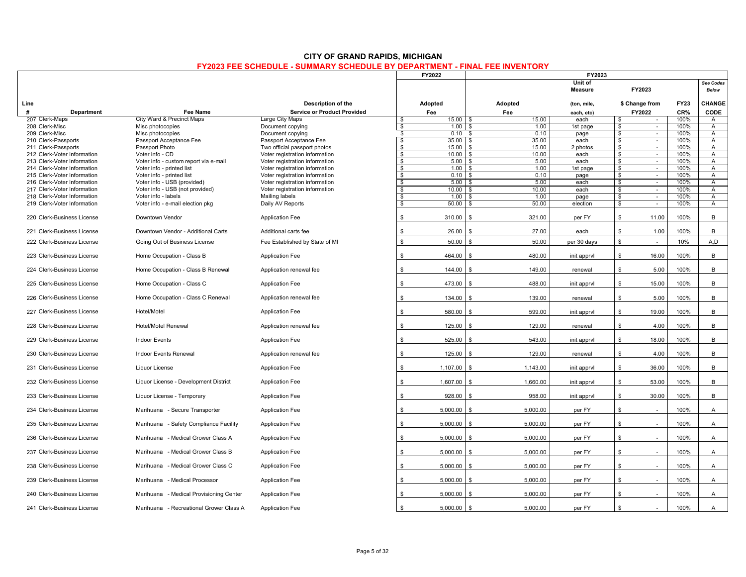# CITY OF GRAND RAPIDS, MICHIGAN

## FY2023 FEE SCHEDULE - SUMMARY SCHEDULE BY DEPARTMENT - FINAL FEE INVENTORY

| Line # | Department | Fee Name | Description of the Service or Product Provided | FY2022 Adopted Fee | FY2023 Adopted Fee | Unit of Measure (ton, mile, each, etc) | FY2023 $ Change from FY2022 | FY23 CR% | See Codes Below CHANGE CODE |
|---|---|---|---|---|---|---|---|---|---|
| 207 | Clerk-Maps | City Ward & Precinct Maps | Large City Maps | $ 15.00 | $ 15.00 | each | $ - | 100% | A |
| 208 | Clerk-Misc | Misc photocopies | Document copying | $ 1.00 | $ 1.00 | 1st page | $ - | 100% | A |
| 209 | Clerk-Misc | Misc photocopies | Document copying | $ 0.10 | $ 0.10 | page | $ - | 100% | A |
| 210 | Clerk-Passports | Passport Acceptance Fee | Passport Acceptance Fee | $ 35.00 | $ 35.00 | each | $ - | 100% | A |
| 211 | Clerk-Passports | Passport Photo | Two official passport photos | $ 15.00 | $ 15.00 | 2 photos | $ - | 100% | A |
| 212 | Clerk-Voter Information | Voter info - CD | Voter registration information | $ 10.00 | $ 10.00 | each | $ - | 100% | A |
| 213 | Clerk-Voter Information | Voter info - custom report via e-mail | Voter registration information | $ 5.00 | $ 5.00 | each | $ - | 100% | A |
| 214 | Clerk-Voter Information | Voter info - printed list | Voter registration information | $ 1.00 | $ 1.00 | 1st page | $ - | 100% | A |
| 215 | Clerk-Voter Information | Voter info - printed list | Voter registration information | $ 0.10 | $ 0.10 | page | $ - | 100% | A |
| 216 | Clerk-Voter Information | Voter info - USB (provided) | Voter registration information | $ 5.00 | $ 5.00 | each | $ - | 100% | A |
| 217 | Clerk-Voter Information | Voter info - USB (not provided) | Voter registration information | $ 10.00 | $ 10.00 | each | $ - | 100% | A |
| 218 | Clerk-Voter Information | Voter info - labels | Mailing labels | $ 1.00 | $ 1.00 | page | $ - | 100% | A |
| 219 | Clerk-Voter Information | Voter info - e-mail election pkg | Daily AV Reports | $ 50.00 | $ 50.00 | election | $ - | 100% | A |
| 220 | Clerk-Business License | Downtown Vendor | Application Fee | $ 310.00 | $ 321.00 | per FY | $ 11.00 | 100% | B |
| 221 | Clerk-Business License | Downtown Vendor - Additional Carts | Additional carts fee | $ 26.00 | $ 27.00 | each | $ 1.00 | 100% | B |
| 222 | Clerk-Business License | Going Out of Business License | Fee Established by State of MI | $ 50.00 | $ 50.00 | per 30 days | $ - | 10% | A,D |
| 223 | Clerk-Business License | Home Occupation - Class B | Application Fee | $ 464.00 | $ 480.00 | init apprvl | $ 16.00 | 100% | B |
| 224 | Clerk-Business License | Home Occupation - Class B Renewal | Application renewal fee | $ 144.00 | $ 149.00 | renewal | $ 5.00 | 100% | B |
| 225 | Clerk-Business License | Home Occupation - Class C | Application Fee | $ 473.00 | $ 488.00 | init apprvl | $ 15.00 | 100% | B |
| 226 | Clerk-Business License | Home Occupation - Class C Renewal | Application renewal fee | $ 134.00 | $ 139.00 | renewal | $ 5.00 | 100% | B |
| 227 | Clerk-Business License | Hotel/Motel | Application Fee | $ 580.00 | $ 599.00 | init apprvl | $ 19.00 | 100% | B |
| 228 | Clerk-Business License | Hotel/Motel Renewal | Application renewal fee | $ 125.00 | $ 129.00 | renewal | $ 4.00 | 100% | B |
| 229 | Clerk-Business License | Indoor Events | Application Fee | $ 525.00 | $ 543.00 | init apprvl | $ 18.00 | 100% | B |
| 230 | Clerk-Business License | Indoor Events Renewal | Application renewal fee | $ 125.00 | $ 129.00 | renewal | $ 4.00 | 100% | B |
| 231 | Clerk-Business License | Liquor License | Application Fee | $ 1,107.00 | $ 1,143.00 | init apprvl | $ 36.00 | 100% | B |
| 232 | Clerk-Business License | Liquor License - Development District | Application Fee | $ 1,607.00 | $ 1,660.00 | init apprvl | $ 53.00 | 100% | B |
| 233 | Clerk-Business License | Liquor License - Temporary | Application Fee | $ 928.00 | $ 958.00 | init apprvl | $ 30.00 | 100% | B |
| 234 | Clerk-Business License | Marihuana - Secure Transporter | Application Fee | $ 5,000.00 | $ 5,000.00 | per FY | $ - | 100% | A |
| 235 | Clerk-Business License | Marihuana - Safety Compliance Facility | Application Fee | $ 5,000.00 | $ 5,000.00 | per FY | $ - | 100% | A |
| 236 | Clerk-Business License | Marihuana - Medical Grower Class A | Application Fee | $ 5,000.00 | $ 5,000.00 | per FY | $ - | 100% | A |
| 237 | Clerk-Business License | Marihuana - Medical Grower Class B | Application Fee | $ 5,000.00 | $ 5,000.00 | per FY | $ - | 100% | A |
| 238 | Clerk-Business License | Marihuana - Medical Grower Class C | Application Fee | $ 5,000.00 | $ 5,000.00 | per FY | $ - | 100% | A |
| 239 | Clerk-Business License | Marihuana - Medical Processor | Application Fee | $ 5,000.00 | $ 5,000.00 | per FY | $ - | 100% | A |
| 240 | Clerk-Business License | Marihuana - Medical Provisioning Center | Application Fee | $ 5,000.00 | $ 5,000.00 | per FY | $ - | 100% | A |
| 241 | Clerk-Business License | Marihuana - Recreational Grower Class A | Application Fee | $ 5,000.00 | $ 5,000.00 | per FY | $ - | 100% | A |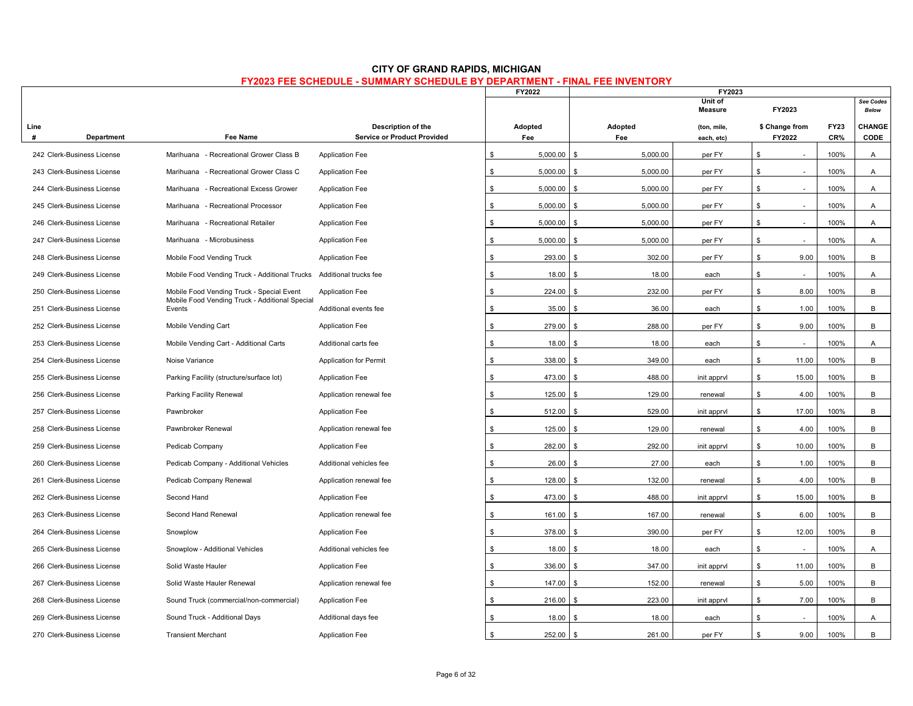# CITY OF GRAND RAPIDS, MICHIGAN

## FY2023 FEE SCHEDULE - SUMMARY SCHEDULE BY DEPARTMENT - FINAL FEE INVENTORY

| Line # | Department | Fee Name | Description of the Service or Product Provided | FY2022 Adopted Fee | FY2023 Adopted Fee | FY2023 Unit of Measure (ton, mile, each, etc) | FY2023 $ Change from FY2022 | FY23 CR% | See Codes Below CHANGE CODE |
|---|---|---|---|---|---|---|---|---|---|
| 242 | Clerk-Business License | Marihuana - Recreational Grower Class B | Application Fee | $ 5,000.00 | $ 5,000.00 | per FY | $ - | 100% | A |
| 243 | Clerk-Business License | Marihuana - Recreational Grower Class C | Application Fee | $ 5,000.00 | $ 5,000.00 | per FY | $ - | 100% | A |
| 244 | Clerk-Business License | Marihuana - Recreational Excess Grower | Application Fee | $ 5,000.00 | $ 5,000.00 | per FY | $ - | 100% | A |
| 245 | Clerk-Business License | Marihuana - Recreational Processor | Application Fee | $ 5,000.00 | $ 5,000.00 | per FY | $ - | 100% | A |
| 246 | Clerk-Business License | Marihuana - Recreational Retailer | Application Fee | $ 5,000.00 | $ 5,000.00 | per FY | $ - | 100% | A |
| 247 | Clerk-Business License | Marihuana - Microbusiness | Application Fee | $ 5,000.00 | $ 5,000.00 | per FY | $ - | 100% | A |
| 248 | Clerk-Business License | Mobile Food Vending Truck | Application Fee | $ 293.00 | $ 302.00 | per FY | $ 9.00 | 100% | B |
| 249 | Clerk-Business License | Mobile Food Vending Truck - Additional Trucks | Additional trucks fee | $ 18.00 | $ 18.00 | each | $ - | 100% | A |
| 250 | Clerk-Business License | Mobile Food Vending Truck - Special Event | Application Fee | $ 224.00 | $ 232.00 | per FY | $ 8.00 | 100% | B |
| 251 | Clerk-Business License | Mobile Food Vending Truck - Additional Special Events | Additional events fee | $ 35.00 | $ 36.00 | each | $ 1.00 | 100% | B |
| 252 | Clerk-Business License | Mobile Vending Cart | Application Fee | $ 279.00 | $ 288.00 | per FY | $ 9.00 | 100% | B |
| 253 | Clerk-Business License | Mobile Vending Cart - Additional Carts | Additional carts fee | $ 18.00 | $ 18.00 | each | $ - | 100% | A |
| 254 | Clerk-Business License | Noise Variance | Application for Permit | $ 338.00 | $ 349.00 | each | $ 11.00 | 100% | B |
| 255 | Clerk-Business License | Parking Facility (structure/surface lot) | Application Fee | $ 473.00 | $ 488.00 | init apprvl | $ 15.00 | 100% | B |
| 256 | Clerk-Business License | Parking Facility Renewal | Application renewal fee | $ 125.00 | $ 129.00 | renewal | $ 4.00 | 100% | B |
| 257 | Clerk-Business License | Pawnbroker | Application Fee | $ 512.00 | $ 529.00 | init apprvl | $ 17.00 | 100% | B |
| 258 | Clerk-Business License | Pawnbroker Renewal | Application renewal fee | $ 125.00 | $ 129.00 | renewal | $ 4.00 | 100% | B |
| 259 | Clerk-Business License | Pedicab Company | Application Fee | $ 282.00 | $ 292.00 | init apprvl | $ 10.00 | 100% | B |
| 260 | Clerk-Business License | Pedicab Company - Additional Vehicles | Additional vehicles fee | $ 26.00 | $ 27.00 | each | $ 1.00 | 100% | B |
| 261 | Clerk-Business License | Pedicab Company Renewal | Application renewal fee | $ 128.00 | $ 132.00 | renewal | $ 4.00 | 100% | B |
| 262 | Clerk-Business License | Second Hand | Application Fee | $ 473.00 | $ 488.00 | init apprvl | $ 15.00 | 100% | B |
| 263 | Clerk-Business License | Second Hand Renewal | Application renewal fee | $ 161.00 | $ 167.00 | renewal | $ 6.00 | 100% | B |
| 264 | Clerk-Business License | Snowplow | Application Fee | $ 378.00 | $ 390.00 | per FY | $ 12.00 | 100% | B |
| 265 | Clerk-Business License | Snowplow - Additional Vehicles | Additional vehicles fee | $ 18.00 | $ 18.00 | each | $ - | 100% | A |
| 266 | Clerk-Business License | Solid Waste Hauler | Application Fee | $ 336.00 | $ 347.00 | init apprvl | $ 11.00 | 100% | B |
| 267 | Clerk-Business License | Solid Waste Hauler Renewal | Application renewal fee | $ 147.00 | $ 152.00 | renewal | $ 5.00 | 100% | B |
| 268 | Clerk-Business License | Sound Truck (commercial/non-commercial) | Application Fee | $ 216.00 | $ 223.00 | init apprvl | $ 7.00 | 100% | B |
| 269 | Clerk-Business License | Sound Truck - Additional Days | Additional days fee | $ 18.00 | $ 18.00 | each | $ - | 100% | A |
| 270 | Clerk-Business License | Transient Merchant | Application Fee | $ 252.00 | $ 261.00 | per FY | $ 9.00 | 100% | B |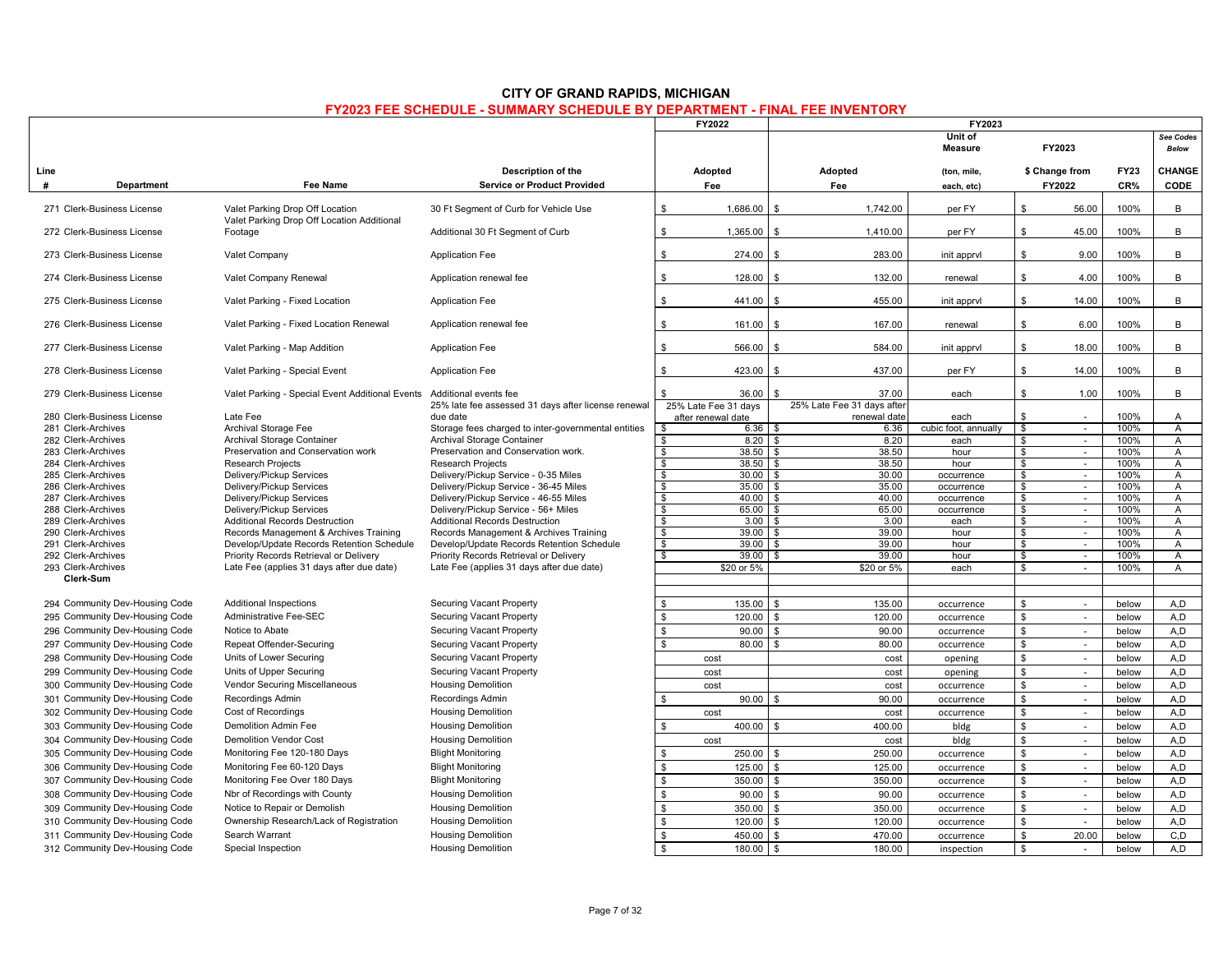# CITY OF GRAND RAPIDS, MICHIGAN

## FY2023 FEE SCHEDULE - SUMMARY SCHEDULE BY DEPARTMENT - FINAL FEE INVENTORY

| Line # | Department | Fee Name | Description of the Service or Product Provided | FY2022 Adopted Fee | FY2023 Adopted Fee | FY2023 Unit of Measure (ton, mile, each, etc) | FY2023 $ Change from FY2022 | FY23 CR% | See Codes Below CHANGE CODE |
|---|---|---|---|---|---|---|---|---|---|
| 271 | Clerk-Business License | Valet Parking Drop Off Location | 30 Ft Segment of Curb for Vehicle Use | $ 1,686.00 | $ 1,742.00 | per FY | $ 56.00 | 100% | B |
| 272 | Clerk-Business License | Valet Parking Drop Off Location Additional Footage | Additional 30 Ft Segment of Curb | $ 1,365.00 | $ 1,410.00 | per FY | $ 45.00 | 100% | B |
| 273 | Clerk-Business License | Valet Company | Application Fee | $ 274.00 | $ 283.00 | init apprvl | $ 9.00 | 100% | B |
| 274 | Clerk-Business License | Valet Company Renewal | Application renewal fee | $ 128.00 | $ 132.00 | renewal | $ 4.00 | 100% | B |
| 275 | Clerk-Business License | Valet Parking - Fixed Location | Application Fee | $ 441.00 | $ 455.00 | init apprvl | $ 14.00 | 100% | B |
| 276 | Clerk-Business License | Valet Parking - Fixed Location Renewal | Application renewal fee | $ 161.00 | $ 167.00 | renewal | $ 6.00 | 100% | B |
| 277 | Clerk-Business License | Valet Parking - Map Addition | Application Fee | $ 566.00 | $ 584.00 | init apprvl | $ 18.00 | 100% | B |
| 278 | Clerk-Business License | Valet Parking - Special Event | Application Fee | $ 423.00 | $ 437.00 | per FY | $ 14.00 | 100% | B |
| 279 | Clerk-Business License | Valet Parking - Special Event Additional Events | Additional events fee | $ 36.00 | $ 37.00 | each | $ 1.00 | 100% | B |
| 280 | Clerk-Business License | Late Fee | 25% late fee assessed 31 days after license renewal due date | 25% Late Fee 31 days after renewal date | 25% Late Fee 31 days after renewal date | each | $ - | 100% | A |
| 281 | Clerk-Archives | Archival Storage Fee | Storage fees charged to inter-governmental entities | $ 6.36 | $ 6.36 | cubic foot, annually | $ - | 100% | A |
| 282 | Clerk-Archives | Archival Storage Container | Archival Storage Container | $ 8.20 | $ 8.20 | each | $ - | 100% | A |
| 283 | Clerk-Archives | Preservation and Conservation work | Preservation and Conservation work. | $ 38.50 | $ 38.50 | hour | $ - | 100% | A |
| 284 | Clerk-Archives | Research Projects | Research Projects | $ 38.50 | $ 38.50 | hour | $ - | 100% | A |
| 285 | Clerk-Archives | Delivery/Pickup Services | Delivery/Pickup Service - 0-35 Miles | $ 30.00 | $ 30.00 | occurrence | $ - | 100% | A |
| 286 | Clerk-Archives | Delivery/Pickup Services | Delivery/Pickup Service - 36-45 Miles | $ 35.00 | $ 35.00 | occurrence | $ - | 100% | A |
| 287 | Clerk-Archives | Delivery/Pickup Services | Delivery/Pickup Service - 46-55 Miles | $ 40.00 | $ 40.00 | occurrence | $ - | 100% | A |
| 288 | Clerk-Archives | Delivery/Pickup Services | Delivery/Pickup Service - 56+ Miles | $ 65.00 | $ 65.00 | occurrence | $ - | 100% | A |
| 289 | Clerk-Archives | Additional Records Destruction | Additional Records Destruction | $ 3.00 | $ 3.00 | each | $ - | 100% | A |
| 290 | Clerk-Archives | Records Management & Archives Training | Records Management & Archives Training | $ 39.00 | $ 39.00 | hour | $ - | 100% | A |
| 291 | Clerk-Archives | Develop/Update Records Retention Schedule | Develop/Update Records Retention Schedule | $ 39.00 | $ 39.00 | hour | $ - | 100% | A |
| 292 | Clerk-Archives | Priority Records Retrieval or Delivery | Priority Records Retrieval or Delivery | $ 39.00 | $ 39.00 | hour | $ - | 100% | A |
| 293 | Clerk-Archives | Late Fee (applies 31 days after due date) | Late Fee (applies 31 days after due date) | $20 or 5% | $20 or 5% | each | $ - | 100% | A |
| | **Clerk-Sum** | | | | | | | | |
| 294 | Community Dev-Housing Code | Additional Inspections | Securing Vacant Property | $ 135.00 | $ 135.00 | occurrence | $ - | below | A,D |
| 295 | Community Dev-Housing Code | Administrative Fee-SEC | Securing Vacant Property | $ 120.00 | $ 120.00 | occurrence | $ - | below | A,D |
| 296 | Community Dev-Housing Code | Notice to Abate | Securing Vacant Property | $ 90.00 | $ 90.00 | occurrence | $ - | below | A,D |
| 297 | Community Dev-Housing Code | Repeat Offender-Securing | Securing Vacant Property | $ 80.00 | $ 80.00 | occurrence | $ - | below | A,D |
| 298 | Community Dev-Housing Code | Units of Lower Securing | Securing Vacant Property | cost | cost | opening | $ - | below | A,D |
| 299 | Community Dev-Housing Code | Units of Upper Securing | Securing Vacant Property | cost | cost | opening | $ - | below | A,D |
| 300 | Community Dev-Housing Code | Vendor Securing Miscellaneous | Housing Demolition | cost | cost | occurrence | $ - | below | A,D |
| 301 | Community Dev-Housing Code | Recordings Admin | Recordings Admin | $ 90.00 | $ 90.00 | occurrence | $ - | below | A,D |
| 302 | Community Dev-Housing Code | Cost of Recordings | Housing Demolition | cost | cost | occurrence | $ - | below | A,D |
| 303 | Community Dev-Housing Code | Demolition Admin Fee | Housing Demolition | $ 400.00 | $ 400.00 | bldg | $ - | below | A,D |
| 304 | Community Dev-Housing Code | Demolition Vendor Cost | Housing Demolition | cost | cost | bldg | $ - | below | A,D |
| 305 | Community Dev-Housing Code | Monitoring Fee 120-180 Days | Blight Monitoring | $ 250.00 | $ 250.00 | occurrence | $ - | below | A,D |
| 306 | Community Dev-Housing Code | Monitoring Fee 60-120 Days | Blight Monitoring | $ 125.00 | $ 125.00 | occurrence | $ - | below | A,D |
| 307 | Community Dev-Housing Code | Monitoring Fee Over 180 Days | Blight Monitoring | $ 350.00 | $ 350.00 | occurrence | $ - | below | A,D |
| 308 | Community Dev-Housing Code | Nbr of Recordings with County | Housing Demolition | $ 90.00 | $ 90.00 | occurrence | $ - | below | A,D |
| 309 | Community Dev-Housing Code | Notice to Repair or Demolish | Housing Demolition | $ 350.00 | $ 350.00 | occurrence | $ - | below | A,D |
| 310 | Community Dev-Housing Code | Ownership Research/Lack of Registration | Housing Demolition | $ 120.00 | $ 120.00 | occurrence | $ - | below | A,D |
| 311 | Community Dev-Housing Code | Search Warrant | Housing Demolition | $ 450.00 | $ 470.00 | occurrence | $ 20.00 | below | C,D |
| 312 | Community Dev-Housing Code | Special Inspection | Housing Demolition | $ 180.00 | $ 180.00 | inspection | $ - | below | A,D |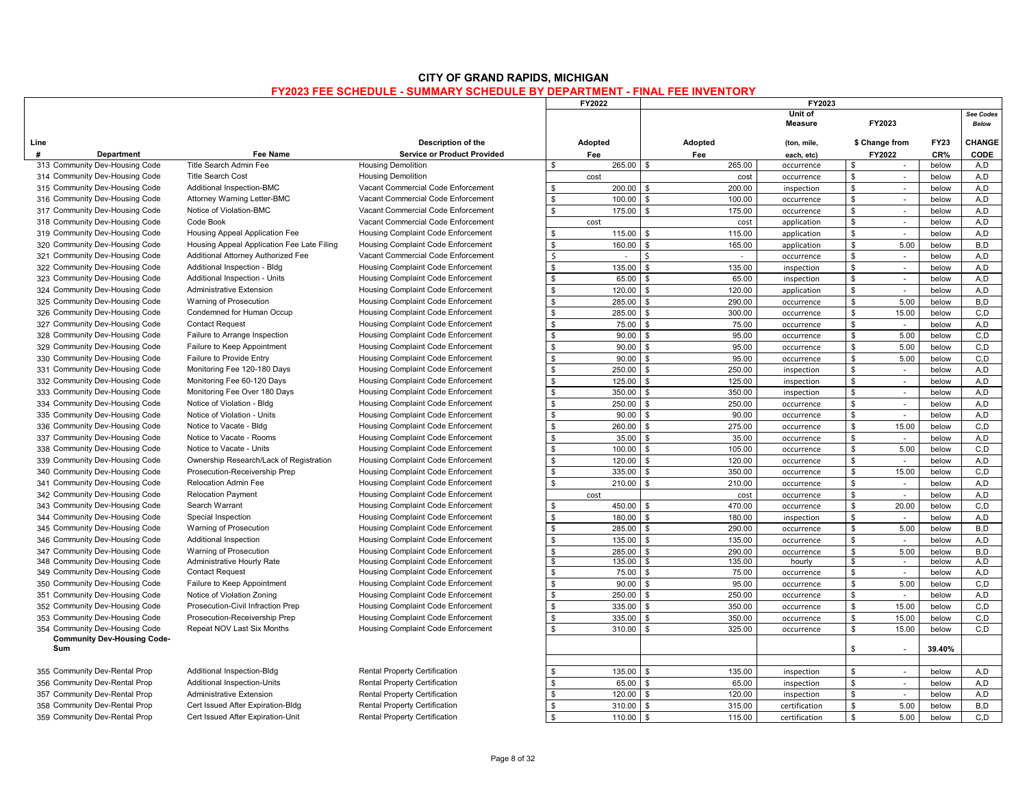# CITY OF GRAND RAPIDS, MICHIGAN

## FY2023 FEE SCHEDULE - SUMMARY SCHEDULE BY DEPARTMENT - FINAL FEE INVENTORY

| Line # | Department | Fee Name | Description of the Service or Product Provided | FY2022 Adopted Fee | FY2023 Adopted Fee | FY2023 Unit of Measure (ton, mile, each, etc) | FY2023 $ Change from FY2022 | FY23 CR% | See Codes Below CHANGE CODE |
|---|---|---|---|---|---|---|---|---|---|
| 313 | Community Dev-Housing Code | Title Search Admin Fee | Housing Demolition | $ 265.00 | $ 265.00 | occurrence | $ - | below | A,D |
| 314 | Community Dev-Housing Code | Title Search Cost | Housing Demolition | cost | cost | occurrence | $ - | below | A,D |
| 315 | Community Dev-Housing Code | Additional Inspection-BMC | Vacant Commercial Code Enforcement | $ 200.00 | $ 200.00 | inspection | $ - | below | A,D |
| 316 | Community Dev-Housing Code | Attorney Warning Letter-BMC | Vacant Commercial Code Enforcement | $ 100.00 | $ 100.00 | occurrence | $ - | below | A,D |
| 317 | Community Dev-Housing Code | Notice of Violation-BMC | Vacant Commercial Code Enforcement | $ 175.00 | $ 175.00 | occurrence | $ - | below | A,D |
| 318 | Community Dev-Housing Code | Code Book | Vacant Commercial Code Enforcement | cost | cost | application | $ - | below | A,D |
| 319 | Community Dev-Housing Code | Housing Appeal Application Fee | Housing Complaint Code Enforcement | $ 115.00 | $ 115.00 | application | $ - | below | A,D |
| 320 | Community Dev-Housing Code | Housing Appeal Application Fee Late Filing | Housing Complaint Code Enforcement | $ 160.00 | $ 165.00 | application | $ 5.00 | below | B,D |
| 321 | Community Dev-Housing Code | Additional Attorney Authorized Fee | Vacant Commercial Code Enforcement | $ - | $ - | occurrence | $ - | below | A,D |
| 322 | Community Dev-Housing Code | Additional Inspection - Bldg | Housing Complaint Code Enforcement | $ 135.00 | $ 135.00 | inspection | $ - | below | A,D |
| 323 | Community Dev-Housing Code | Additional Inspection - Units | Housing Complaint Code Enforcement | $ 65.00 | $ 65.00 | inspection | $ - | below | A,D |
| 324 | Community Dev-Housing Code | Administrative Extension | Housing Complaint Code Enforcement | $ 120.00 | $ 120.00 | application | $ - | below | A,D |
| 325 | Community Dev-Housing Code | Warning of Prosecution | Housing Complaint Code Enforcement | $ 285.00 | $ 290.00 | occurrence | $ 5.00 | below | B,D |
| 326 | Community Dev-Housing Code | Condemned for Human Occup | Housing Complaint Code Enforcement | $ 285.00 | $ 300.00 | occurrence | $ 15.00 | below | C,D |
| 327 | Community Dev-Housing Code | Contact Request | Housing Complaint Code Enforcement | $ 75.00 | $ 75.00 | occurrence | $ - | below | A,D |
| 328 | Community Dev-Housing Code | Failure to Arrange Inspection | Housing Complaint Code Enforcement | $ 90.00 | $ 95.00 | occurrence | $ 5.00 | below | C,D |
| 329 | Community Dev-Housing Code | Failure to Keep Appointment | Housing Complaint Code Enforcement | $ 90.00 | $ 95.00 | occurrence | $ 5.00 | below | C,D |
| 330 | Community Dev-Housing Code | Failure to Provide Entry | Housing Complaint Code Enforcement | $ 90.00 | $ 95.00 | occurrence | $ 5.00 | below | C,D |
| 331 | Community Dev-Housing Code | Monitoring Fee 120-180 Days | Housing Complaint Code Enforcement | $ 250.00 | $ 250.00 | inspection | $ - | below | A,D |
| 332 | Community Dev-Housing Code | Monitoring Fee 60-120 Days | Housing Complaint Code Enforcement | $ 125.00 | $ 125.00 | inspection | $ - | below | A,D |
| 333 | Community Dev-Housing Code | Monitoring Fee Over 180 Days | Housing Complaint Code Enforcement | $ 350.00 | $ 350.00 | inspection | $ - | below | A,D |
| 334 | Community Dev-Housing Code | Notice of Violation - Bldg | Housing Complaint Code Enforcement | $ 250.00 | $ 250.00 | occurrence | $ - | below | A,D |
| 335 | Community Dev-Housing Code | Notice of Violation - Units | Housing Complaint Code Enforcement | $ 90.00 | $ 90.00 | occurrence | $ - | below | A,D |
| 336 | Community Dev-Housing Code | Notice to Vacate - Bldg | Housing Complaint Code Enforcement | $ 260.00 | $ 275.00 | occurrence | $ 15.00 | below | C,D |
| 337 | Community Dev-Housing Code | Notice to Vacate - Rooms | Housing Complaint Code Enforcement | $ 35.00 | $ 35.00 | occurrence | $ - | below | A,D |
| 338 | Community Dev-Housing Code | Notice to Vacate - Units | Housing Complaint Code Enforcement | $ 100.00 | $ 105.00 | occurrence | $ 5.00 | below | C,D |
| 339 | Community Dev-Housing Code | Ownership Research/Lack of Registration | Housing Complaint Code Enforcement | $ 120.00 | $ 120.00 | occurrence | $ - | below | A,D |
| 340 | Community Dev-Housing Code | Prosecution-Receivership Prep | Housing Complaint Code Enforcement | $ 335.00 | $ 350.00 | occurrence | $ 15.00 | below | C,D |
| 341 | Community Dev-Housing Code | Relocation Admin Fee | Housing Complaint Code Enforcement | $ 210.00 | $ 210.00 | occurrence | $ - | below | A,D |
| 342 | Community Dev-Housing Code | Relocation Payment | Housing Complaint Code Enforcement | cost | cost | occurrence | $ - | below | A,D |
| 343 | Community Dev-Housing Code | Search Warrant | Housing Complaint Code Enforcement | $ 450.00 | $ 470.00 | occurrence | $ 20.00 | below | C,D |
| 344 | Community Dev-Housing Code | Special Inspection | Housing Complaint Code Enforcement | $ 180.00 | $ 180.00 | inspection | $ - | below | A,D |
| 345 | Community Dev-Housing Code | Warning of Prosecution | Housing Complaint Code Enforcement | $ 285.00 | $ 290.00 | occurrence | $ 5.00 | below | B,D |
| 346 | Community Dev-Housing Code | Additional Inspection | Housing Complaint Code Enforcement | $ 135.00 | $ 135.00 | occurrence | $ - | below | A,D |
| 347 | Community Dev-Housing Code | Warning of Prosecution | Housing Complaint Code Enforcement | $ 285.00 | $ 290.00 | occurrence | $ 5.00 | below | B,D |
| 348 | Community Dev-Housing Code | Administrative Hourly Rate | Housing Complaint Code Enforcement | $ 135.00 | $ 135.00 | hourly | $ - | below | A,D |
| 349 | Community Dev-Housing Code | Contact Request | Housing Complaint Code Enforcement | $ 75.00 | $ 75.00 | occurrence | $ - | below | A,D |
| 350 | Community Dev-Housing Code | Failure to Keep Appointment | Housing Complaint Code Enforcement | $ 90.00 | $ 95.00 | occurrence | $ 5.00 | below | C,D |
| 351 | Community Dev-Housing Code | Notice of Violation Zoning | Housing Complaint Code Enforcement | $ 250.00 | $ 250.00 | occurrence | $ - | below | A,D |
| 352 | Community Dev-Housing Code | Prosecution-Civil Infraction Prep | Housing Complaint Code Enforcement | $ 335.00 | $ 350.00 | occurrence | $ 15.00 | below | C,D |
| 353 | Community Dev-Housing Code | Prosecution-Receivership Prep | Housing Complaint Code Enforcement | $ 335.00 | $ 350.00 | occurrence | $ 15.00 | below | C,D |
| 354 | Community Dev-Housing Code | Repeat NOV Last Six Months | Housing Complaint Code Enforcement | $ 310.00 | $ 325.00 | occurrence | $ 15.00 | below | C,D |
| | **Community Dev-Housing Code-Sum** | | | | | | $ - | 39.40% | |
| 355 | Community Dev-Rental Prop | Additional Inspection-Bldg | Rental Property Certification | $ 135.00 | $ 135.00 | inspection | $ - | below | A,D |
| 356 | Community Dev-Rental Prop | Additional Inspection-Units | Rental Property Certification | $ 65.00 | $ 65.00 | inspection | $ - | below | A,D |
| 357 | Community Dev-Rental Prop | Administrative Extension | Rental Property Certification | $ 120.00 | $ 120.00 | inspection | $ - | below | A,D |
| 358 | Community Dev-Rental Prop | Cert Issued After Expiration-Bldg | Rental Property Certification | $ 310.00 | $ 315.00 | certification | $ 5.00 | below | B,D |
| 359 | Community Dev-Rental Prop | Cert Issued After Expiration-Unit | Rental Property Certification | $ 110.00 | $ 115.00 | certification | $ 5.00 | below | C,D |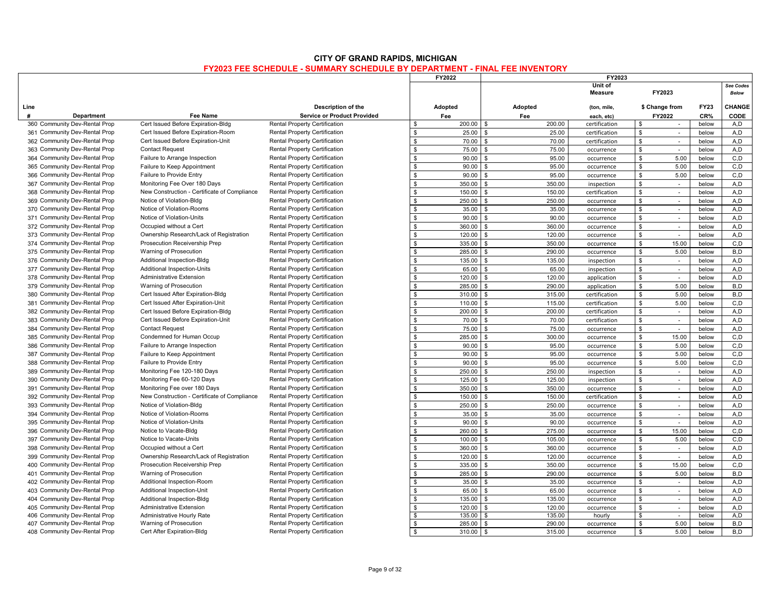# CITY OF GRAND RAPIDS, MICHIGAN

## FY2023 FEE SCHEDULE - SUMMARY SCHEDULE BY DEPARTMENT - FINAL FEE INVENTORY

| Line # | Department | Fee Name | Description of the Service or Product Provided | FY2022 Adopted Fee | FY2023 Adopted Fee | FY2023 Unit of Measure (ton, mile, each, etc) | FY2023 $ Change from FY2022 | FY23 CR% | See Codes Below CHANGE CODE |
|---|---|---|---|---|---|---|---|---|---|
| 360 | Community Dev-Rental Prop | Cert Issued Before Expiration-Bldg | Rental Property Certification | $ 200.00 | $ 200.00 | certification | $ - | below | A,D |
| 361 | Community Dev-Rental Prop | Cert Issued Before Expiration-Room | Rental Property Certification | $ 25.00 | $ 25.00 | certification | $ - | below | A,D |
| 362 | Community Dev-Rental Prop | Cert Issued Before Expiration-Unit | Rental Property Certification | $ 70.00 | $ 70.00 | certification | $ - | below | A,D |
| 363 | Community Dev-Rental Prop | Contact Request | Rental Property Certification | $ 75.00 | $ 75.00 | occurrence | $ - | below | A,D |
| 364 | Community Dev-Rental Prop | Failure to Arrange Inspection | Rental Property Certification | $ 90.00 | $ 95.00 | occurrence | $ 5.00 | below | C,D |
| 365 | Community Dev-Rental Prop | Failure to Keep Appointment | Rental Property Certification | $ 90.00 | $ 95.00 | occurrence | $ 5.00 | below | C,D |
| 366 | Community Dev-Rental Prop | Failure to Provide Entry | Rental Property Certification | $ 90.00 | $ 95.00 | occurrence | $ 5.00 | below | C,D |
| 367 | Community Dev-Rental Prop | Monitoring Fee Over 180 Days | Rental Property Certification | $ 350.00 | $ 350.00 | inspection | $ - | below | A,D |
| 368 | Community Dev-Rental Prop | New Construction - Certificate of Compliance | Rental Property Certification | $ 150.00 | $ 150.00 | certification | $ - | below | A,D |
| 369 | Community Dev-Rental Prop | Notice of Violation-Bldg | Rental Property Certification | $ 250.00 | $ 250.00 | occurrence | $ - | below | A,D |
| 370 | Community Dev-Rental Prop | Notice of Violation-Rooms | Rental Property Certification | $ 35.00 | $ 35.00 | occurrence | $ - | below | A,D |
| 371 | Community Dev-Rental Prop | Notice of Violation-Units | Rental Property Certification | $ 90.00 | $ 90.00 | occurrence | $ - | below | A,D |
| 372 | Community Dev-Rental Prop | Occupied without a Cert | Rental Property Certification | $ 360.00 | $ 360.00 | occurrence | $ - | below | A,D |
| 373 | Community Dev-Rental Prop | Ownership Research/Lack of Registration | Rental Property Certification | $ 120.00 | $ 120.00 | occurrence | $ - | below | A,D |
| 374 | Community Dev-Rental Prop | Prosecution Receivership Prep | Rental Property Certification | $ 335.00 | $ 350.00 | occurrence | $ 15.00 | below | C,D |
| 375 | Community Dev-Rental Prop | Warning of Prosecution | Rental Property Certification | $ 285.00 | $ 290.00 | occurrence | $ 5.00 | below | B,D |
| 376 | Community Dev-Rental Prop | Additional Inspection-Bldg | Rental Property Certification | $ 135.00 | $ 135.00 | inspection | $ - | below | A,D |
| 377 | Community Dev-Rental Prop | Additional Inspection-Units | Rental Property Certification | $ 65.00 | $ 65.00 | inspection | $ - | below | A,D |
| 378 | Community Dev-Rental Prop | Administrative Extension | Rental Property Certification | $ 120.00 | $ 120.00 | application | $ - | below | A,D |
| 379 | Community Dev-Rental Prop | Warning of Prosecution | Rental Property Certification | $ 285.00 | $ 290.00 | application | $ 5.00 | below | B,D |
| 380 | Community Dev-Rental Prop | Cert Issued After Expiration-Bldg | Rental Property Certification | $ 310.00 | $ 315.00 | certification | $ 5.00 | below | B,D |
| 381 | Community Dev-Rental Prop | Cert Issued After Expiration-Unit | Rental Property Certification | $ 110.00 | $ 115.00 | certification | $ 5.00 | below | C,D |
| 382 | Community Dev-Rental Prop | Cert Issued Before Expiration-Bldg | Rental Property Certification | $ 200.00 | $ 200.00 | certification | $ - | below | A,D |
| 383 | Community Dev-Rental Prop | Cert Issued Before Expiration-Unit | Rental Property Certification | $ 70.00 | $ 70.00 | certification | $ - | below | A,D |
| 384 | Community Dev-Rental Prop | Contact Request | Rental Property Certification | $ 75.00 | $ 75.00 | occurrence | $ - | below | A,D |
| 385 | Community Dev-Rental Prop | Condemned for Human Occup | Rental Property Certification | $ 285.00 | $ 300.00 | occurrence | $ 15.00 | below | C,D |
| 386 | Community Dev-Rental Prop | Failure to Arrange Inspection | Rental Property Certification | $ 90.00 | $ 95.00 | occurrence | $ 5.00 | below | C,D |
| 387 | Community Dev-Rental Prop | Failure to Keep Appointment | Rental Property Certification | $ 90.00 | $ 95.00 | occurrence | $ 5.00 | below | C,D |
| 388 | Community Dev-Rental Prop | Failure to Provide Entry | Rental Property Certification | $ 90.00 | $ 95.00 | occurrence | $ 5.00 | below | C,D |
| 389 | Community Dev-Rental Prop | Monitoring Fee 120-180 Days | Rental Property Certification | $ 250.00 | $ 250.00 | inspection | $ - | below | A,D |
| 390 | Community Dev-Rental Prop | Monitoring Fee 60-120 Days | Rental Property Certification | $ 125.00 | $ 125.00 | inspection | $ - | below | A,D |
| 391 | Community Dev-Rental Prop | Monitoring Fee over 180 Days | Rental Property Certification | $ 350.00 | $ 350.00 | occurrence | $ - | below | A,D |
| 392 | Community Dev-Rental Prop | New Construction - Certificate of Compliance | Rental Property Certification | $ 150.00 | $ 150.00 | certification | $ - | below | A,D |
| 393 | Community Dev-Rental Prop | Notice of Violation-Bldg | Rental Property Certification | $ 250.00 | $ 250.00 | occurrence | $ - | below | A,D |
| 394 | Community Dev-Rental Prop | Notice of Violation-Rooms | Rental Property Certification | $ 35.00 | $ 35.00 | occurrence | $ - | below | A,D |
| 395 | Community Dev-Rental Prop | Notice of Violation-Units | Rental Property Certification | $ 90.00 | $ 90.00 | occurrence | $ - | below | A,D |
| 396 | Community Dev-Rental Prop | Notice to Vacate-Bldg | Rental Property Certification | $ 260.00 | $ 275.00 | occurrence | $ 15.00 | below | C,D |
| 397 | Community Dev-Rental Prop | Notice to Vacate-Units | Rental Property Certification | $ 100.00 | $ 105.00 | occurrence | $ 5.00 | below | C,D |
| 398 | Community Dev-Rental Prop | Occupied without a Cert | Rental Property Certification | $ 360.00 | $ 360.00 | occurrence | $ - | below | A,D |
| 399 | Community Dev-Rental Prop | Ownership Research/Lack of Registration | Rental Property Certification | $ 120.00 | $ 120.00 | occurrence | $ - | below | A,D |
| 400 | Community Dev-Rental Prop | Prosecution Receivership Prep | Rental Property Certification | $ 335.00 | $ 350.00 | occurrence | $ 15.00 | below | C,D |
| 401 | Community Dev-Rental Prop | Warning of Prosecution | Rental Property Certification | $ 285.00 | $ 290.00 | occurrence | $ 5.00 | below | B,D |
| 402 | Community Dev-Rental Prop | Additional Inspection-Room | Rental Property Certification | $ 35.00 | $ 35.00 | occurrence | $ - | below | A,D |
| 403 | Community Dev-Rental Prop | Additional Inspection-Unit | Rental Property Certification | $ 65.00 | $ 65.00 | occurrence | $ - | below | A,D |
| 404 | Community Dev-Rental Prop | Additional Inspection-Bldg | Rental Property Certification | $ 135.00 | $ 135.00 | occurrence | $ - | below | A,D |
| 405 | Community Dev-Rental Prop | Administrative Extension | Rental Property Certification | $ 120.00 | $ 120.00 | occurrence | $ - | below | A,D |
| 406 | Community Dev-Rental Prop | Administrative Hourly Rate | Rental Property Certification | $ 135.00 | $ 135.00 | hourly | $ - | below | A,D |
| 407 | Community Dev-Rental Prop | Warning of Prosecution | Rental Property Certification | $ 285.00 | $ 290.00 | occurrence | $ 5.00 | below | B,D |
| 408 | Community Dev-Rental Prop | Cert After Expiration-Bldg | Rental Property Certification | $ 310.00 | $ 315.00 | occurrence | $ 5.00 | below | B,D |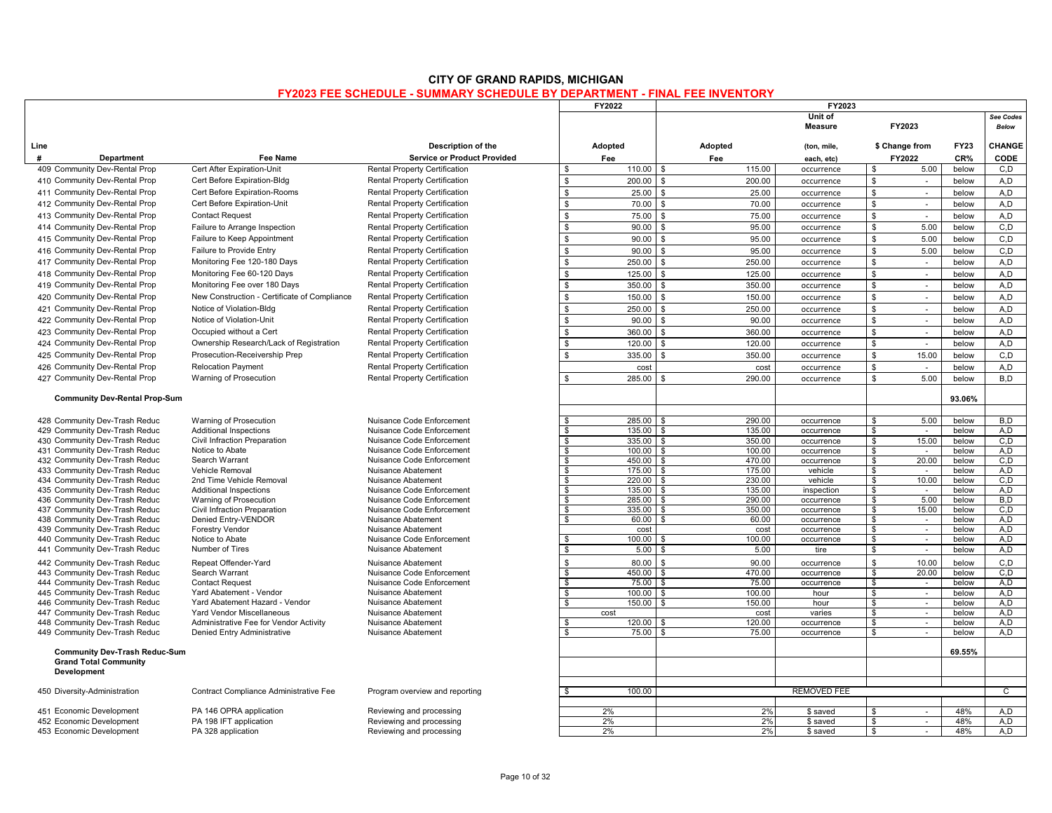# CITY OF GRAND RAPIDS, MICHIGAN

## FY2023 FEE SCHEDULE - SUMMARY SCHEDULE BY DEPARTMENT - FINAL FEE INVENTORY

| Line # | Department | Fee Name | Description of the Service or Product Provided | FY2022 Adopted Fee | FY2023 Adopted Fee | FY2023 Unit of Measure (ton, mile, each, etc) | FY2023 $ Change from FY2022 | FY23 CR% | See Codes Below CHANGE CODE |
|---|---|---|---|---|---|---|---|---|---|
| 409 | Community Dev-Rental Prop | Cert After Expiration-Unit | Rental Property Certification | $ 110.00 | $ 115.00 | occurrence | $ 5.00 | below | C,D |
| 410 | Community Dev-Rental Prop | Cert Before Expiration-Bldg | Rental Property Certification | $ 200.00 | $ 200.00 | occurrence | $ - | below | A,D |
| 411 | Community Dev-Rental Prop | Cert Before Expiration-Rooms | Rental Property Certification | $ 25.00 | $ 25.00 | occurrence | $ - | below | A,D |
| 412 | Community Dev-Rental Prop | Cert Before Expiration-Unit | Rental Property Certification | $ 70.00 | $ 70.00 | occurrence | $ - | below | A,D |
| 413 | Community Dev-Rental Prop | Contact Request | Rental Property Certification | $ 75.00 | $ 75.00 | occurrence | $ - | below | A,D |
| 414 | Community Dev-Rental Prop | Failure to Arrange Inspection | Rental Property Certification | $ 90.00 | $ 95.00 | occurrence | $ 5.00 | below | C,D |
| 415 | Community Dev-Rental Prop | Failure to Keep Appointment | Rental Property Certification | $ 90.00 | $ 95.00 | occurrence | $ 5.00 | below | C,D |
| 416 | Community Dev-Rental Prop | Failure to Provide Entry | Rental Property Certification | $ 90.00 | $ 95.00 | occurrence | $ 5.00 | below | C,D |
| 417 | Community Dev-Rental Prop | Monitoring Fee 120-180 Days | Rental Property Certification | $ 250.00 | $ 250.00 | occurrence | $ - | below | A,D |
| 418 | Community Dev-Rental Prop | Monitoring Fee 60-120 Days | Rental Property Certification | $ 125.00 | $ 125.00 | occurrence | $ - | below | A,D |
| 419 | Community Dev-Rental Prop | Monitoring Fee over 180 Days | Rental Property Certification | $ 350.00 | $ 350.00 | occurrence | $ - | below | A,D |
| 420 | Community Dev-Rental Prop | New Construction - Certificate of Compliance | Rental Property Certification | $ 150.00 | $ 150.00 | occurrence | $ - | below | A,D |
| 421 | Community Dev-Rental Prop | Notice of Violation-Bldg | Rental Property Certification | $ 250.00 | $ 250.00 | occurrence | $ - | below | A,D |
| 422 | Community Dev-Rental Prop | Notice of Violation-Unit | Rental Property Certification | $ 90.00 | $ 90.00 | occurrence | $ - | below | A,D |
| 423 | Community Dev-Rental Prop | Occupied without a Cert | Rental Property Certification | $ 360.00 | $ 360.00 | occurrence | $ - | below | A,D |
| 424 | Community Dev-Rental Prop | Ownership Research/Lack of Registration | Rental Property Certification | $ 120.00 | $ 120.00 | occurrence | $ - | below | A,D |
| 425 | Community Dev-Rental Prop | Prosecution-Receivership Prep | Rental Property Certification | $ 335.00 | $ 350.00 | occurrence | $ 15.00 | below | C,D |
| 426 | Community Dev-Rental Prop | Relocation Payment | Rental Property Certification | cost | cost | occurrence | $ - | below | A,D |
| 427 | Community Dev-Rental Prop | Warning of Prosecution | Rental Property Certification | $ 285.00 | $ 290.00 | occurrence | $ 5.00 | below | B,D |
| | **Community Dev-Rental Prop-Sum** | | | | | | | **93.06%** | |
| 428 | Community Dev-Trash Reduc | Warning of Prosecution | Nuisance Code Enforcement | $ 285.00 | $ 290.00 | occurrence | $ 5.00 | below | B,D |
| 429 | Community Dev-Trash Reduc | Additional Inspections | Nuisance Code Enforcement | $ 135.00 | $ 135.00 | occurrence | $ - | below | A,D |
| 430 | Community Dev-Trash Reduc | Civil Infraction Preparation | Nuisance Code Enforcement | $ 335.00 | $ 350.00 | occurrence | $ 15.00 | below | C,D |
| 431 | Community Dev-Trash Reduc | Notice to Abate | Nuisance Code Enforcement | $ 100.00 | $ 100.00 | occurrence | $ - | below | A,D |
| 432 | Community Dev-Trash Reduc | Search Warrant | Nuisance Code Enforcement | $ 450.00 | $ 470.00 | occurrence | $ 20.00 | below | C,D |
| 433 | Community Dev-Trash Reduc | Vehicle Removal | Nuisance Abatement | $ 175.00 | $ 175.00 | vehicle | $ - | below | A,D |
| 434 | Community Dev-Trash Reduc | 2nd Time Vehicle Removal | Nuisance Abatement | $ 220.00 | $ 230.00 | vehicle | $ 10.00 | below | C,D |
| 435 | Community Dev-Trash Reduc | Additional Inspections | Nuisance Code Enforcement | $ 135.00 | $ 135.00 | inspection | $ - | below | A,D |
| 436 | Community Dev-Trash Reduc | Warning of Prosecution | Nuisance Code Enforcement | $ 285.00 | $ 290.00 | occurrence | $ 5.00 | below | B,D |
| 437 | Community Dev-Trash Reduc | Civil Infraction Preparation | Nuisance Code Enforcement | $ 335.00 | $ 350.00 | occurrence | $ 15.00 | below | C,D |
| 438 | Community Dev-Trash Reduc | Denied Entry-VENDOR | Nuisance Abatement | $ 60.00 | $ 60.00 | occurrence | $ - | below | A,D |
| 439 | Community Dev-Trash Reduc | Forestry Vendor | Nuisance Abatement | cost | cost | occurrence | $ - | below | A,D |
| 440 | Community Dev-Trash Reduc | Notice to Abate | Nuisance Code Enforcement | $ 100.00 | $ 100.00 | occurrence | $ - | below | A,D |
| 441 | Community Dev-Trash Reduc | Number of Tires | Nuisance Abatement | $ 5.00 | $ 5.00 | tire | $ - | below | A,D |
| 442 | Community Dev-Trash Reduc | Repeat Offender-Yard | Nuisance Abatement | $ 80.00 | $ 90.00 | occurrence | $ 10.00 | below | C,D |
| 443 | Community Dev-Trash Reduc | Search Warrant | Nuisance Code Enforcement | $ 450.00 | $ 470.00 | occurrence | $ 20.00 | below | C,D |
| 444 | Community Dev-Trash Reduc | Contact Request | Nuisance Code Enforcement | $ 75.00 | $ 75.00 | occurrence | $ - | below | A,D |
| 445 | Community Dev-Trash Reduc | Yard Abatement - Vendor | Nuisance Abatement | $ 100.00 | $ 100.00 | hour | $ - | below | A,D |
| 446 | Community Dev-Trash Reduc | Yard Abatement Hazard - Vendor | Nuisance Abatement | $ 150.00 | $ 150.00 | hour | $ - | below | A,D |
| 447 | Community Dev-Trash Reduc | Yard Vendor Miscellaneous | Nuisance Abatement | cost | cost | varies | $ - | below | A,D |
| 448 | Community Dev-Trash Reduc | Administrative Fee for Vendor Activity | Nuisance Abatement | $ 120.00 | $ 120.00 | occurrence | $ - | below | A,D |
| 449 | Community Dev-Trash Reduc | Denied Entry Administrative | Nuisance Abatement | $ 75.00 | $ 75.00 | occurrence | $ - | below | A,D |
| | **Community Dev-Trash Reduc-Sum** | | | | | | | **69.55%** | |
| | **Grand Total Community Development** | | | | | | | | |
| 450 | Diversity-Administration | Contract Compliance Administrative Fee | Program overview and reporting | $ 100.00 | | REMOVED FEE | | | C |
| 451 | Economic Development | PA 146 OPRA application | Reviewing and processing | 2% | 2% | $ saved | $ - | 48% | A,D |
| 452 | Economic Development | PA 198 IFT application | Reviewing and processing | 2% | 2% | $ saved | $ - | 48% | A,D |
| 453 | Economic Development | PA 328 application | Reviewing and processing | 2% | 2% | $ saved | $ - | 48% | A,D |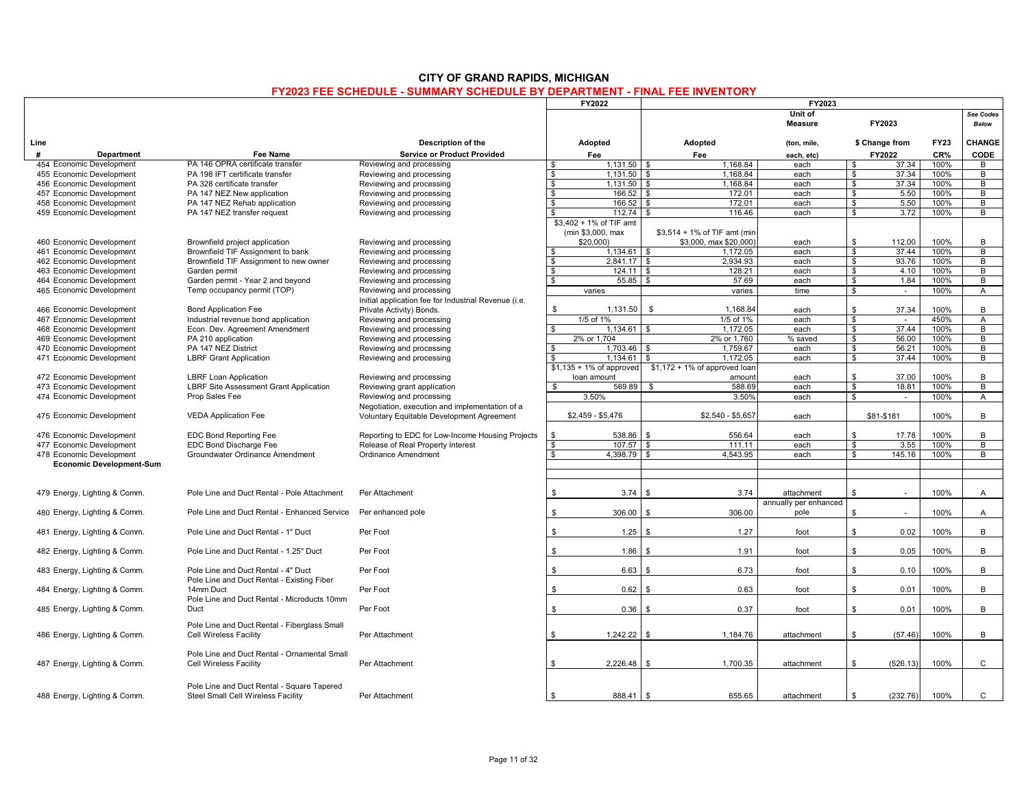# CITY OF GRAND RAPIDS, MICHIGAN

## FY2023 FEE SCHEDULE - SUMMARY SCHEDULE BY DEPARTMENT - FINAL FEE INVENTORY

| Line # | Department | Fee Name | Description of the Service or Product Provided | FY2022 Adopted Fee | FY2023 Adopted Fee | Unit of Measure (ton, mile, each, etc) | FY2023 $ Change from FY2022 | FY23 CR% | CHANGE CODE (See Codes Below) |
|---|---|---|---|---|---|---|---|---|---|
| 454 | Economic Development | PA 146 OPRA certificate transfer | Reviewing and processing | $ 1,131.50 | $ 1,168.84 | each | $ 37.34 | 100% | B |
| 455 | Economic Development | PA 198 IFT certificate transfer | Reviewing and processing | $ 1,131.50 | $ 1,168.84 | each | $ 37.34 | 100% | B |
| 456 | Economic Development | PA 328 certificate transfer | Reviewing and processing | $ 1,131.50 | $ 1,168.84 | each | $ 37.34 | 100% | B |
| 457 | Economic Development | PA 147 NEZ New application | Reviewing and processing | $ 166.52 | $ 172.01 | each | $ 5.50 | 100% | B |
| 458 | Economic Development | PA 147 NEZ Rehab application | Reviewing and processing | $ 166.52 | $ 172.01 | each | $ 5.50 | 100% | B |
| 459 | Economic Development | PA 147 NEZ transfer request | Reviewing and processing | $ 112.74 | $ 116.46 | each | $ 3.72 | 100% | B |
| 460 | Economic Development | Brownfield project application | Reviewing and processing | $3,402 + 1% of TIF amt (min $3,000, max $20,000) | $3,514 + 1% of TIF amt (min $3,000, max $20,000) | each | $ 112.00 | 100% | B |
| 461 | Economic Development | Brownfield TIF Assignment to bank | Reviewing and processing | $ 1,134.61 | $ 1,172.05 | each | $ 37.44 | 100% | B |
| 462 | Economic Development | Brownfield TIF Assignment to new owner | Reviewing and processing | $ 2,841.17 | $ 2,934.93 | each | $ 93.76 | 100% | B |
| 463 | Economic Development | Garden permit | Reviewing and processing | $ 124.11 | $ 128.21 | each | $ 4.10 | 100% | B |
| 464 | Economic Development | Garden permit - Year 2 and beyond | Reviewing and processing | $ 55.85 | $ 57.69 | each | $ 1.84 | 100% | B |
| 465 | Economic Development | Temp occupancy permit (TOP) | Reviewing and processing | varies | varies | time | $ - | 100% | A |
| 466 | Economic Development | Bond Application Fee | Initial application fee for Industrial Revenue (i.e. Private Activity) Bonds. | $ 1,131.50 | $ 1,168.84 | each | $ 37.34 | 100% | B |
| 467 | Economic Development | Industrial revenue bond application | Reviewing and processing | 1/5 of 1% | 1/5 of 1% | each | $ - | 450% | A |
| 468 | Economic Development | Econ. Dev. Agreement Amendment | Reviewing and processing | $ 1,134.61 | $ 1,172.05 | each | $ 37.44 | 100% | B |
| 469 | Economic Development | PA 210 application | Reviewing and processing | 2% or 1,704 | 2% or 1,760 | % saved | $ 56.00 | 100% | B |
| 470 | Economic Development | PA 147 NEZ District | Reviewing and processing | $ 1,703.46 | $ 1,759.67 | each | $ 56.21 | 100% | B |
| 471 | Economic Development | LBRF Grant Application | Reviewing and processing | $ 1,134.61 | $ 1,172.05 | each | $ 37.44 | 100% | B |
| 472 | Economic Development | LBRF Loan Application | Reviewing and processing | $1,135 + 1% of approved loan amount | $1,172 + 1% of approved loan amount | each | $ 37.00 | 100% | B |
| 473 | Economic Development | LBRF Site Assessment Grant Application | Reviewing grant application | $ 569.89 | $ 588.69 | each | $ 18.81 | 100% | B |
| 474 | Economic Development | Prop Sales Fee | Reviewing and processing | 3.50% | 3.50% | each | $ - | 100% | A |
| 475 | Economic Development | VEDA Application Fee | Negotiation, execution and implementation of a Voluntary Equitable Development Agreement | $2,459 - $5,476 | $2,540 - $5,657 | each | $81-$181 | 100% | B |
| 476 | Economic Development | EDC Bond Reporting Fee | Reporting to EDC for Low-Income Housing Projects | $ 538.86 | $ 556.64 | each | $ 17.78 | 100% | B |
| 477 | Economic Development | EDC Bond Discharge Fee | Release of Real Property Interest | $ 107.57 | $ 111.11 | each | $ 3.55 | 100% | B |
| 478 | Economic Development | Groundwater Ordinance Amendment | Ordinance Amendment | $ 4,398.79 | $ 4,543.95 | each | $ 145.16 | 100% | B |
| | **Economic Development-Sum** | | | | | | | | |
| 479 | Energy, Lighting & Comm. | Pole Line and Duct Rental - Pole Attachment | Per Attachment | $ 3.74 | $ 3.74 | attachment | $ - | 100% | A |
| 480 | Energy, Lighting & Comm. | Pole Line and Duct Rental - Enhanced Service | Per enhanced pole | $ 306.00 | $ 306.00 | annually per enhanced pole | $ - | 100% | A |
| 481 | Energy, Lighting & Comm. | Pole Line and Duct Rental - 1" Duct | Per Foot | $ 1.25 | $ 1.27 | foot | $ 0.02 | 100% | B |
| 482 | Energy, Lighting & Comm. | Pole Line and Duct Rental - 1.25" Duct | Per Foot | $ 1.86 | $ 1.91 | foot | $ 0.05 | 100% | B |
| 483 | Energy, Lighting & Comm. | Pole Line and Duct Rental - 4" Duct | Per Foot | $ 6.63 | $ 6.73 | foot | $ 0.10 | 100% | B |
| 484 | Energy, Lighting & Comm. | Pole Line and Duct Rental - Existing Fiber 14mm Duct | Per Foot | $ 0.62 | $ 0.63 | foot | $ 0.01 | 100% | B |
| 485 | Energy, Lighting & Comm. | Pole Line and Duct Rental - Microducts 10mm Duct | Per Foot | $ 0.36 | $ 0.37 | foot | $ 0.01 | 100% | B |
| 486 | Energy, Lighting & Comm. | Pole Line and Duct Rental - Fiberglass Small Cell Wireless Facility | Per Attachment | $ 1,242.22 | $ 1,184.76 | attachment | $ (57.46) | 100% | B |
| 487 | Energy, Lighting & Comm. | Pole Line and Duct Rental - Ornamental Small Cell Wireless Facility | Per Attachment | $ 2,226.48 | $ 1,700.35 | attachment | $ (526.13) | 100% | C |
| 488 | Energy, Lighting & Comm. | Pole Line and Duct Rental - Square Tapered Steel Small Cell Wireless Facility | Per Attachment | $ 888.41 | $ 655.65 | attachment | $ (232.76) | 100% | C |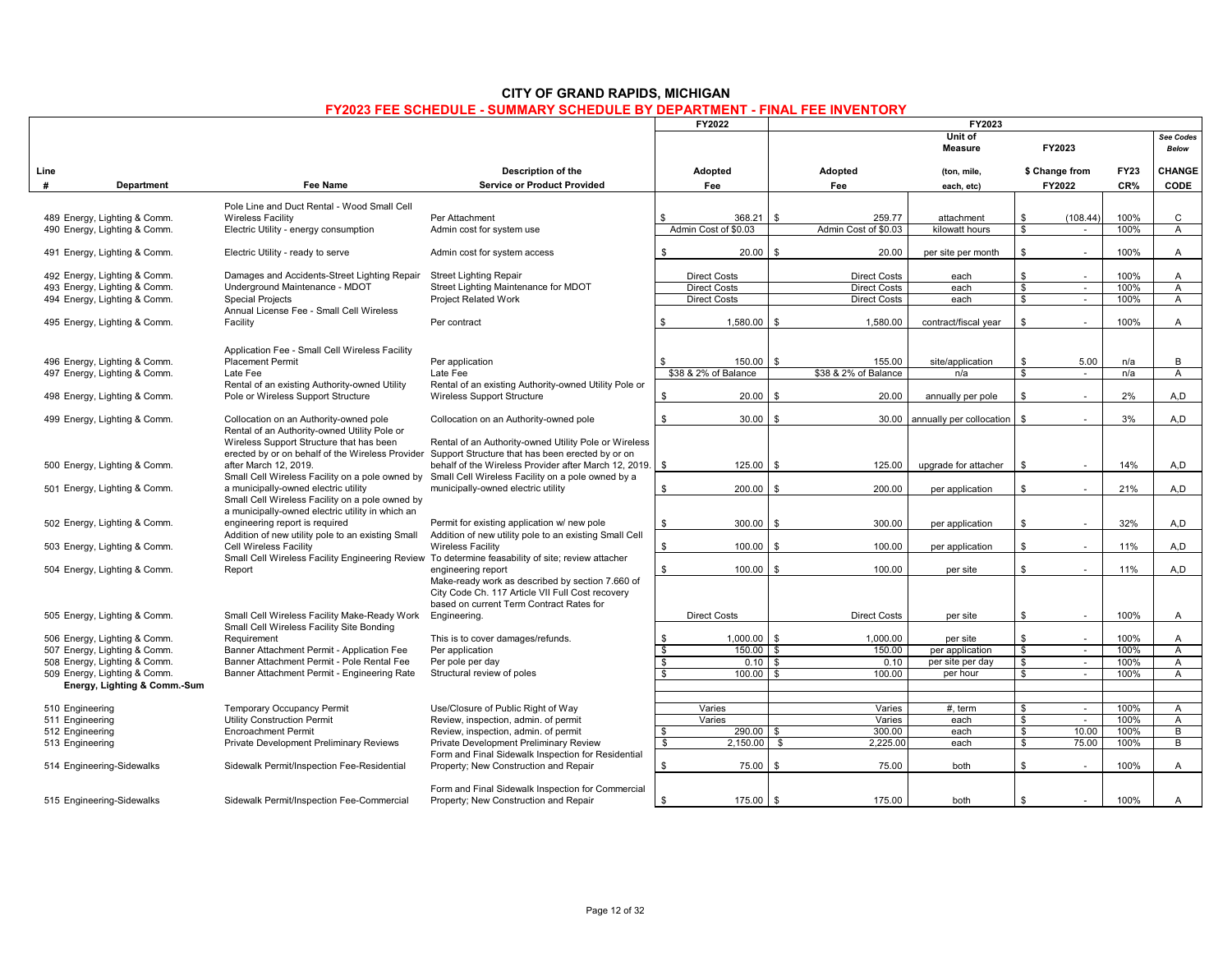# CITY OF GRAND RAPIDS, MICHIGAN

## FY2023 FEE SCHEDULE - SUMMARY SCHEDULE BY DEPARTMENT - FINAL FEE INVENTORY

| Line # | Department | Fee Name | Description of the Service or Product Provided | FY2022 Adopted Fee | FY2023 Adopted Fee | FY2023 Unit of Measure (ton, mile, each, etc) | FY2023 $ Change from FY2022 | FY23 CR% | See Codes Below CHANGE CODE |
|---|---|---|---|---|---|---|---|---|---|
| 489 | Energy, Lighting & Comm. | Pole Line and Duct Rental - Wood Small Cell Wireless Facility | Per Attachment | $ 368.21 | $ 259.77 | attachment | $ (108.44) | 100% | C |
| 490 | Energy, Lighting & Comm. | Electric Utility - energy consumption | Admin cost for system use | Admin Cost of $0.03 | Admin Cost of $0.03 | kilowatt hours | $ - | 100% | A |
| 491 | Energy, Lighting & Comm. | Electric Utility - ready to serve | Admin cost for system access | $ 20.00 | $ 20.00 | per site per month | $ - | 100% | A |
| 492 | Energy, Lighting & Comm. | Damages and Accidents-Street Lighting Repair | Street Lighting Repair | Direct Costs | Direct Costs | each | $ - | 100% | A |
| 493 | Energy, Lighting & Comm. | Underground Maintenance - MDOT | Street Lighting Maintenance for MDOT | Direct Costs | Direct Costs | each | $ - | 100% | A |
| 494 | Energy, Lighting & Comm. | Special Projects | Project Related Work | Direct Costs | Direct Costs | each | $ - | 100% | A |
| 495 | Energy, Lighting & Comm. | Annual License Fee - Small Cell Wireless Facility | Per contract | $ 1,580.00 | $ 1,580.00 | contract/fiscal year | $ - | 100% | A |
| 496 | Energy, Lighting & Comm. | Application Fee - Small Cell Wireless Facility Placement Permit | Per application | $ 150.00 | $ 155.00 | site/application | $ 5.00 | n/a | B |
| 497 | Energy, Lighting & Comm. | Late Fee | Late Fee | $38 & 2% of Balance | $38 & 2% of Balance | n/a | $ - | n/a | A |
| 498 | Energy, Lighting & Comm. | Rental of an existing Authority-owned Utility Pole or Wireless Support Structure | Rental of an existing Authority-owned Utility Pole or Wireless Support Structure | $ 20.00 | $ 20.00 | annually per pole | $ - | 2% | A,D |
| 499 | Energy, Lighting & Comm. | Collocation on an Authority-owned pole | Collocation on an Authority-owned pole | $ 30.00 | $ 30.00 | annually per collocation | $ - | 3% | A,D |
| 500 | Energy, Lighting & Comm. | Rental of an Authority-owned Utility Pole or Wireless Support Structure that has been erected by or on behalf of the Wireless Provider after March 12, 2019. | Rental of an Authority-owned Utility Pole or Wireless Support Structure that has been erected by or on behalf of the Wireless Provider after March 12, 2019. | $ 125.00 | $ 125.00 | upgrade for attacher | $ - | 14% | A,D |
| 501 | Energy, Lighting & Comm. | Small Cell Wireless Facility on a pole owned by a municipally-owned electric utility | Small Cell Wireless Facility on a pole owned by a municipally-owned electric utility | $ 200.00 | $ 200.00 | per application | $ - | 21% | A,D |
| 502 | Energy, Lighting & Comm. | Small Cell Wireless Facility on a pole owned by a municipally-owned electric utility in which an engineering report is required | Permit for existing application w/ new pole | $ 300.00 | $ 300.00 | per application | $ - | 32% | A,D |
| 503 | Energy, Lighting & Comm. | Addition of new utility pole to an existing Small Cell Wireless Facility | Addition of new utility pole to an existing Small Cell Wireless Facility | $ 100.00 | $ 100.00 | per application | $ - | 11% | A,D |
| 504 | Energy, Lighting & Comm. | Small Cell Wireless Facility Engineering Review Report | To determine feasability of site; review attacher engineering report | $ 100.00 | $ 100.00 | per site | $ - | 11% | A,D |
| 505 | Energy, Lighting & Comm. | Small Cell Wireless Facility Make-Ready Work | Make-ready work as described by section 7.660 of City Code Ch. 117 Article VII Full Cost recovery based on current Term Contract Rates for Engineering. | Direct Costs | Direct Costs | per site | $ - | 100% | A |
| 506 | Energy, Lighting & Comm. | Small Cell Wireless Facility Site Bonding Requirement | This is to cover damages/refunds. | $ 1,000.00 | $ 1,000.00 | per site | $ - | 100% | A |
| 507 | Energy, Lighting & Comm. | Banner Attachment Permit - Application Fee | Per application | $ 150.00 | $ 150.00 | per application | $ - | 100% | A |
| 508 | Energy, Lighting & Comm. | Banner Attachment Permit - Pole Rental Fee | Per pole per day | $ 0.10 | $ 0.10 | per site per day | $ - | 100% | A |
| 509 | Energy, Lighting & Comm. | Banner Attachment Permit - Engineering Rate | Structural review of poles | $ 100.00 | $ 100.00 | per hour | $ - | 100% | A |
| | **Energy, Lighting & Comm.-Sum** | | | | | | | | |
| 510 | Engineering | Temporary Occupancy Permit | Use/Closure of Public Right of Way | Varies | Varies | #, term | $ - | 100% | A |
| 511 | Engineering | Utility Construction Permit | Review, inspection, admin. of permit | Varies | Varies | each | $ - | 100% | A |
| 512 | Engineering | Encroachment Permit | Review, inspection, admin. of permit | $ 290.00 | $ 300.00 | each | $ 10.00 | 100% | B |
| 513 | Engineering | Private Development Preliminary Reviews | Private Development Preliminary Review | $ 2,150.00 | $ 2,225.00 | each | $ 75.00 | 100% | B |
| 514 | Engineering-Sidewalks | Sidewalk Permit/Inspection Fee-Residential | Form and Final Sidewalk Inspection for Residential Property; New Construction and Repair | $ 75.00 | $ 75.00 | both | $ - | 100% | A |
| 515 | Engineering-Sidewalks | Sidewalk Permit/Inspection Fee-Commercial | Form and Final Sidewalk Inspection for Commercial Property; New Construction and Repair | $ 175.00 | $ 175.00 | both | $ - | 100% | A |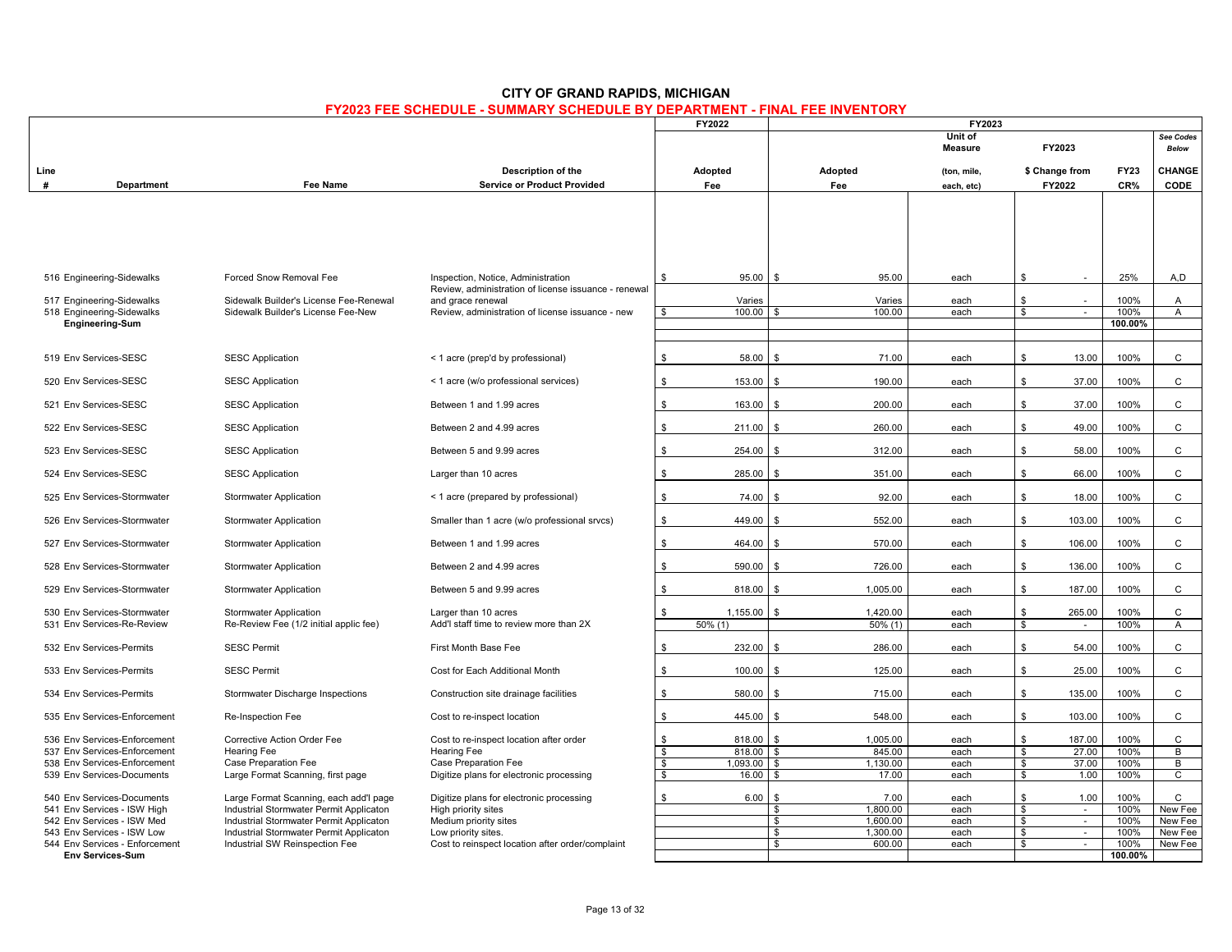# CITY OF GRAND RAPIDS, MICHIGAN

## FY2023 FEE SCHEDULE - SUMMARY SCHEDULE BY DEPARTMENT - FINAL FEE INVENTORY

| Line # | Department | Fee Name | Description of the Service or Product Provided | FY2022 Adopted Fee | FY2023 Adopted Fee | FY2023 Unit of Measure (ton, mile, each, etc) | FY2023 $ Change from FY2022 | FY23 CR% | See Codes Below CHANGE CODE |
|---|---|---|---|---|---|---|---|---|---|
| 516 | Engineering-Sidewalks | Forced Snow Removal Fee | Inspection, Notice, Administration | $ 95.00 | $ 95.00 | each | $ - | 25% | A,D |
| 517 | Engineering-Sidewalks | Sidewalk Builder's License Fee-Renewal | Review, administration of license issuance - renewal and grace renewal | Varies | Varies | each | $ - | 100% | A |
| 518 | Engineering-Sidewalks | Sidewalk Builder's License Fee-New | Review, administration of license issuance - new | $ 100.00 | $ 100.00 | each | $ - | 100% | A |
| | **Engineering-Sum** | | | | | | | 100.00% | |
| 519 | Env Services-SESC | SESC Application | < 1 acre (prep'd by professional) | $ 58.00 | $ 71.00 | each | $ 13.00 | 100% | C |
| 520 | Env Services-SESC | SESC Application | < 1 acre (w/o professional services) | $ 153.00 | $ 190.00 | each | $ 37.00 | 100% | C |
| 521 | Env Services-SESC | SESC Application | Between 1 and 1.99 acres | $ 163.00 | $ 200.00 | each | $ 37.00 | 100% | C |
| 522 | Env Services-SESC | SESC Application | Between 2 and 4.99 acres | $ 211.00 | $ 260.00 | each | $ 49.00 | 100% | C |
| 523 | Env Services-SESC | SESC Application | Between 5 and 9.99 acres | $ 254.00 | $ 312.00 | each | $ 58.00 | 100% | C |
| 524 | Env Services-SESC | SESC Application | Larger than 10 acres | $ 285.00 | $ 351.00 | each | $ 66.00 | 100% | C |
| 525 | Env Services-Stormwater | Stormwater Application | < 1 acre (prepared by professional) | $ 74.00 | $ 92.00 | each | $ 18.00 | 100% | C |
| 526 | Env Services-Stormwater | Stormwater Application | Smaller than 1 acre (w/o professional srvcs) | $ 449.00 | $ 552.00 | each | $ 103.00 | 100% | C |
| 527 | Env Services-Stormwater | Stormwater Application | Between 1 and 1.99 acres | $ 464.00 | $ 570.00 | each | $ 106.00 | 100% | C |
| 528 | Env Services-Stormwater | Stormwater Application | Between 2 and 4.99 acres | $ 590.00 | $ 726.00 | each | $ 136.00 | 100% | C |
| 529 | Env Services-Stormwater | Stormwater Application | Between 5 and 9.99 acres | $ 818.00 | $ 1,005.00 | each | $ 187.00 | 100% | C |
| 530 | Env Services-Stormwater | Stormwater Application | Larger than 10 acres | $ 1,155.00 | $ 1,420.00 | each | $ 265.00 | 100% | C |
| 531 | Env Services-Re-Review | Re-Review Fee (1/2 initial applic fee) | Add'l staff time to review more than 2X | 50% (1) | 50% (1) | each | $ - | 100% | A |
| 532 | Env Services-Permits | SESC Permit | First Month Base Fee | $ 232.00 | $ 286.00 | each | $ 54.00 | 100% | C |
| 533 | Env Services-Permits | SESC Permit | Cost for Each Additional Month | $ 100.00 | $ 125.00 | each | $ 25.00 | 100% | C |
| 534 | Env Services-Permits | Stormwater Discharge Inspections | Construction site drainage facilities | $ 580.00 | $ 715.00 | each | $ 135.00 | 100% | C |
| 535 | Env Services-Enforcement | Re-Inspection Fee | Cost to re-inspect location | $ 445.00 | $ 548.00 | each | $ 103.00 | 100% | C |
| 536 | Env Services-Enforcement | Corrective Action Order Fee | Cost to re-inspect location after order | $ 818.00 | $ 1,005.00 | each | $ 187.00 | 100% | C |
| 537 | Env Services-Enforcement | Hearing Fee | Hearing Fee | $ 818.00 | $ 845.00 | each | $ 27.00 | 100% | B |
| 538 | Env Services-Enforcement | Case Preparation Fee | Case Preparation Fee | $ 1,093.00 | $ 1,130.00 | each | $ 37.00 | 100% | B |
| 539 | Env Services-Documents | Large Format Scanning, first page | Digitize plans for electronic processing | $ 16.00 | $ 17.00 | each | $ 1.00 | 100% | C |
| 540 | Env Services-Documents | Large Format Scanning, each add'l page | Digitize plans for electronic processing | $ 6.00 | $ 7.00 | each | $ 1.00 | 100% | C |
| 541 | Env Services - ISW High | Industrial Stormwater Permit Applicaton | High priority sites | | $ 1,800.00 | each | $ - | 100% | New Fee |
| 542 | Env Services - ISW Med | Industrial Stormwater Permit Applicaton | Medium priority sites | | $ 1,600.00 | each | $ - | 100% | New Fee |
| 543 | Env Services - ISW Low | Industrial Stormwater Permit Applicaton | Low priority sites. | | $ 1,300.00 | each | $ - | 100% | New Fee |
| 544 | Env Services - Enforcement | Industrial SW Reinspection Fee | Cost to reinspect location after order/complaint | | $ 600.00 | each | $ - | 100% | New Fee |
| | **Env Services-Sum** | | | | | | | 100.00% | |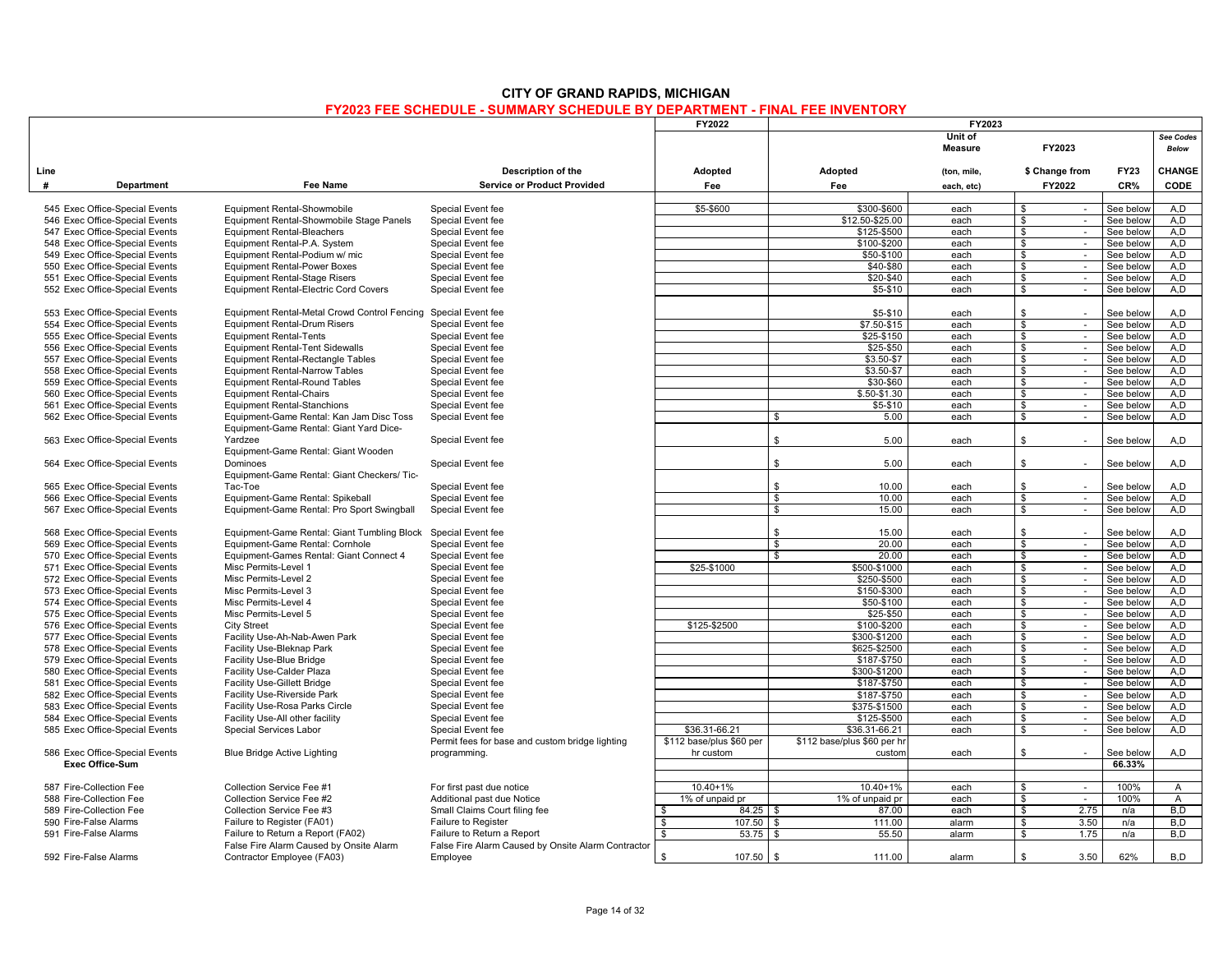# CITY OF GRAND RAPIDS, MICHIGAN

## FY2023 FEE SCHEDULE - SUMMARY SCHEDULE BY DEPARTMENT - FINAL FEE INVENTORY

| Line # | Department | Fee Name | Description of the Service or Product Provided | FY2022 Adopted Fee | FY2023 Adopted Fee | FY2023 Unit of Measure (ton, mile, each, etc) | FY2023 $ Change from FY2022 | FY23 CR% | See Codes Below CHANGE CODE |
|---|---|---|---|---|---|---|---|---|---|
| 545 | Exec Office-Special Events | Equipment Rental-Showmobile | Special Event fee | $5-$600 | $300-$600 | each | $ - | See below | A,D |
| 546 | Exec Office-Special Events | Equipment Rental-Showmobile Stage Panels | Special Event fee | | $12.50-$25.00 | each | $ - | See below | A,D |
| 547 | Exec Office-Special Events | Equipment Rental-Bleachers | Special Event fee | | $125-$500 | each | $ - | See below | A,D |
| 548 | Exec Office-Special Events | Equipment Rental-P.A. System | Special Event fee | | $100-$200 | each | $ - | See below | A,D |
| 549 | Exec Office-Special Events | Equipment Rental-Podium w/ mic | Special Event fee | | $50-$100 | each | $ - | See below | A,D |
| 550 | Exec Office-Special Events | Equipment Rental-Power Boxes | Special Event fee | | $40-$80 | each | $ - | See below | A,D |
| 551 | Exec Office-Special Events | Equipment Rental-Stage Risers | Special Event fee | | $20-$40 | each | $ - | See below | A,D |
| 552 | Exec Office-Special Events | Equipment Rental-Electric Cord Covers | Special Event fee | | $5-$10 | each | $ - | See below | A,D |
| 553 | Exec Office-Special Events | Equipment Rental-Metal Crowd Control Fencing | Special Event fee | | $5-$10 | each | $ - | See below | A,D |
| 554 | Exec Office-Special Events | Equipment Rental-Drum Risers | Special Event fee | | $7.50-$15 | each | $ - | See below | A,D |
| 555 | Exec Office-Special Events | Equipment Rental-Tents | Special Event fee | | $25-$150 | each | $ - | See below | A,D |
| 556 | Exec Office-Special Events | Equipment Rental-Tent Sidewalls | Special Event fee | | $25-$50 | each | $ - | See below | A,D |
| 557 | Exec Office-Special Events | Equipment Rental-Rectangle Tables | Special Event fee | | $3.50-$7 | each | $ - | See below | A,D |
| 558 | Exec Office-Special Events | Equipment Rental-Narrow Tables | Special Event fee | | $3.50-$7 | each | $ - | See below | A,D |
| 559 | Exec Office-Special Events | Equipment Rental-Round Tables | Special Event fee | | $30-$60 | each | $ - | See below | A,D |
| 560 | Exec Office-Special Events | Equipment Rental-Chairs | Special Event fee | | $.50-$1.30 | each | $ - | See below | A,D |
| 561 | Exec Office-Special Events | Equipment Rental-Stanchions | Special Event fee | | $5-$10 | each | $ - | See below | A,D |
| 562 | Exec Office-Special Events | Equipment-Game Rental: Kan Jam Disc Toss | Special Event fee | | $ 5.00 | each | $ - | See below | A,D |
| 563 | Exec Office-Special Events | Equipment-Game Rental: Giant Yard Dice-Yardzee | Special Event fee | | $ 5.00 | each | $ - | See below | A,D |
| 564 | Exec Office-Special Events | Equipment-Game Rental: Giant Wooden Dominoes | Special Event fee | | $ 5.00 | each | $ - | See below | A,D |
| 565 | Exec Office-Special Events | Equipment-Game Rental: Giant Checkers/ Tic-Tac-Toe | Special Event fee | | $ 10.00 | each | $ - | See below | A,D |
| 566 | Exec Office-Special Events | Equipment-Game Rental: Spikeball | Special Event fee | | $ 10.00 | each | $ - | See below | A,D |
| 567 | Exec Office-Special Events | Equipment-Game Rental: Pro Sport Swingball | Special Event fee | | $ 15.00 | each | $ - | See below | A,D |
| 568 | Exec Office-Special Events | Equipment-Game Rental: Giant Tumbling Block | Special Event fee | | $ 15.00 | each | $ - | See below | A,D |
| 569 | Exec Office-Special Events | Equipment-Game Rental: Cornhole | Special Event fee | | $ 20.00 | each | $ - | See below | A,D |
| 570 | Exec Office-Special Events | Equipment-Games Rental: Giant Connect 4 | Special Event fee | | $ 20.00 | each | $ - | See below | A,D |
| 571 | Exec Office-Special Events | Misc Permits-Level 1 | Special Event fee | $25-$1000 | $500-$1000 | each | $ - | See below | A,D |
| 572 | Exec Office-Special Events | Misc Permits-Level 2 | Special Event fee | | $250-$500 | each | $ - | See below | A,D |
| 573 | Exec Office-Special Events | Misc Permits-Level 3 | Special Event fee | | $150-$300 | each | $ - | See below | A,D |
| 574 | Exec Office-Special Events | Misc Permits-Level 4 | Special Event fee | | $50-$100 | each | $ - | See below | A,D |
| 575 | Exec Office-Special Events | Misc Permits-Level 5 | Special Event fee | | $25-$50 | each | $ - | See below | A,D |
| 576 | Exec Office-Special Events | City Street | Special Event fee | $125-$2500 | $100-$200 | each | $ - | See below | A,D |
| 577 | Exec Office-Special Events | Facility Use-Ah-Nab-Awen Park | Special Event fee | | $300-$1200 | each | $ - | See below | A,D |
| 578 | Exec Office-Special Events | Facility Use-Bleknap Park | Special Event fee | | $625-$2500 | each | $ - | See below | A,D |
| 579 | Exec Office-Special Events | Facility Use-Blue Bridge | Special Event fee | | $187-$750 | each | $ - | See below | A,D |
| 580 | Exec Office-Special Events | Facility Use-Calder Plaza | Special Event fee | | $300-$1200 | each | $ - | See below | A,D |
| 581 | Exec Office-Special Events | Facility Use-Gillett Bridge | Special Event fee | | $187-$750 | each | $ - | See below | A,D |
| 582 | Exec Office-Special Events | Facility Use-Riverside Park | Special Event fee | | $187-$750 | each | $ - | See below | A,D |
| 583 | Exec Office-Special Events | Facility Use-Rosa Parks Circle | Special Event fee | | $375-$1500 | each | $ - | See below | A,D |
| 584 | Exec Office-Special Events | Facility Use-All other facility | Special Event fee | | $125-$500 | each | $ - | See below | A,D |
| 585 | Exec Office-Special Events | Special Services Labor | Special Event fee | $36.31-66.21 | $36.31-66.21 | each | $ - | See below | A,D |
| 586 | Exec Office-Special Events | Blue Bridge Active Lighting | Permit fees for base and custom bridge lighting programming. | $112 base/plus $60 per hr custom | $112 base/plus $60 per hr custom | each | $ - | See below | A,D |
| | **Exec Office-Sum** | | | | | | | **66.33%** | |
| 587 | Fire-Collection Fee | Collection Service Fee #1 | For first past due notice | 10.40+1% | 10.40+1% | each | $ - | 100% | A |
| 588 | Fire-Collection Fee | Collection Service Fee #2 | Additional past due Notice | 1% of unpaid pr | 1% of unpaid pr | each | $ - | 100% | A |
| 589 | Fire-Collection Fee | Collection Service Fee #3 | Small Claims Court filing fee | $ 84.25 | $ 87.00 | each | $ 2.75 | n/a | B,D |
| 590 | Fire-False Alarms | Failure to Register (FA01) | Failure to Register | $ 107.50 | $ 111.00 | alarm | $ 3.50 | n/a | B,D |
| 591 | Fire-False Alarms | Failure to Return a Report (FA02) | Failure to Return a Report | $ 53.75 | $ 55.50 | alarm | $ 1.75 | n/a | B,D |
| 592 | Fire-False Alarms | False Fire Alarm Caused by Onsite Alarm Contractor Employee (FA03) | False Fire Alarm Caused by Onsite Alarm Contractor Employee | $ 107.50 | $ 111.00 | alarm | $ 3.50 | 62% | B,D |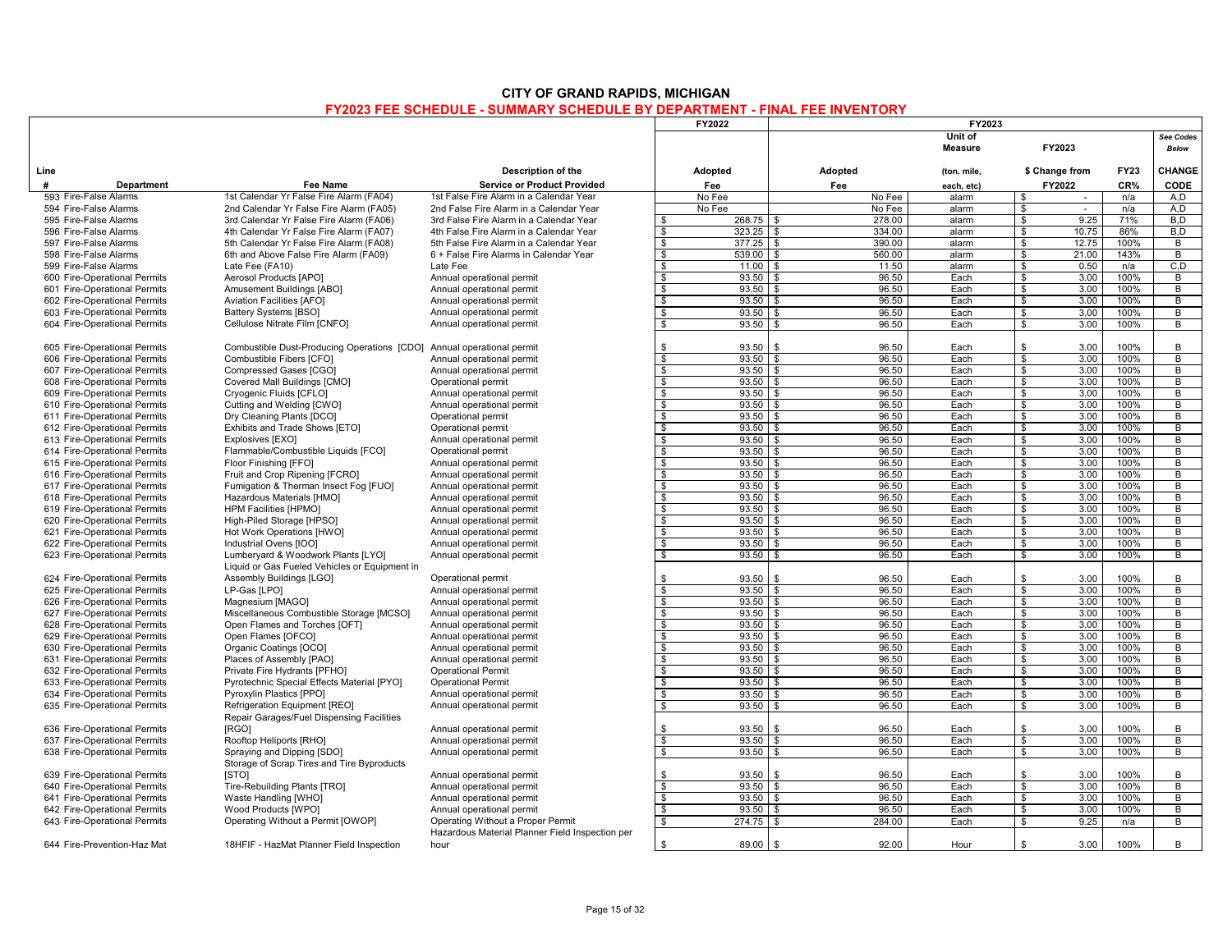# CITY OF GRAND RAPIDS, MICHIGAN

## FY2023 FEE SCHEDULE - SUMMARY SCHEDULE BY DEPARTMENT - FINAL FEE INVENTORY

| Line # | Department | Fee Name | Description of the Service or Product Provided | FY2022 Adopted Fee | FY2023 Adopted Fee | FY2023 Unit of Measure (ton, mile, each, etc) | FY2023 $ Change from FY2022 | FY23 CR% | See Codes Below CHANGE CODE |
|---|---|---|---|---|---|---|---|---|---|
| 593 | Fire-False Alarms | 1st Calendar Yr False Fire Alarm (FA04) | 1st False Fire Alarm in a Calendar Year | No Fee | No Fee | alarm | $ - | n/a | A,D |
| 594 | Fire-False Alarms | 2nd Calendar Yr False Fire Alarm (FA05) | 2nd False Fire Alarm in a Calendar Year | No Fee | No Fee | alarm | $ - | n/a | A,D |
| 595 | Fire-False Alarms | 3rd Calendar Yr False Fire Alarm (FA06) | 3rd False Fire Alarm in a Calendar Year | $ 268.75 | $ 278.00 | alarm | $ 9.25 | 71% | B,D |
| 596 | Fire-False Alarms | 4th Calendar Yr False Fire Alarm (FA07) | 4th False Fire Alarm in a Calendar Year | $ 323.25 | $ 334.00 | alarm | $ 10.75 | 86% | B,D |
| 597 | Fire-False Alarms | 5th Calendar Yr False Fire Alarm (FA08) | 5th False Fire Alarm in a Calendar Year | $ 377.25 | $ 390.00 | alarm | $ 12.75 | 100% | B |
| 598 | Fire-False Alarms | 6th and Above False Fire Alarm (FA09) | 6 + False Fire Alarms in Calendar Year | $ 539.00 | $ 560.00 | alarm | $ 21.00 | 143% | B |
| 599 | Fire-False Alarms | Late Fee (FA10) | Late Fee | $ 11.00 | $ 11.50 | alarm | $ 0.50 | n/a | C,D |
| 600 | Fire-Operational Permits | Aerosol Products [APO] | Annual operational permit | $ 93.50 | $ 96.50 | Each | $ 3.00 | 100% | B |
| 601 | Fire-Operational Permits | Amusement Buildings [ABO] | Annual operational permit | $ 93.50 | $ 96.50 | Each | $ 3.00 | 100% | B |
| 602 | Fire-Operational Permits | Aviation Facilities [AFO] | Annual operational permit | $ 93.50 | $ 96.50 | Each | $ 3.00 | 100% | B |
| 603 | Fire-Operational Permits | Battery Systems [BSO] | Annual operational permit | $ 93.50 | $ 96.50 | Each | $ 3.00 | 100% | B |
| 604 | Fire-Operational Permits | Cellulose Nitrate Film [CNFO] | Annual operational permit | $ 93.50 | $ 96.50 | Each | $ 3.00 | 100% | B |
| 605 | Fire-Operational Permits | Combustible Dust-Producing Operations [CDO] | Annual operational permit | $ 93.50 | $ 96.50 | Each | $ 3.00 | 100% | B |
| 606 | Fire-Operational Permits | Combustible Fibers [CFO] | Annual operational permit | $ 93.50 | $ 96.50 | Each | $ 3.00 | 100% | B |
| 607 | Fire-Operational Permits | Compressed Gases [CGO] | Annual operational permit | $ 93.50 | $ 96.50 | Each | $ 3.00 | 100% | B |
| 608 | Fire-Operational Permits | Covered Mall Buildings [CMO] | Operational permit | $ 93.50 | $ 96.50 | Each | $ 3.00 | 100% | B |
| 609 | Fire-Operational Permits | Cryogenic Fluids [CFLO] | Annual operational permit | $ 93.50 | $ 96.50 | Each | $ 3.00 | 100% | B |
| 610 | Fire-Operational Permits | Cutting and Welding [CWO] | Annual operational permit | $ 93.50 | $ 96.50 | Each | $ 3.00 | 100% | B |
| 611 | Fire-Operational Permits | Dry Cleaning Plants [DCO] | Operational permit | $ 93.50 | $ 96.50 | Each | $ 3.00 | 100% | B |
| 612 | Fire-Operational Permits | Exhibits and Trade Shows [ETO] | Operational permit | $ 93.50 | $ 96.50 | Each | $ 3.00 | 100% | B |
| 613 | Fire-Operational Permits | Explosives [EXO] | Annual operational permit | $ 93.50 | $ 96.50 | Each | $ 3.00 | 100% | B |
| 614 | Fire-Operational Permits | Flammable/Combustible Liquids [FCO] | Operational permit | $ 93.50 | $ 96.50 | Each | $ 3.00 | 100% | B |
| 615 | Fire-Operational Permits | Floor Finishing [FFO] | Annual operational permit | $ 93.50 | $ 96.50 | Each | $ 3.00 | 100% | B |
| 616 | Fire-Operational Permits | Fruit and Crop Ripening [FCRO] | Annual operational permit | $ 93.50 | $ 96.50 | Each | $ 3.00 | 100% | B |
| 617 | Fire-Operational Permits | Fumigation & Therman Insect Fog [FUO] | Annual operational permit | $ 93.50 | $ 96.50 | Each | $ 3.00 | 100% | B |
| 618 | Fire-Operational Permits | Hazardous Materials [HMO] | Annual operational permit | $ 93.50 | $ 96.50 | Each | $ 3.00 | 100% | B |
| 619 | Fire-Operational Permits | HPM Facilities [HPMO] | Annual operational permit | $ 93.50 | $ 96.50 | Each | $ 3.00 | 100% | B |
| 620 | Fire-Operational Permits | High-Piled Storage [HPSO] | Annual operational permit | $ 93.50 | $ 96.50 | Each | $ 3.00 | 100% | B |
| 621 | Fire-Operational Permits | Hot Work Operations [HWO] | Annual operational permit | $ 93.50 | $ 96.50 | Each | $ 3.00 | 100% | B |
| 622 | Fire-Operational Permits | Industrial Ovens [IOO] | Annual operational permit | $ 93.50 | $ 96.50 | Each | $ 3.00 | 100% | B |
| 623 | Fire-Operational Permits | Lumberyard & Woodwork Plants [LYO] | Annual operational permit | $ 93.50 | $ 96.50 | Each | $ 3.00 | 100% | B |
| 624 | Fire-Operational Permits | Liquid or Gas Fueled Vehicles or Equipment in Assembly Buildings [LGO] | Operational permit | $ 93.50 | $ 96.50 | Each | $ 3.00 | 100% | B |
| 625 | Fire-Operational Permits | LP-Gas [LPO] | Annual operational permit | $ 93.50 | $ 96.50 | Each | $ 3.00 | 100% | B |
| 626 | Fire-Operational Permits | Magnesium [MAGO] | Annual operational permit | $ 93.50 | $ 96.50 | Each | $ 3.00 | 100% | B |
| 627 | Fire-Operational Permits | Miscellaneous Combustible Storage [MCSO] | Annual operational permit | $ 93.50 | $ 96.50 | Each | $ 3.00 | 100% | B |
| 628 | Fire-Operational Permits | Open Flames and Torches [OFT] | Annual operational permit | $ 93.50 | $ 96.50 | Each | $ 3.00 | 100% | B |
| 629 | Fire-Operational Permits | Open Flames [OFCO] | Annual operational permit | $ 93.50 | $ 96.50 | Each | $ 3.00 | 100% | B |
| 630 | Fire-Operational Permits | Organic Coatings [OCO] | Annual operational permit | $ 93.50 | $ 96.50 | Each | $ 3.00 | 100% | B |
| 631 | Fire-Operational Permits | Places of Assembly [PAO] | Annual operational permit | $ 93.50 | $ 96.50 | Each | $ 3.00 | 100% | B |
| 632 | Fire-Operational Permits | Private Fire Hydrants [PFHO] | Operational Permit | $ 93.50 | $ 96.50 | Each | $ 3.00 | 100% | B |
| 633 | Fire-Operational Permits | Pyrotechnic Special Effects Material [PYO] | Operational Permit | $ 93.50 | $ 96.50 | Each | $ 3.00 | 100% | B |
| 634 | Fire-Operational Permits | Pyroxylin Plastics [PPO] | Annual operational permit | $ 93.50 | $ 96.50 | Each | $ 3.00 | 100% | B |
| 635 | Fire-Operational Permits | Refrigeration Equipment [REO] | Annual operational permit | $ 93.50 | $ 96.50 | Each | $ 3.00 | 100% | B |
| 636 | Fire-Operational Permits | Repair Garages/Fuel Dispensing Facilities [RGO] | Annual operational permit | $ 93.50 | $ 96.50 | Each | $ 3.00 | 100% | B |
| 637 | Fire-Operational Permits | Rooftop Heliports [RHO] | Annual operational permit | $ 93.50 | $ 96.50 | Each | $ 3.00 | 100% | B |
| 638 | Fire-Operational Permits | Spraying and Dipping [SDO] | Annual operational permit | $ 93.50 | $ 96.50 | Each | $ 3.00 | 100% | B |
| 639 | Fire-Operational Permits | Storage of Scrap Tires and Tire Byproducts [STO] | Annual operational permit | $ 93.50 | $ 96.50 | Each | $ 3.00 | 100% | B |
| 640 | Fire-Operational Permits | Tire-Rebuilding Plants [TRO] | Annual operational permit | $ 93.50 | $ 96.50 | Each | $ 3.00 | 100% | B |
| 641 | Fire-Operational Permits | Waste Handling [WHO] | Annual operational permit | $ 93.50 | $ 96.50 | Each | $ 3.00 | 100% | B |
| 642 | Fire-Operational Permits | Wood Products [WPO] | Annual operational permit | $ 93.50 | $ 96.50 | Each | $ 3.00 | 100% | B |
| 643 | Fire-Operational Permits | Operating Without a Permit [OWOP] | Operating Without a Proper Permit | $ 274.75 | $ 284.00 | Each | $ 9.25 | n/a | B |
| 644 | Fire-Prevention-Haz Mat | 18HFIF - HazMat Planner Field Inspection | Hazardous Material Planner Field Inspection per hour | $ 89.00 | $ 92.00 | Hour | $ 3.00 | 100% | B |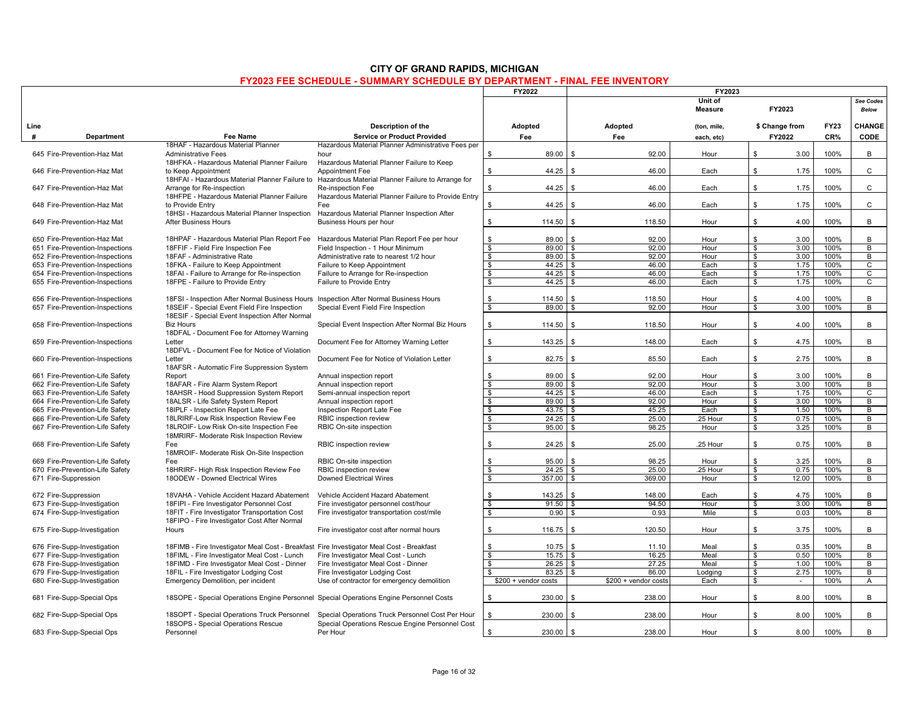# CITY OF GRAND RAPIDS, MICHIGAN

## FY2023 FEE SCHEDULE - SUMMARY SCHEDULE BY DEPARTMENT - FINAL FEE INVENTORY

| Line # | Department | Fee Name | Description of the Service or Product Provided | FY2022 Adopted Fee | FY2023 Adopted Fee | FY2023 Unit of Measure (ton, mile, each, etc) | FY2023 $ Change from FY2022 | FY23 CR% | CHANGE CODE (See Codes Below) |
|---|---|---|---|---|---|---|---|---|---|
| 645 | Fire-Prevention-Haz Mat | 18HAF - Hazardous Material Planner Administrative Fees | Hazardous Material Planner Administrative Fees per hour | $ 89.00 | $ 92.00 | Hour | $ 3.00 | 100% | B |
| 646 | Fire-Prevention-Haz Mat | 18HFKA - Hazardous Material Planner Failure to Keep Appointment | Hazardous Material Planner Failure to Keep Appointment Fee | $ 44.25 | $ 46.00 | Each | $ 1.75 | 100% | C |
| 647 | Fire-Prevention-Haz Mat | 18HFAI - Hazardous Material Planner Failure to Arrange for Re-inspection | Hazardous Material Planner Failure to Arrange for Re-inspection Fee | $ 44.25 | $ 46.00 | Each | $ 1.75 | 100% | C |
| 648 | Fire-Prevention-Haz Mat | 18HFPE - Hazardous Material Planner Failure to Provide Entry | Hazardous Material Planner Failure to Provide Entry Fee | $ 44.25 | $ 46.00 | Each | $ 1.75 | 100% | C |
| 649 | Fire-Prevention-Haz Mat | 18HSI - Hazardous Material Planner Inspection After Business Hours | Hazardous Material Planner Inspection After Business Hours per hour | $ 114.50 | $ 118.50 | Hour | $ 4.00 | 100% | B |
| 650 | Fire-Prevention-Haz Mat | 18HPAF - Hazardous Material Plan Report Fee | Hazardous Material Plan Report Fee per hour | $ 89.00 | $ 92.00 | Hour | $ 3.00 | 100% | B |
| 651 | Fire-Prevention-Inspections | 18FFIF - Field Fire Inspection Fee | Field Inspection - 1 Hour Minimum | $ 89.00 | $ 92.00 | Hour | $ 3.00 | 100% | B |
| 652 | Fire-Prevention-Inspections | 18FAF - Administrative Rate | Administrative rate to nearest 1/2 hour | $ 89.00 | $ 92.00 | Hour | $ 3.00 | 100% | B |
| 653 | Fire-Prevention-Inspections | 18FKA - Failure to Keep Appointment | Failure to Keep Appointment | $ 44.25 | $ 46.00 | Each | $ 1.75 | 100% | C |
| 654 | Fire-Prevention-Inspections | 18FAI - Failure to Arrange for Re-inspection | Failure to Arrange for Re-inspection | $ 44.25 | $ 46.00 | Each | $ 1.75 | 100% | C |
| 655 | Fire-Prevention-Inspections | 18FPE - Failure to Provide Entry | Failure to Provide Entry | $ 44.25 | $ 46.00 | Each | $ 1.75 | 100% | C |
| 656 | Fire-Prevention-Inspections | 18FSI - Inspection After Normal Business Hours | Inspection After Normal Business Hours | $ 114.50 | $ 118.50 | Hour | $ 4.00 | 100% | B |
| 657 | Fire-Prevention-Inspections | 18SEIF - Special Event Field Fire Inspection | Special Event Field Fire Inspection | $ 89.00 | $ 92.00 | Hour | $ 3.00 | 100% | B |
| 658 | Fire-Prevention-Inspections | 18ESIF - Special Event Inspection After Normal Biz Hours | Special Event Inspection After Normal Biz Hours | $ 114.50 | $ 118.50 | Hour | $ 4.00 | 100% | B |
| 659 | Fire-Prevention-Inspections | 18DFAL - Document Fee for Attorney Warning Letter | Document Fee for Attorney Warning Letter | $ 143.25 | $ 148.00 | Each | $ 4.75 | 100% | B |
| 660 | Fire-Prevention-Inspections | 18DFVL - Document Fee for Notice of Violation Letter | Document Fee for Notice of Violation Letter | $ 82.75 | $ 85.50 | Each | $ 2.75 | 100% | B |
| 661 | Fire-Prevention-Life Safety | 18AFSR - Automatic Fire Suppression System Report | Annual inspection report | $ 89.00 | $ 92.00 | Hour | $ 3.00 | 100% | B |
| 662 | Fire-Prevention-Life Safety | 18AFAR - Fire Alarm System Report | Annual inspection report | $ 89.00 | $ 92.00 | Hour | $ 3.00 | 100% | B |
| 663 | Fire-Prevention-Life Safety | 18AHSR - Hood Suppression System Report | Semi-annual inspection report | $ 44.25 | $ 46.00 | Each | $ 1.75 | 100% | C |
| 664 | Fire-Prevention-Life Safety | 18ALSR - Life Safety System Report | Annual inspection report | $ 89.00 | $ 92.00 | Hour | $ 3.00 | 100% | B |
| 665 | Fire-Prevention-Life Safety | 18IPLF - Inspection Report Late Fee | Inspection Report Late Fee | $ 43.75 | $ 45.25 | Each | $ 1.50 | 100% | B |
| 666 | Fire-Prevention-Life Safety | 18LRIRF-Low Risk Inspection Review Fee | RBIC inspection review | $ 24.25 | $ 25.00 | .25 Hour | $ 0.75 | 100% | B |
| 667 | Fire-Prevention-Life Safety | 18LROIF- Low Risk On-site Inspection Fee | RBIC On-site inspection | $ 95.00 | $ 98.25 | Hour | $ 3.25 | 100% | B |
| 668 | Fire-Prevention-Life Safety | 18MRIRF- Moderate Risk Inspection Review Fee | RBIC inspection review | $ 24.25 | $ 25.00 | .25 Hour | $ 0.75 | 100% | B |
| 669 | Fire-Prevention-Life Safety | 18MROIF- Moderate Risk On-Site Inspection Fee | RBIC On-site inspection | $ 95.00 | $ 98.25 | Hour | $ 3.25 | 100% | B |
| 670 | Fire-Prevention-Life Safety | 18HRIRF- High Risk Inspection Review Fee | RBIC inspection review | $ 24.25 | $ 25.00 | .25 Hour | $ 0.75 | 100% | B |
| 671 | Fire-Suppression | 18ODEW - Downed Electrical Wires | Downed Electrical Wires | $ 357.00 | $ 369.00 | Hour | $ 12.00 | 100% | B |
| 672 | Fire-Suppression | 18VAHA - Vehicle Accident Hazard Abatement | Vehicle Accident Hazard Abatement | $ 143.25 | $ 148.00 | Each | $ 4.75 | 100% | B |
| 673 | Fire-Supp-Investigation | 18FIPI - Fire Investigator Personnel Cost | Fire investigator personnel cost/hour | $ 91.50 | $ 94.50 | Hour | $ 3.00 | 100% | B |
| 674 | Fire-Supp-Investigation | 18FIT - Fire Investigator Transportation Cost | Fire investigator transportation cost/mile | $ 0.90 | $ 0.93 | Mile | $ 0.03 | 100% | B |
| 675 | Fire-Supp-Investigation | 18FIPO - Fire Investigator Cost After Normal Hours | Fire investigator cost after normal hours | $ 116.75 | $ 120.50 | Hour | $ 3.75 | 100% | B |
| 676 | Fire-Supp-Investigation | 18FIMB - Fire Investigator Meal Cost - Breakfast | Fire Investigator Meal Cost - Breakfast | $ 10.75 | $ 11.10 | Meal | $ 0.35 | 100% | B |
| 677 | Fire-Supp-Investigation | 18FIML - Fire Investigator Meal Cost - Lunch | Fire Investigator Meal Cost - Lunch | $ 15.75 | $ 16.25 | Meal | $ 0.50 | 100% | B |
| 678 | Fire-Supp-Investigation | 18FIMD - Fire Investigator Meal Cost - Dinner | Fire Investigator Meal Cost - Dinner | $ 26.25 | $ 27.25 | Meal | $ 1.00 | 100% | B |
| 679 | Fire-Supp-Investigation | 18FIL - Fire Investigator Lodging Cost | Fire Investigator Lodging Cost | $ 83.25 | $ 86.00 | Lodging | $ 2.75 | 100% | B |
| 680 | Fire-Supp-Investigation | Emergency Demolition, per incident | Use of contractor for emergency demolition | $200 + vendor costs | $200 + vendor costs | Each | $ - | 100% | A |
| 681 | Fire-Supp-Special Ops | 18SOPE - Special Operations Engine Personnel | Special Operations Engine Personnel Costs | $ 230.00 | $ 238.00 | Hour | $ 8.00 | 100% | B |
| 682 | Fire-Supp-Special Ops | 18SOPT - Special Operations Truck Personnel | Special Operations Truck Personnel Cost Per Hour | $ 230.00 | $ 238.00 | Hour | $ 8.00 | 100% | B |
| 683 | Fire-Supp-Special Ops | 18SOPS - Special Operations Rescue Personnel | Special Operations Rescue Engine Personnel Cost Per Hour | $ 230.00 | $ 238.00 | Hour | $ 8.00 | 100% | B |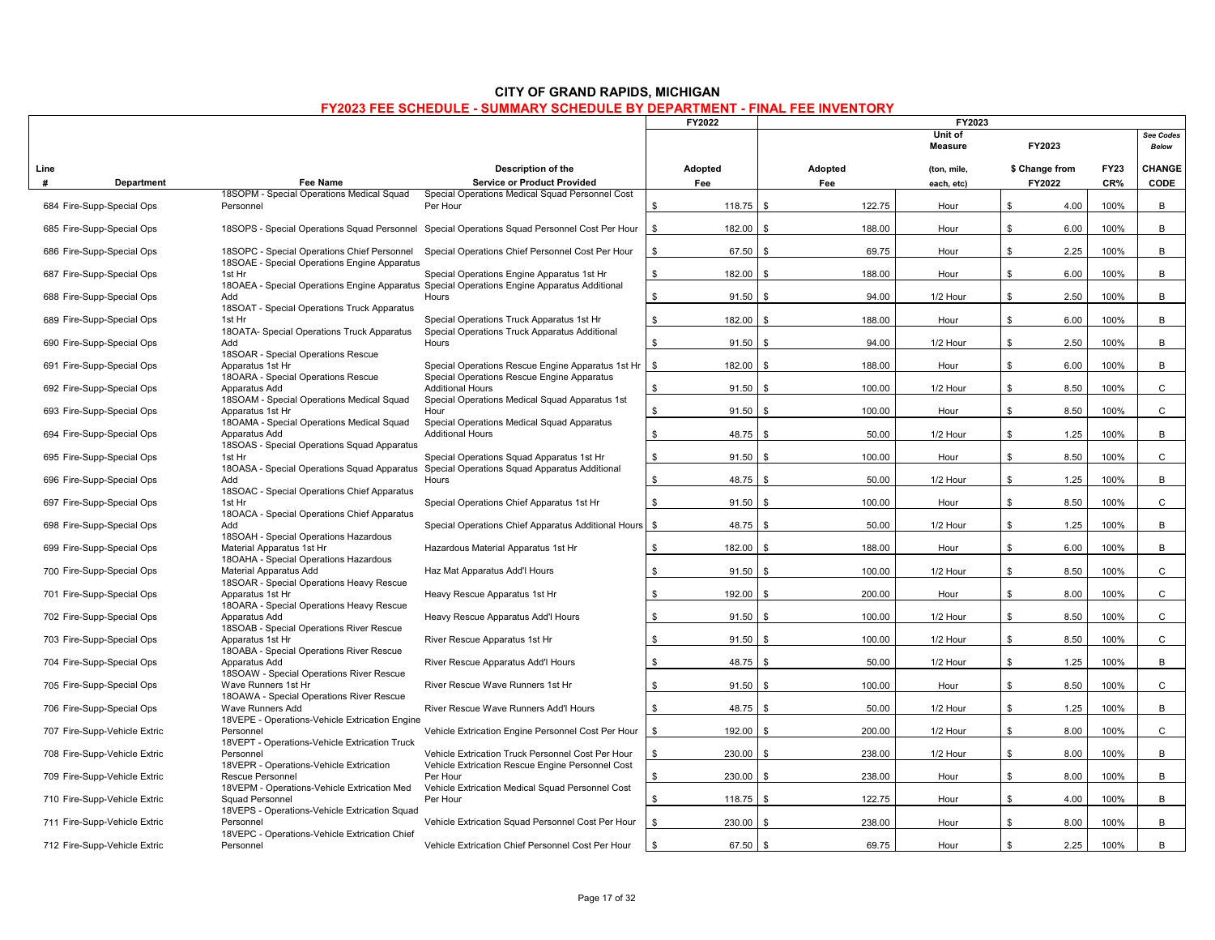# CITY OF GRAND RAPIDS, MICHIGAN

## FY2023 FEE SCHEDULE - SUMMARY SCHEDULE BY DEPARTMENT - FINAL FEE INVENTORY

| Line # | Department | Fee Name | Description of the Service or Product Provided | FY2022 Adopted Fee | FY2023 Adopted Fee | FY2023 Unit of Measure (ton, mile, each, etc) | FY2023 $ Change from FY2022 | FY23 CR% | CHANGE CODE (See Codes Below) |
|---|---|---|---|---|---|---|---|---|---|
| 684 | Fire-Supp-Special Ops | 18SOPM - Special Operations Medical Squad Personnel | Special Operations Medical Squad Personnel Cost Per Hour | $ 118.75 | $ 122.75 | Hour | $ 4.00 | 100% | B |
| 685 | Fire-Supp-Special Ops | 18SOPS - Special Operations Squad Personnel | Special Operations Squad Personnel Cost Per Hour | $ 182.00 | $ 188.00 | Hour | $ 6.00 | 100% | B |
| 686 | Fire-Supp-Special Ops | 18SOPC - Special Operations Chief Personnel | Special Operations Chief Personnel Cost Per Hour | $ 67.50 | $ 69.75 | Hour | $ 2.25 | 100% | B |
| 687 | Fire-Supp-Special Ops | 18SOAE - Special Operations Engine Apparatus 1st Hr | Special Operations Engine Apparatus 1st Hr | $ 182.00 | $ 188.00 | Hour | $ 6.00 | 100% | B |
| 688 | Fire-Supp-Special Ops | 18OAEA - Special Operations Engine Apparatus Add | Special Operations Engine Apparatus Additional Hours | $ 91.50 | $ 94.00 | 1/2 Hour | $ 2.50 | 100% | B |
| 689 | Fire-Supp-Special Ops | 18SOAT - Special Operations Truck Apparatus 1st Hr | Special Operations Truck Apparatus 1st Hr | $ 182.00 | $ 188.00 | Hour | $ 6.00 | 100% | B |
| 690 | Fire-Supp-Special Ops | 18OATA- Special Operations Truck Apparatus Add | Special Operations Truck Apparatus Additional Hours | $ 91.50 | $ 94.00 | 1/2 Hour | $ 2.50 | 100% | B |
| 691 | Fire-Supp-Special Ops | 18SOAR - Special Operations Rescue Apparatus 1st Hr | Special Operations Rescue Engine Apparatus 1st Hr | $ 182.00 | $ 188.00 | Hour | $ 6.00 | 100% | B |
| 692 | Fire-Supp-Special Ops | 18OARA - Special Operations Rescue Apparatus Add | Special Operations Rescue Engine Apparatus Additional Hours | $ 91.50 | $ 100.00 | 1/2 Hour | $ 8.50 | 100% | C |
| 693 | Fire-Supp-Special Ops | 18SOAM - Special Operations Medical Squad Apparatus 1st Hr | Special Operations Medical Squad Apparatus 1st Hour | $ 91.50 | $ 100.00 | Hour | $ 8.50 | 100% | C |
| 694 | Fire-Supp-Special Ops | 18OAMA - Special Operations Medical Squad Apparatus Add | Special Operations Medical Squad Apparatus Additional Hours | $ 48.75 | $ 50.00 | 1/2 Hour | $ 1.25 | 100% | B |
| 695 | Fire-Supp-Special Ops | 18SOAS - Special Operations Squad Apparatus 1st Hr | Special Operations Squad Apparatus 1st Hr | $ 91.50 | $ 100.00 | Hour | $ 8.50 | 100% | C |
| 696 | Fire-Supp-Special Ops | 18OASA - Special Operations Squad Apparatus Add | Special Operations Squad Apparatus Additional Hours | $ 48.75 | $ 50.00 | 1/2 Hour | $ 1.25 | 100% | B |
| 697 | Fire-Supp-Special Ops | 18SOAC - Special Operations Chief Apparatus 1st Hr | Special Operations Chief Apparatus 1st Hr | $ 91.50 | $ 100.00 | Hour | $ 8.50 | 100% | C |
| 698 | Fire-Supp-Special Ops | 18OACA - Special Operations Chief Apparatus Add | Special Operations Chief Apparatus Additional Hours | $ 48.75 | $ 50.00 | 1/2 Hour | $ 1.25 | 100% | B |
| 699 | Fire-Supp-Special Ops | 18SOAH - Special Operations Hazardous Material Apparatus 1st Hr | Hazardous Material Apparatus 1st Hr | $ 182.00 | $ 188.00 | Hour | $ 6.00 | 100% | B |
| 700 | Fire-Supp-Special Ops | 18OAHA - Special Operations Hazardous Material Apparatus Add | Haz Mat Apparatus Add'l Hours | $ 91.50 | $ 100.00 | 1/2 Hour | $ 8.50 | 100% | C |
| 701 | Fire-Supp-Special Ops | 18SOAR - Special Operations Heavy Rescue Apparatus 1st Hr | Heavy Rescue Apparatus 1st Hr | $ 192.00 | $ 200.00 | Hour | $ 8.00 | 100% | C |
| 702 | Fire-Supp-Special Ops | 18OARA - Special Operations Heavy Rescue Apparatus Add | Heavy Rescue Apparatus Add'l Hours | $ 91.50 | $ 100.00 | 1/2 Hour | $ 8.50 | 100% | C |
| 703 | Fire-Supp-Special Ops | 18SOAB - Special Operations River Rescue Apparatus 1st Hr | River Rescue Apparatus 1st Hr | $ 91.50 | $ 100.00 | 1/2 Hour | $ 8.50 | 100% | C |
| 704 | Fire-Supp-Special Ops | 18OABA - Special Operations River Rescue Apparatus Add | River Rescue Apparatus Add'l Hours | $ 48.75 | $ 50.00 | 1/2 Hour | $ 1.25 | 100% | B |
| 705 | Fire-Supp-Special Ops | 18SOAW - Special Operations River Rescue Wave Runners 1st Hr | River Rescue Wave Runners 1st Hr | $ 91.50 | $ 100.00 | Hour | $ 8.50 | 100% | C |
| 706 | Fire-Supp-Special Ops | 18OAWA - Special Operations River Rescue Wave Runners Add | River Rescue Wave Runners Add'l Hours | $ 48.75 | $ 50.00 | 1/2 Hour | $ 1.25 | 100% | B |
| 707 | Fire-Supp-Vehicle Extric | 18VEPE - Operations-Vehicle Extrication Engine Personnel | Vehicle Extrication Engine Personnel Cost Per Hour | $ 192.00 | $ 200.00 | 1/2 Hour | $ 8.00 | 100% | C |
| 708 | Fire-Supp-Vehicle Extric | 18VEPT - Operations-Vehicle Extrication Truck Personnel | Vehicle Extrication Truck Personnel Cost Per Hour | $ 230.00 | $ 238.00 | 1/2 Hour | $ 8.00 | 100% | B |
| 709 | Fire-Supp-Vehicle Extric | 18VEPR - Operations-Vehicle Extrication Rescue Personnel | Vehicle Extrication Rescue Engine Personnel Cost Per Hour | $ 230.00 | $ 238.00 | Hour | $ 8.00 | 100% | B |
| 710 | Fire-Supp-Vehicle Extric | 18VEPM - Operations-Vehicle Extrication Med Squad Personnel | Vehicle Extrication Medical Squad Personnel Cost Per Hour | $ 118.75 | $ 122.75 | Hour | $ 4.00 | 100% | B |
| 711 | Fire-Supp-Vehicle Extric | 18VEPS - Operations-Vehicle Extrication Squad Personnel | Vehicle Extrication Squad Personnel Cost Per Hour | $ 230.00 | $ 238.00 | Hour | $ 8.00 | 100% | B |
| 712 | Fire-Supp-Vehicle Extric | 18VEPC - Operations-Vehicle Extrication Chief Personnel | Vehicle Extrication Chief Personnel Cost Per Hour | $ 67.50 | $ 69.75 | Hour | $ 2.25 | 100% | B |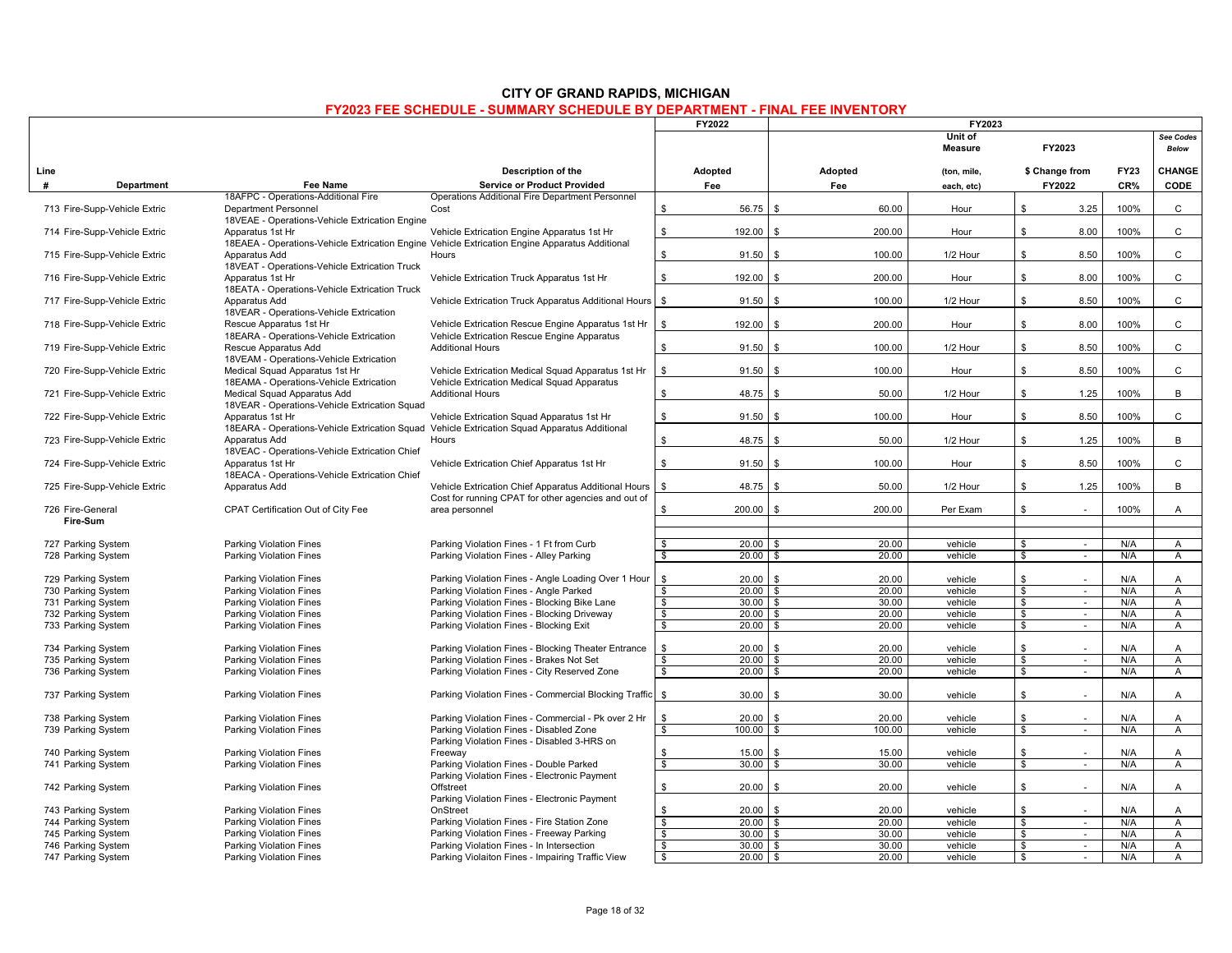# CITY OF GRAND RAPIDS, MICHIGAN

## FY2023 FEE SCHEDULE - SUMMARY SCHEDULE BY DEPARTMENT - FINAL FEE INVENTORY

| Line # | Department | Fee Name | Description of the Service or Product Provided | FY2022 Adopted Fee | FY2023 Adopted Fee | FY2023 Unit of Measure (ton, mile, each, etc) | FY2023 $ Change from FY2022 | FY23 CR% | See Codes Below CHANGE CODE |
|---|---|---|---|---|---|---|---|---|---|
| 713 | Fire-Supp-Vehicle Extric | 18AFPC - Operations-Additional Fire Department Personnel | Operations Additional Fire Department Personnel Cost | $ 56.75 | $ 60.00 | Hour | $ 3.25 | 100% | C |
| 714 | Fire-Supp-Vehicle Extric | 18VEAE - Operations-Vehicle Extrication Engine Apparatus 1st Hr | Vehicle Extrication Engine Apparatus 1st Hr | $ 192.00 | $ 200.00 | Hour | $ 8.00 | 100% | C |
| 715 | Fire-Supp-Vehicle Extric | 18EAEA - Operations-Vehicle Extrication Engine Apparatus Add | Vehicle Extrication Engine Apparatus Additional Hours | $ 91.50 | $ 100.00 | 1/2 Hour | $ 8.50 | 100% | C |
| 716 | Fire-Supp-Vehicle Extric | 18VEAT - Operations-Vehicle Extrication Truck Apparatus 1st Hr | Vehicle Extrication Truck Apparatus 1st Hr | $ 192.00 | $ 200.00 | Hour | $ 8.00 | 100% | C |
| 717 | Fire-Supp-Vehicle Extric | 18EATA - Operations-Vehicle Extrication Truck Apparatus Add | Vehicle Extrication Truck Apparatus Additional Hours | $ 91.50 | $ 100.00 | 1/2 Hour | $ 8.50 | 100% | C |
| 718 | Fire-Supp-Vehicle Extric | 18VEAR - Operations-Vehicle Extrication Rescue Apparatus 1st Hr | Vehicle Extrication Rescue Engine Apparatus 1st Hr | $ 192.00 | $ 200.00 | Hour | $ 8.00 | 100% | C |
| 719 | Fire-Supp-Vehicle Extric | 18EARA - Operations-Vehicle Extrication Rescue Apparatus Add | Vehicle Extrication Rescue Engine Apparatus Additional Hours | $ 91.50 | $ 100.00 | 1/2 Hour | $ 8.50 | 100% | C |
| 720 | Fire-Supp-Vehicle Extric | 18VEAM - Operations-Vehicle Extrication Medical Squad Apparatus 1st Hr | Vehicle Extrication Medical Squad Apparatus 1st Hr | $ 91.50 | $ 100.00 | Hour | $ 8.50 | 100% | C |
| 721 | Fire-Supp-Vehicle Extric | 18EAMA - Operations-Vehicle Extrication Medical Squad Apparatus Add | Vehicle Extrication Medical Squad Apparatus Additional Hours | $ 48.75 | $ 50.00 | 1/2 Hour | $ 1.25 | 100% | B |
| 722 | Fire-Supp-Vehicle Extric | 18VEAR - Operations-Vehicle Extrication Squad Apparatus 1st Hr | Vehicle Extrication Squad Apparatus 1st Hr | $ 91.50 | $ 100.00 | Hour | $ 8.50 | 100% | C |
| 723 | Fire-Supp-Vehicle Extric | 18EARA - Operations-Vehicle Extrication Squad Apparatus Add | Vehicle Extrication Squad Apparatus Additional Hours | $ 48.75 | $ 50.00 | 1/2 Hour | $ 1.25 | 100% | B |
| 724 | Fire-Supp-Vehicle Extric | 18VEAC - Operations-Vehicle Extrication Chief Apparatus 1st Hr | Vehicle Extrication Chief Apparatus 1st Hr | $ 91.50 | $ 100.00 | Hour | $ 8.50 | 100% | C |
| 725 | Fire-Supp-Vehicle Extric | 18EACA - Operations-Vehicle Extrication Chief Apparatus Add | Vehicle Extrication Chief Apparatus Additional Hours | $ 48.75 | $ 50.00 | 1/2 Hour | $ 1.25 | 100% | B |
| 726 | Fire-General | CPAT Certification Out of City Fee | Cost for running CPAT for other agencies and out of area personnel | $ 200.00 | $ 200.00 | Per Exam | $ - | 100% | A |
| | **Fire-Sum** | | | | | | | | |
| 727 | Parking System | Parking Violation Fines | Parking Violation Fines - 1 Ft from Curb | $ 20.00 | $ 20.00 | vehicle | $ - | N/A | A |
| 728 | Parking System | Parking Violation Fines | Parking Violation Fines - Alley Parking | $ 20.00 | $ 20.00 | vehicle | $ - | N/A | A |
| 729 | Parking System | Parking Violation Fines | Parking Violation Fines - Angle Loading Over 1 Hour | $ 20.00 | $ 20.00 | vehicle | $ - | N/A | A |
| 730 | Parking System | Parking Violation Fines | Parking Violation Fines - Angle Parked | $ 20.00 | $ 20.00 | vehicle | $ - | N/A | A |
| 731 | Parking System | Parking Violation Fines | Parking Violation Fines - Blocking Bike Lane | $ 30.00 | $ 30.00 | vehicle | $ - | N/A | A |
| 732 | Parking System | Parking Violation Fines | Parking Violation Fines - Blocking Driveway | $ 20.00 | $ 20.00 | vehicle | $ - | N/A | A |
| 733 | Parking System | Parking Violation Fines | Parking Violation Fines - Blocking Exit | $ 20.00 | $ 20.00 | vehicle | $ - | N/A | A |
| 734 | Parking System | Parking Violation Fines | Parking Violation Fines - Blocking Theater Entrance | $ 20.00 | $ 20.00 | vehicle | $ - | N/A | A |
| 735 | Parking System | Parking Violation Fines | Parking Violation Fines - Brakes Not Set | $ 20.00 | $ 20.00 | vehicle | $ - | N/A | A |
| 736 | Parking System | Parking Violation Fines | Parking Violation Fines - City Reserved Zone | $ 20.00 | $ 20.00 | vehicle | $ - | N/A | A |
| 737 | Parking System | Parking Violation Fines | Parking Violation Fines - Commercial Blocking Traffic | $ 30.00 | $ 30.00 | vehicle | $ - | N/A | A |
| 738 | Parking System | Parking Violation Fines | Parking Violation Fines - Commercial - Pk over 2 Hr | $ 20.00 | $ 20.00 | vehicle | $ - | N/A | A |
| 739 | Parking System | Parking Violation Fines | Parking Violation Fines - Disabled Zone | $ 100.00 | $ 100.00 | vehicle | $ - | N/A | A |
| 740 | Parking System | Parking Violation Fines | Parking Violation Fines - Disabled 3-HRS on Freeway | $ 15.00 | $ 15.00 | vehicle | $ - | N/A | A |
| 741 | Parking System | Parking Violation Fines | Parking Violation Fines - Double Parked | $ 30.00 | $ 30.00 | vehicle | $ - | N/A | A |
| 742 | Parking System | Parking Violation Fines | Parking Violation Fines - Electronic Payment Offstreet | $ 20.00 | $ 20.00 | vehicle | $ - | N/A | A |
| 743 | Parking System | Parking Violation Fines | Parking Violation Fines - Electronic Payment OnStreet | $ 20.00 | $ 20.00 | vehicle | $ - | N/A | A |
| 744 | Parking System | Parking Violation Fines | Parking Violation Fines - Fire Station Zone | $ 20.00 | $ 20.00 | vehicle | $ - | N/A | A |
| 745 | Parking System | Parking Violation Fines | Parking Violation Fines - Freeway Parking | $ 30.00 | $ 30.00 | vehicle | $ - | N/A | A |
| 746 | Parking System | Parking Violation Fines | Parking Violation Fines - In Intersection | $ 30.00 | $ 30.00 | vehicle | $ - | N/A | A |
| 747 | Parking System | Parking Violation Fines | Parking Violaiton Fines - Impairing Traffic View | $ 20.00 | $ 20.00 | vehicle | $ - | N/A | A |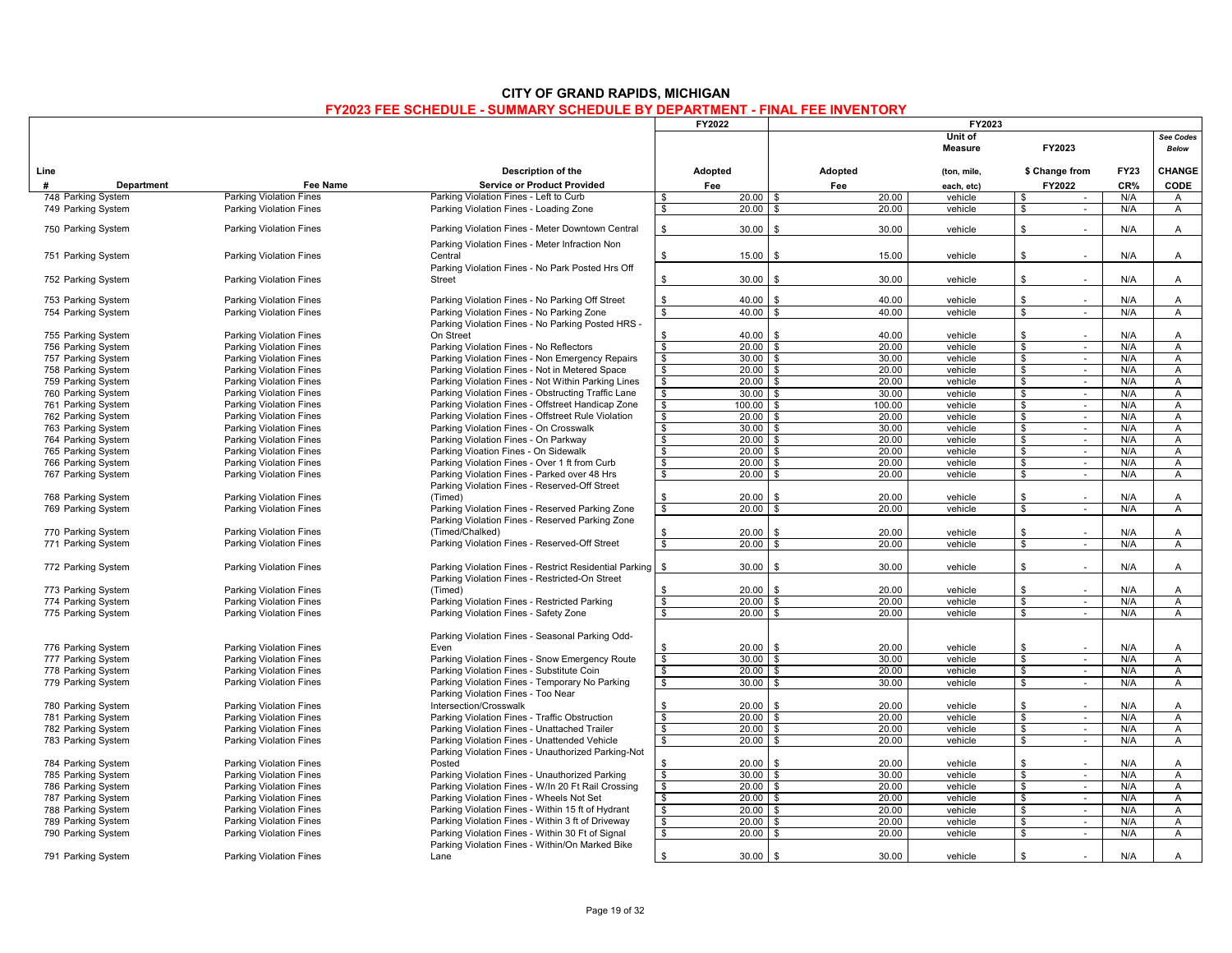# CITY OF GRAND RAPIDS, MICHIGAN

## FY2023 FEE SCHEDULE - SUMMARY SCHEDULE BY DEPARTMENT - FINAL FEE INVENTORY

| Line # | Department | Fee Name | Description of the Service or Product Provided | FY2022 Adopted Fee | FY2023 Adopted Fee | FY2023 Unit of Measure (ton, mile, each, etc) | FY2023 $ Change from FY2022 | FY23 CR% | See Codes Below CHANGE CODE |
|---|---|---|---|---|---|---|---|---|---|
| 748 | Parking System | Parking Violation Fines | Parking Violation Fines - Left to Curb | $ 20.00 | $ 20.00 | vehicle | $ - | N/A | A |
| 749 | Parking System | Parking Violation Fines | Parking Violation Fines - Loading Zone | $ 20.00 | $ 20.00 | vehicle | $ - | N/A | A |
| 750 | Parking System | Parking Violation Fines | Parking Violation Fines - Meter Downtown Central | $ 30.00 | $ 30.00 | vehicle | $ - | N/A | A |
| 751 | Parking System | Parking Violation Fines | Parking Violation Fines - Meter Infraction Non Central | $ 15.00 | $ 15.00 | vehicle | $ - | N/A | A |
| 752 | Parking System | Parking Violation Fines | Parking Violation Fines - No Park Posted Hrs Off Street | $ 30.00 | $ 30.00 | vehicle | $ - | N/A | A |
| 753 | Parking System | Parking Violation Fines | Parking Violation Fines - No Parking Off Street | $ 40.00 | $ 40.00 | vehicle | $ - | N/A | A |
| 754 | Parking System | Parking Violation Fines | Parking Violation Fines - No Parking Zone | $ 40.00 | $ 40.00 | vehicle | $ - | N/A | A |
| 755 | Parking System | Parking Violation Fines | Parking Violation Fines - No Parking Posted HRS - On Street | $ 40.00 | $ 40.00 | vehicle | $ - | N/A | A |
| 756 | Parking System | Parking Violation Fines | Parking Violation Fines - No Reflectors | $ 20.00 | $ 20.00 | vehicle | $ - | N/A | A |
| 757 | Parking System | Parking Violation Fines | Parking Violation Fines - Non Emergency Repairs | $ 30.00 | $ 30.00 | vehicle | $ - | N/A | A |
| 758 | Parking System | Parking Violation Fines | Parking Violation Fines - Not in Metered Space | $ 20.00 | $ 20.00 | vehicle | $ - | N/A | A |
| 759 | Parking System | Parking Violation Fines | Parking Violation Fines - Not Within Parking Lines | $ 20.00 | $ 20.00 | vehicle | $ - | N/A | A |
| 760 | Parking System | Parking Violation Fines | Parking Violation Fines - Obstructing Traffic Lane | $ 30.00 | $ 30.00 | vehicle | $ - | N/A | A |
| 761 | Parking System | Parking Violation Fines | Parking Violation Fines - Offstreet Handicap Zone | $ 100.00 | $ 100.00 | vehicle | $ - | N/A | A |
| 762 | Parking System | Parking Violation Fines | Parking Violation Fines - Offstreet Rule Violation | $ 20.00 | $ 20.00 | vehicle | $ - | N/A | A |
| 763 | Parking System | Parking Violation Fines | Parking Violation Fines - On Crosswalk | $ 30.00 | $ 30.00 | vehicle | $ - | N/A | A |
| 764 | Parking System | Parking Violation Fines | Parking Violation Fines - On Parkway | $ 20.00 | $ 20.00 | vehicle | $ - | N/A | A |
| 765 | Parking System | Parking Violation Fines | Parking Vioation Fines - On Sidewalk | $ 20.00 | $ 20.00 | vehicle | $ - | N/A | A |
| 766 | Parking System | Parking Violation Fines | Parking Violation Fines - Over 1 ft from Curb | $ 20.00 | $ 20.00 | vehicle | $ - | N/A | A |
| 767 | Parking System | Parking Violation Fines | Parking Violation Fines - Parked over 48 Hrs | $ 20.00 | $ 20.00 | vehicle | $ - | N/A | A |
| 768 | Parking System | Parking Violation Fines | Parking Violation Fines - Reserved-Off Street (Timed) | $ 20.00 | $ 20.00 | vehicle | $ - | N/A | A |
| 769 | Parking System | Parking Violation Fines | Parking Violation Fines - Reserved Parking Zone | $ 20.00 | $ 20.00 | vehicle | $ - | N/A | A |
| 770 | Parking System | Parking Violation Fines | Parking Violation Fines - Reserved Parking Zone (Timed/Chalked) | $ 20.00 | $ 20.00 | vehicle | $ - | N/A | A |
| 771 | Parking System | Parking Violation Fines | Parking Violation Fines - Reserved-Off Street | $ 20.00 | $ 20.00 | vehicle | $ - | N/A | A |
| 772 | Parking System | Parking Violation Fines | Parking Violation Fines - Restrict Residential Parking | $ 30.00 | $ 30.00 | vehicle | $ - | N/A | A |
| 773 | Parking System | Parking Violation Fines | Parking Violation Fines - Restricted-On Street (Timed) | $ 20.00 | $ 20.00 | vehicle | $ - | N/A | A |
| 774 | Parking System | Parking Violation Fines | Parking Violation Fines - Restricted Parking | $ 20.00 | $ 20.00 | vehicle | $ - | N/A | A |
| 775 | Parking System | Parking Violation Fines | Parking Violation Fines - Safety Zone | $ 20.00 | $ 20.00 | vehicle | $ - | N/A | A |
| 776 | Parking System | Parking Violation Fines | Parking Violation Fines - Seasonal Parking Odd-Even | $ 20.00 | $ 20.00 | vehicle | $ - | N/A | A |
| 777 | Parking System | Parking Violation Fines | Parking Violation Fines - Snow Emergency Route | $ 30.00 | $ 30.00 | vehicle | $ - | N/A | A |
| 778 | Parking System | Parking Violation Fines | Parking Violation Fines - Substitute Coin | $ 20.00 | $ 20.00 | vehicle | $ - | N/A | A |
| 779 | Parking System | Parking Violation Fines | Parking Violation Fines - Temporary No Parking | $ 30.00 | $ 30.00 | vehicle | $ - | N/A | A |
| 780 | Parking System | Parking Violation Fines | Parking Violation Fines - Too Near Intersection/Crosswalk | $ 20.00 | $ 20.00 | vehicle | $ - | N/A | A |
| 781 | Parking System | Parking Violation Fines | Parking Violation Fines - Traffic Obstruction | $ 20.00 | $ 20.00 | vehicle | $ - | N/A | A |
| 782 | Parking System | Parking Violation Fines | Parking Violation Fines - Unattached Trailer | $ 20.00 | $ 20.00 | vehicle | $ - | N/A | A |
| 783 | Parking System | Parking Violation Fines | Parking Violation Fines - Unattended Vehicle | $ 20.00 | $ 20.00 | vehicle | $ - | N/A | A |
| 784 | Parking System | Parking Violation Fines | Parking Violation Fines - Unauthorized Parking-Not Posted | $ 20.00 | $ 20.00 | vehicle | $ - | N/A | A |
| 785 | Parking System | Parking Violation Fines | Parking Violation Fines - Unauthorized Parking | $ 30.00 | $ 30.00 | vehicle | $ - | N/A | A |
| 786 | Parking System | Parking Violation Fines | Parking Violation Fines - W/In 20 Ft Rail Crossing | $ 20.00 | $ 20.00 | vehicle | $ - | N/A | A |
| 787 | Parking System | Parking Violation Fines | Parking Violation Fines - Wheels Not Set | $ 20.00 | $ 20.00 | vehicle | $ - | N/A | A |
| 788 | Parking System | Parking Violation Fines | Parking Violation Fines - Within 15 ft of Hydrant | $ 20.00 | $ 20.00 | vehicle | $ - | N/A | A |
| 789 | Parking System | Parking Violation Fines | Parking Violation Fines - Within 3 ft of Driveway | $ 20.00 | $ 20.00 | vehicle | $ - | N/A | A |
| 790 | Parking System | Parking Violation Fines | Parking Violation Fines - Within 30 Ft of Signal | $ 20.00 | $ 20.00 | vehicle | $ - | N/A | A |
| 791 | Parking System | Parking Violation Fines | Parking Violation Fines - Within/On Marked Bike Lane | $ 30.00 | $ 30.00 | vehicle | $ - | N/A | A |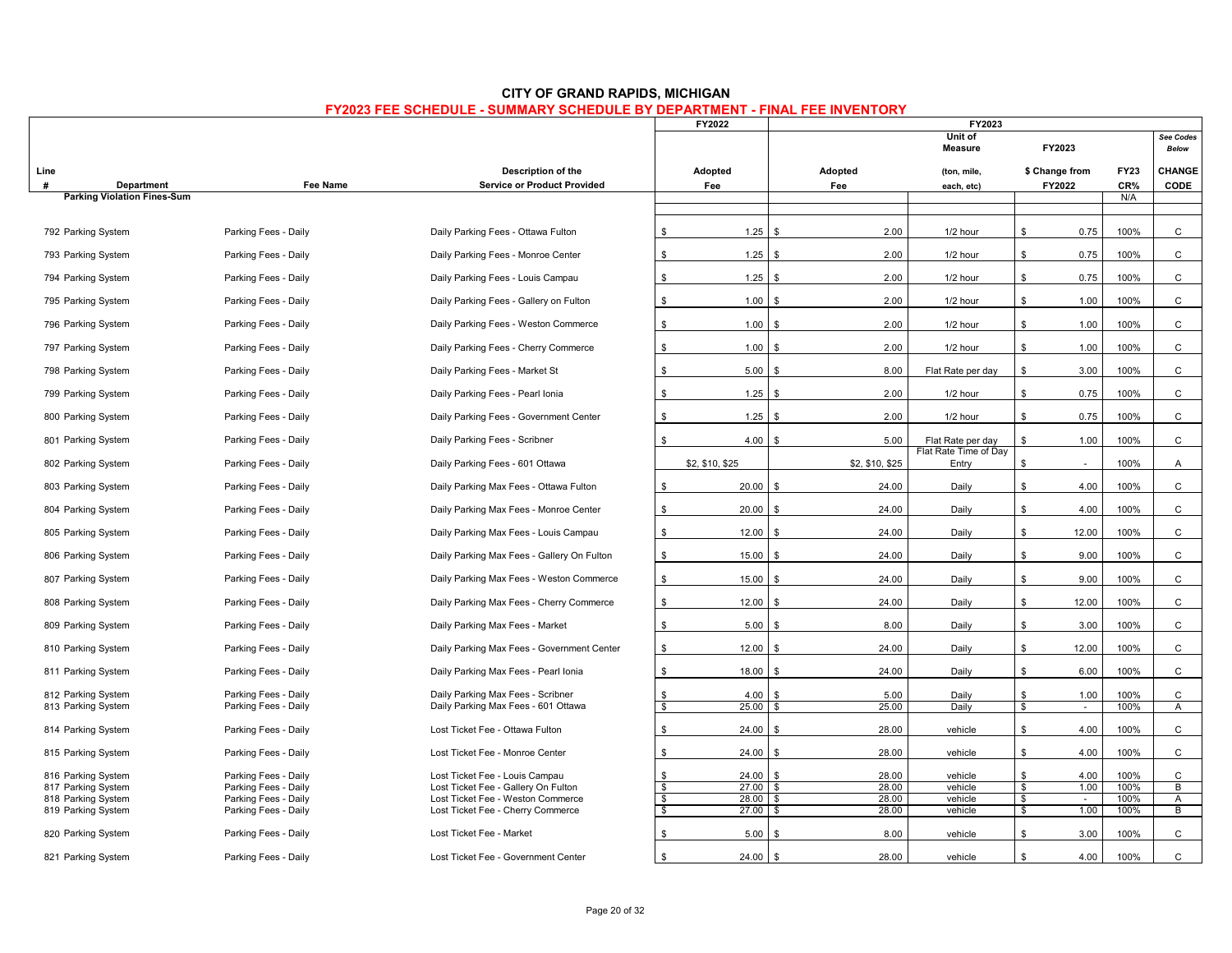# CITY OF GRAND RAPIDS, MICHIGAN

## FY2023 FEE SCHEDULE - SUMMARY SCHEDULE BY DEPARTMENT - FINAL FEE INVENTORY

| Line # | Department | Fee Name | Description of the Service or Product Provided | FY2022 Adopted Fee | FY2023 Adopted Fee | FY2023 Unit of Measure (ton, mile, each, etc) | FY2023 $ Change from FY2022 | FY23 CR% | See Codes Below CHANGE CODE |
|---|---|---|---|---|---|---|---|---|---|
| | **Parking Violation Fines-Sum** | | | | | | | N/A | |
| 792 | Parking System | Parking Fees - Daily | Daily Parking Fees - Ottawa Fulton | $ 1.25 | $ 2.00 | 1/2 hour | $ 0.75 | 100% | C |
| 793 | Parking System | Parking Fees - Daily | Daily Parking Fees - Monroe Center | $ 1.25 | $ 2.00 | 1/2 hour | $ 0.75 | 100% | C |
| 794 | Parking System | Parking Fees - Daily | Daily Parking Fees - Louis Campau | $ 1.25 | $ 2.00 | 1/2 hour | $ 0.75 | 100% | C |
| 795 | Parking System | Parking Fees - Daily | Daily Parking Fees - Gallery on Fulton | $ 1.00 | $ 2.00 | 1/2 hour | $ 1.00 | 100% | C |
| 796 | Parking System | Parking Fees - Daily | Daily Parking Fees - Weston Commerce | $ 1.00 | $ 2.00 | 1/2 hour | $ 1.00 | 100% | C |
| 797 | Parking System | Parking Fees - Daily | Daily Parking Fees - Cherry Commerce | $ 1.00 | $ 2.00 | 1/2 hour | $ 1.00 | 100% | C |
| 798 | Parking System | Parking Fees - Daily | Daily Parking Fees - Market St | $ 5.00 | $ 8.00 | Flat Rate per day | $ 3.00 | 100% | C |
| 799 | Parking System | Parking Fees - Daily | Daily Parking Fees - Pearl Ionia | $ 1.25 | $ 2.00 | 1/2 hour | $ 0.75 | 100% | C |
| 800 | Parking System | Parking Fees - Daily | Daily Parking Fees - Government Center | $ 1.25 | $ 2.00 | 1/2 hour | $ 0.75 | 100% | C |
| 801 | Parking System | Parking Fees - Daily | Daily Parking Fees - Scribner | $ 4.00 | $ 5.00 | Flat Rate per day | $ 1.00 | 100% | C |
| 802 | Parking System | Parking Fees - Daily | Daily Parking Fees - 601 Ottawa | $2, $10, $25 | $2, $10, $25 | Flat Rate Time of Day Entry | $ - | 100% | A |
| 803 | Parking System | Parking Fees - Daily | Daily Parking Max Fees - Ottawa Fulton | $ 20.00 | $ 24.00 | Daily | $ 4.00 | 100% | C |
| 804 | Parking System | Parking Fees - Daily | Daily Parking Max Fees - Monroe Center | $ 20.00 | $ 24.00 | Daily | $ 4.00 | 100% | C |
| 805 | Parking System | Parking Fees - Daily | Daily Parking Max Fees - Louis Campau | $ 12.00 | $ 24.00 | Daily | $ 12.00 | 100% | C |
| 806 | Parking System | Parking Fees - Daily | Daily Parking Max Fees - Gallery On Fulton | $ 15.00 | $ 24.00 | Daily | $ 9.00 | 100% | C |
| 807 | Parking System | Parking Fees - Daily | Daily Parking Max Fees - Weston Commerce | $ 15.00 | $ 24.00 | Daily | $ 9.00 | 100% | C |
| 808 | Parking System | Parking Fees - Daily | Daily Parking Max Fees - Cherry Commerce | $ 12.00 | $ 24.00 | Daily | $ 12.00 | 100% | C |
| 809 | Parking System | Parking Fees - Daily | Daily Parking Max Fees - Market | $ 5.00 | $ 8.00 | Daily | $ 3.00 | 100% | C |
| 810 | Parking System | Parking Fees - Daily | Daily Parking Max Fees - Government Center | $ 12.00 | $ 24.00 | Daily | $ 12.00 | 100% | C |
| 811 | Parking System | Parking Fees - Daily | Daily Parking Max Fees - Pearl Ionia | $ 18.00 | $ 24.00 | Daily | $ 6.00 | 100% | C |
| 812 | Parking System | Parking Fees - Daily | Daily Parking Max Fees - Scribner | $ 4.00 | $ 5.00 | Daily | $ 1.00 | 100% | C |
| 813 | Parking System | Parking Fees - Daily | Daily Parking Max Fees - 601 Ottawa | $ 25.00 | $ 25.00 | Daily | $ - | 100% | A |
| 814 | Parking System | Parking Fees - Daily | Lost Ticket Fee - Ottawa Fulton | $ 24.00 | $ 28.00 | vehicle | $ 4.00 | 100% | C |
| 815 | Parking System | Parking Fees - Daily | Lost Ticket Fee - Monroe Center | $ 24.00 | $ 28.00 | vehicle | $ 4.00 | 100% | C |
| 816 | Parking System | Parking Fees - Daily | Lost Ticket Fee - Louis Campau | $ 24.00 | $ 28.00 | vehicle | $ 4.00 | 100% | C |
| 817 | Parking System | Parking Fees - Daily | Lost Ticket Fee - Gallery On Fulton | $ 27.00 | $ 28.00 | vehicle | $ 1.00 | 100% | B |
| 818 | Parking System | Parking Fees - Daily | Lost Ticket Fee - Weston Commerce | $ 28.00 | $ 28.00 | vehicle | $ - | 100% | A |
| 819 | Parking System | Parking Fees - Daily | Lost Ticket Fee - Cherry Commerce | $ 27.00 | $ 28.00 | vehicle | $ 1.00 | 100% | B |
| 820 | Parking System | Parking Fees - Daily | Lost Ticket Fee - Market | $ 5.00 | $ 8.00 | vehicle | $ 3.00 | 100% | C |
| 821 | Parking System | Parking Fees - Daily | Lost Ticket Fee - Government Center | $ 24.00 | $ 28.00 | vehicle | $ 4.00 | 100% | C |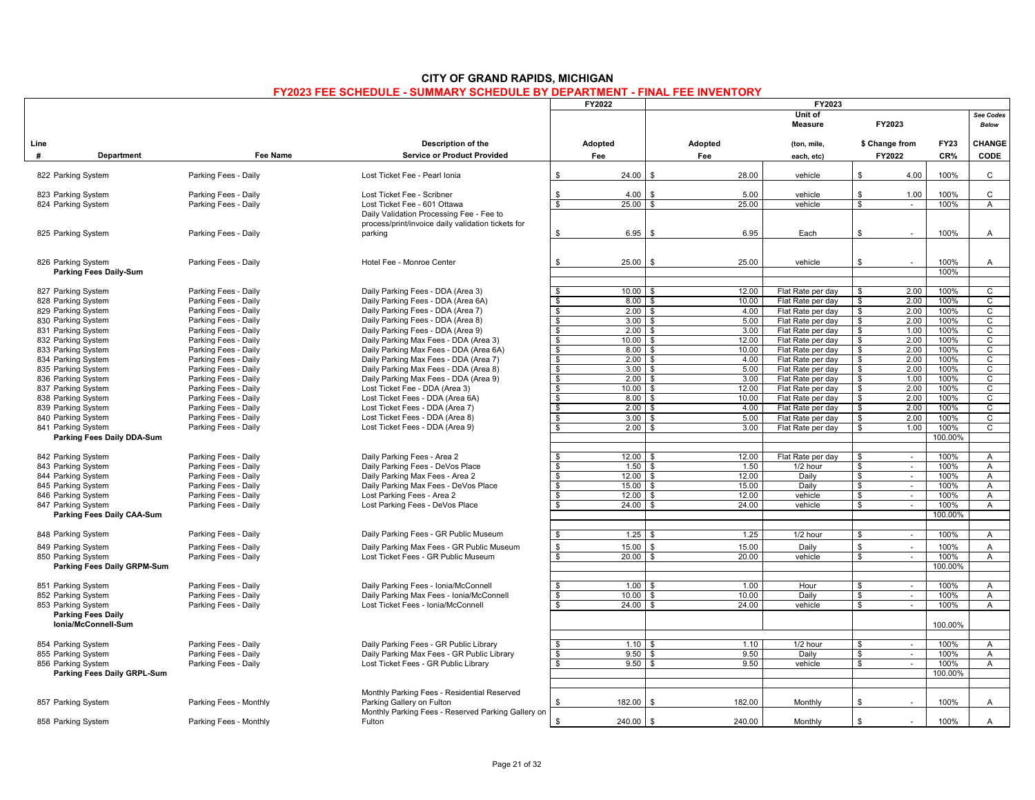# CITY OF GRAND RAPIDS, MICHIGAN

## FY2023 FEE SCHEDULE - SUMMARY SCHEDULE BY DEPARTMENT - FINAL FEE INVENTORY

| Line # | Department | Fee Name | Description of the Service or Product Provided | FY2022 Adopted Fee | FY2023 Adopted Fee | Unit of Measure (ton, mile, each, etc) | FY2023 $ Change from FY2022 | FY23 CR% | See Codes Below CHANGE CODE |
|---|---|---|---|---|---|---|---|---|---|
| 822 | Parking System | Parking Fees - Daily | Lost Ticket Fee - Pearl Ionia | $ 24.00 | $ 28.00 | vehicle | $ 4.00 | 100% | C |
| 823 | Parking System | Parking Fees - Daily | Lost Ticket Fee - Scribner | $ 4.00 | $ 5.00 | vehicle | $ 1.00 | 100% | C |
| 824 | Parking System | Parking Fees - Daily | Lost Ticket Fee - 601 Ottawa | $ 25.00 | $ 25.00 | vehicle | $ - | 100% | A |
| 825 | Parking System | Parking Fees - Daily | Daily Validation Processing Fee - Fee to process/print/invoice daily validation tickets for parking | $ 6.95 | $ 6.95 | Each | $ - | 100% | A |
| 826 | Parking System | Parking Fees - Daily | Hotel Fee - Monroe Center | $ 25.00 | $ 25.00 | vehicle | $ - | 100% | A |
| | **Parking Fees Daily-Sum** | | | | | | | 100% | |
| 827 | Parking System | Parking Fees - Daily | Daily Parking Fees - DDA (Area 3) | $ 10.00 | $ 12.00 | Flat Rate per day | $ 2.00 | 100% | C |
| 828 | Parking System | Parking Fees - Daily | Daily Parking Fees - DDA (Area 6A) | $ 8.00 | $ 10.00 | Flat Rate per day | $ 2.00 | 100% | C |
| 829 | Parking System | Parking Fees - Daily | Daily Parking Fees - DDA (Area 7) | $ 2.00 | $ 4.00 | Flat Rate per day | $ 2.00 | 100% | C |
| 830 | Parking System | Parking Fees - Daily | Daily Parking Fees - DDA (Area 8) | $ 3.00 | $ 5.00 | Flat Rate per day | $ 2.00 | 100% | C |
| 831 | Parking System | Parking Fees - Daily | Daily Parking Fees - DDA (Area 9) | $ 2.00 | $ 3.00 | Flat Rate per day | $ 1.00 | 100% | C |
| 832 | Parking System | Parking Fees - Daily | Daily Parking Max Fees - DDA (Area 3) | $ 10.00 | $ 12.00 | Flat Rate per day | $ 2.00 | 100% | C |
| 833 | Parking System | Parking Fees - Daily | Daily Parking Max Fees - DDA (Area 6A) | $ 8.00 | $ 10.00 | Flat Rate per day | $ 2.00 | 100% | C |
| 834 | Parking System | Parking Fees - Daily | Daily Parking Max Fees - DDA (Area 7) | $ 2.00 | $ 4.00 | Flat Rate per day | $ 2.00 | 100% | C |
| 835 | Parking System | Parking Fees - Daily | Daily Parking Max Fees - DDA (Area 8) | $ 3.00 | $ 5.00 | Flat Rate per day | $ 2.00 | 100% | C |
| 836 | Parking System | Parking Fees - Daily | Daily Parking Max Fees - DDA (Area 9) | $ 2.00 | $ 3.00 | Flat Rate per day | $ 1.00 | 100% | C |
| 837 | Parking System | Parking Fees - Daily | Lost Ticket Fee - DDA (Area 3) | $ 10.00 | $ 12.00 | Flat Rate per day | $ 2.00 | 100% | C |
| 838 | Parking System | Parking Fees - Daily | Lost Ticket Fees - DDA (Area 6A) | $ 8.00 | $ 10.00 | Flat Rate per day | $ 2.00 | 100% | C |
| 839 | Parking System | Parking Fees - Daily | Lost Ticket Fees - DDA (Area 7) | $ 2.00 | $ 4.00 | Flat Rate per day | $ 2.00 | 100% | C |
| 840 | Parking System | Parking Fees - Daily | Lost Ticket Fees - DDA (Area 8) | $ 3.00 | $ 5.00 | Flat Rate per day | $ 2.00 | 100% | C |
| 841 | Parking System | Parking Fees - Daily | Lost Ticket Fees - DDA (Area 9) | $ 2.00 | $ 3.00 | Flat Rate per day | $ 1.00 | 100% | C |
| | **Parking Fees Daily DDA-Sum** | | | | | | | 100.00% | |
| 842 | Parking System | Parking Fees - Daily | Daily Parking Fees - Area 2 | $ 12.00 | $ 12.00 | Flat Rate per day | $ - | 100% | A |
| 843 | Parking System | Parking Fees - Daily | Daily Parking Fees - DeVos Place | $ 1.50 | $ 1.50 | 1/2 hour | $ - | 100% | A |
| 844 | Parking System | Parking Fees - Daily | Daily Parking Max Fees - Area 2 | $ 12.00 | $ 12.00 | Daily | $ - | 100% | A |
| 845 | Parking System | Parking Fees - Daily | Daily Parking Max Fees - DeVos Place | $ 15.00 | $ 15.00 | Daily | $ - | 100% | A |
| 846 | Parking System | Parking Fees - Daily | Lost Parking Fees - Area 2 | $ 12.00 | $ 12.00 | vehicle | $ - | 100% | A |
| 847 | Parking System | Parking Fees - Daily | Lost Parking Fees - DeVos Place | $ 24.00 | $ 24.00 | vehicle | $ - | 100% | A |
| | **Parking Fees Daily CAA-Sum** | | | | | | | 100.00% | |
| 848 | Parking System | Parking Fees - Daily | Daily Parking Fees - GR Public Museum | $ 1.25 | $ 1.25 | 1/2 hour | $ - | 100% | A |
| 849 | Parking System | Parking Fees - Daily | Daily Parking Max Fees - GR Public Museum | $ 15.00 | $ 15.00 | Daily | $ - | 100% | A |
| 850 | Parking System | Parking Fees - Daily | Lost Ticket Fees - GR Public Museum | $ 20.00 | $ 20.00 | vehicle | $ - | 100% | A |
| | **Parking Fees Daily GRPM-Sum** | | | | | | | 100.00% | |
| 851 | Parking System | Parking Fees - Daily | Daily Parking Fees - Ionia/McConnell | $ 1.00 | $ 1.00 | Hour | $ - | 100% | A |
| 852 | Parking System | Parking Fees - Daily | Daily Parking Max Fees - Ionia/McConnell | $ 10.00 | $ 10.00 | Daily | $ - | 100% | A |
| 853 | Parking System | Parking Fees - Daily | Lost Ticket Fees - Ionia/McConnell | $ 24.00 | $ 24.00 | vehicle | $ - | 100% | A |
| | **Parking Fees Daily Ionia/McConnell-Sum** | | | | | | | 100.00% | |
| 854 | Parking System | Parking Fees - Daily | Daily Parking Fees - GR Public Library | $ 1.10 | $ 1.10 | 1/2 hour | $ - | 100% | A |
| 855 | Parking System | Parking Fees - Daily | Daily Parking Max Fees - GR Public Library | $ 9.50 | $ 9.50 | Daily | $ - | 100% | A |
| 856 | Parking System | Parking Fees - Daily | Lost Ticket Fees - GR Public Library | $ 9.50 | $ 9.50 | vehicle | $ - | 100% | A |
| | **Parking Fees Daily GRPL-Sum** | | | | | | | 100.00% | |
| 857 | Parking System | Parking Fees - Monthly | Monthly Parking Fees - Residential Reserved Parking Gallery on Fulton | $ 182.00 | $ 182.00 | Monthly | $ - | 100% | A |
| 858 | Parking System | Parking Fees - Monthly | Monthly Parking Fees - Reserved Parking Gallery on Fulton | $ 240.00 | $ 240.00 | Monthly | $ - | 100% | A |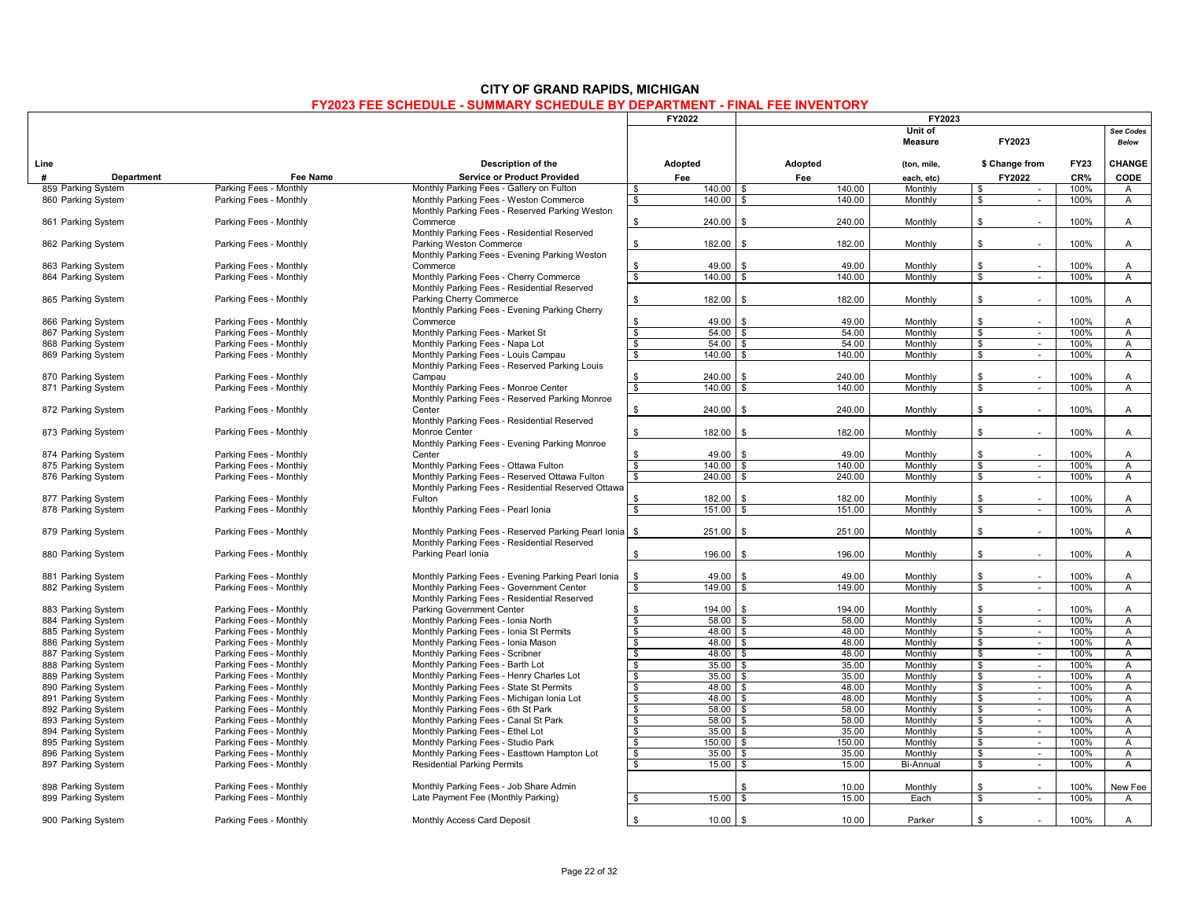# CITY OF GRAND RAPIDS, MICHIGAN

## FY2023 FEE SCHEDULE - SUMMARY SCHEDULE BY DEPARTMENT - FINAL FEE INVENTORY

| Line # | Department | Fee Name | Description of the Service or Product Provided | FY2022 Adopted Fee | FY2023 Adopted Fee | FY2023 Unit of Measure (ton, mile, each, etc) | FY2023 $ Change from FY2022 | FY23 CR% | See Codes Below CHANGE CODE |
|---|---|---|---|---|---|---|---|---|---|
| 859 | Parking System | Parking Fees - Monthly | Monthly Parking Fees - Gallery on Fulton | $ 140.00 | $ 140.00 | Monthly | $ - | 100% | A |
| 860 | Parking System | Parking Fees - Monthly | Monthly Parking Fees - Weston Commerce | $ 140.00 | $ 140.00 | Monthly | $ - | 100% | A |
| 861 | Parking System | Parking Fees - Monthly | Monthly Parking Fees - Reserved Parking Weston Commerce | $ 240.00 | $ 240.00 | Monthly | $ - | 100% | A |
| 862 | Parking System | Parking Fees - Monthly | Monthly Parking Fees - Residential Reserved Parking Weston Commerce | $ 182.00 | $ 182.00 | Monthly | $ - | 100% | A |
| 863 | Parking System | Parking Fees - Monthly | Monthly Parking Fees - Evening Parking Weston Commerce | $ 49.00 | $ 49.00 | Monthly | $ - | 100% | A |
| 864 | Parking System | Parking Fees - Monthly | Monthly Parking Fees - Cherry Commerce | $ 140.00 | $ 140.00 | Monthly | $ - | 100% | A |
| 865 | Parking System | Parking Fees - Monthly | Monthly Parking Fees - Residential Reserved Parking Cherry Commerce | $ 182.00 | $ 182.00 | Monthly | $ - | 100% | A |
| 866 | Parking System | Parking Fees - Monthly | Monthly Parking Fees - Evening Parking Cherry Commerce | $ 49.00 | $ 49.00 | Monthly | $ - | 100% | A |
| 867 | Parking System | Parking Fees - Monthly | Monthly Parking Fees - Market St | $ 54.00 | $ 54.00 | Monthly | $ - | 100% | A |
| 868 | Parking System | Parking Fees - Monthly | Monthly Parking Fees - Napa Lot | $ 54.00 | $ 54.00 | Monthly | $ - | 100% | A |
| 869 | Parking System | Parking Fees - Monthly | Monthly Parking Fees - Louis Campau | $ 140.00 | $ 140.00 | Monthly | $ - | 100% | A |
| 870 | Parking System | Parking Fees - Monthly | Monthly Parking Fees - Reserved Parking Louis Campau | $ 240.00 | $ 240.00 | Monthly | $ - | 100% | A |
| 871 | Parking System | Parking Fees - Monthly | Monthly Parking Fees - Monroe Center | $ 140.00 | $ 140.00 | Monthly | $ - | 100% | A |
| 872 | Parking System | Parking Fees - Monthly | Monthly Parking Fees - Reserved Parking Monroe Center | $ 240.00 | $ 240.00 | Monthly | $ - | 100% | A |
| 873 | Parking System | Parking Fees - Monthly | Monthly Parking Fees - Residential Reserved Monroe Center | $ 182.00 | $ 182.00 | Monthly | $ - | 100% | A |
| 874 | Parking System | Parking Fees - Monthly | Monthly Parking Fees - Evening Parking Monroe Center | $ 49.00 | $ 49.00 | Monthly | $ - | 100% | A |
| 875 | Parking System | Parking Fees - Monthly | Monthly Parking Fees - Ottawa Fulton | $ 140.00 | $ 140.00 | Monthly | $ - | 100% | A |
| 876 | Parking System | Parking Fees - Monthly | Monthly Parking Fees - Reserved Ottawa Fulton | $ 240.00 | $ 240.00 | Monthly | $ - | 100% | A |
| 877 | Parking System | Parking Fees - Monthly | Monthly Parking Fees - Residential Reserved Ottawa Fulton | $ 182.00 | $ 182.00 | Monthly | $ - | 100% | A |
| 878 | Parking System | Parking Fees - Monthly | Monthly Parking Fees - Pearl Ionia | $ 151.00 | $ 151.00 | Monthly | $ - | 100% | A |
| 879 | Parking System | Parking Fees - Monthly | Monthly Parking Fees - Reserved Parking Pearl Ionia | $ 251.00 | $ 251.00 | Monthly | $ - | 100% | A |
| 880 | Parking System | Parking Fees - Monthly | Monthly Parking Fees - Residential Reserved Parking Pearl Ionia | $ 196.00 | $ 196.00 | Monthly | $ - | 100% | A |
| 881 | Parking System | Parking Fees - Monthly | Monthly Parking Fees - Evening Parking Pearl Ionia | $ 49.00 | $ 49.00 | Monthly | $ - | 100% | A |
| 882 | Parking System | Parking Fees - Monthly | Monthly Parking Fees - Government Center | $ 149.00 | $ 149.00 | Monthly | $ - | 100% | A |
| 883 | Parking System | Parking Fees - Monthly | Monthly Parking Fees - Residential Reserved Parking Government Center | $ 194.00 | $ 194.00 | Monthly | $ - | 100% | A |
| 884 | Parking System | Parking Fees - Monthly | Monthly Parking Fees - Ionia North | $ 58.00 | $ 58.00 | Monthly | $ - | 100% | A |
| 885 | Parking System | Parking Fees - Monthly | Monthly Parking Fees - Ionia St Permits | $ 48.00 | $ 48.00 | Monthly | $ - | 100% | A |
| 886 | Parking System | Parking Fees - Monthly | Monthly Parking Fees - Ionia Mason | $ 48.00 | $ 48.00 | Monthly | $ - | 100% | A |
| 887 | Parking System | Parking Fees - Monthly | Monthly Parking Fees - Scribner | $ 48.00 | $ 48.00 | Monthly | $ - | 100% | A |
| 888 | Parking System | Parking Fees - Monthly | Monthly Parking Fees - Barth Lot | $ 35.00 | $ 35.00 | Monthly | $ - | 100% | A |
| 889 | Parking System | Parking Fees - Monthly | Monthly Parking Fees - Henry Charles Lot | $ 35.00 | $ 35.00 | Monthly | $ - | 100% | A |
| 890 | Parking System | Parking Fees - Monthly | Monthly Parking Fees - State St Permits | $ 48.00 | $ 48.00 | Monthly | $ - | 100% | A |
| 891 | Parking System | Parking Fees - Monthly | Monthly Parking Fees - Michigan Ionia Lot | $ 48.00 | $ 48.00 | Monthly | $ - | 100% | A |
| 892 | Parking System | Parking Fees - Monthly | Monthly Parking Fees - 6th St Park | $ 58.00 | $ 58.00 | Monthly | $ - | 100% | A |
| 893 | Parking System | Parking Fees - Monthly | Monthly Parking Fees - Canal St Park | $ 58.00 | $ 58.00 | Monthly | $ - | 100% | A |
| 894 | Parking System | Parking Fees - Monthly | Monthly Parking Fees - Ethel Lot | $ 35.00 | $ 35.00 | Monthly | $ - | 100% | A |
| 895 | Parking System | Parking Fees - Monthly | Monthly Parking Fees - Studio Park | $ 150.00 | $ 150.00 | Monthly | $ - | 100% | A |
| 896 | Parking System | Parking Fees - Monthly | Monthly Parking Fees - Easttown Hampton Lot | $ 35.00 | $ 35.00 | Monthly | $ - | 100% | A |
| 897 | Parking System | Parking Fees - Monthly | Residential Parking Permits | $ 15.00 | $ 15.00 | Bi-Annual | $ - | 100% | A |
| 898 | Parking System | Parking Fees - Monthly | Monthly Parking Fees - Job Share Admin | | $ 10.00 | Monthly | $ - | 100% | New Fee |
| 899 | Parking System | Parking Fees - Monthly | Late Payment Fee (Monthly Parking) | $ 15.00 | $ 15.00 | Each | $ - | 100% | A |
| 900 | Parking System | Parking Fees - Monthly | Monthly Access Card Deposit | $ 10.00 | $ 10.00 | Parker | $ - | 100% | A |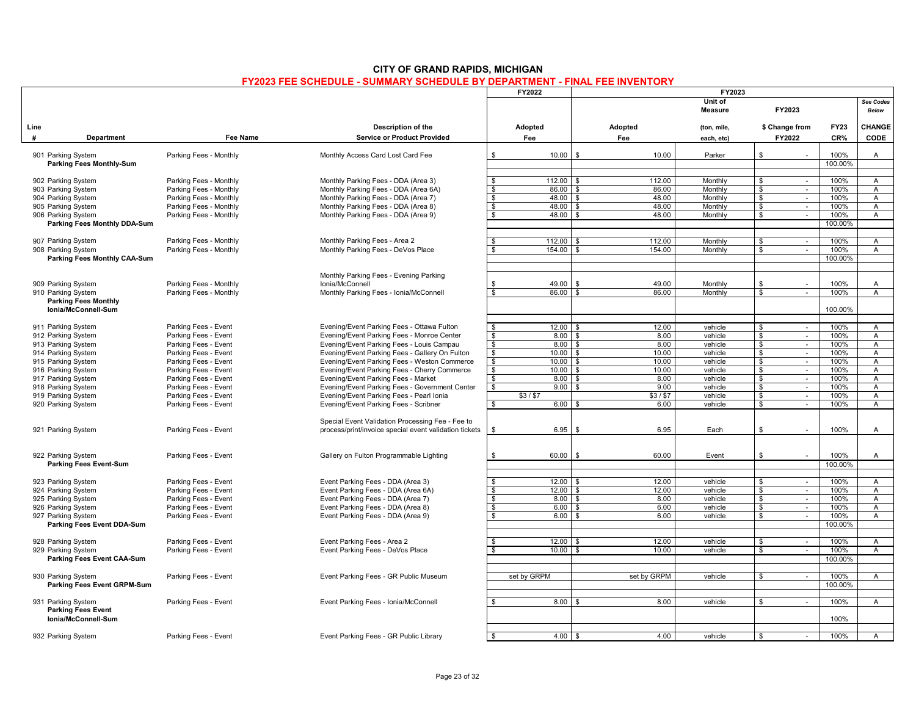# CITY OF GRAND RAPIDS, MICHIGAN

## FY2023 FEE SCHEDULE - SUMMARY SCHEDULE BY DEPARTMENT - FINAL FEE INVENTORY

| Line # | Department | Fee Name | Description of the Service or Product Provided | FY2022 Adopted Fee | FY2023 Adopted Fee | FY2023 Unit of Measure (ton, mile, each, etc) | FY2023 $ Change from FY2022 | FY23 CR% | See Codes Below CHANGE CODE |
|---|---|---|---|---|---|---|---|---|---|
| 901 | Parking System | Parking Fees - Monthly | Monthly Access Card Lost Card Fee | $ 10.00 | $ 10.00 | Parker | $ - | 100% | A |
| | **Parking Fees Monthly-Sum** | | | | | | | 100.00% | |
| 902 | Parking System | Parking Fees - Monthly | Monthly Parking Fees - DDA (Area 3) | $ 112.00 | $ 112.00 | Monthly | $ - | 100% | A |
| 903 | Parking System | Parking Fees - Monthly | Monthly Parking Fees - DDA (Area 6A) | $ 86.00 | $ 86.00 | Monthly | $ - | 100% | A |
| 904 | Parking System | Parking Fees - Monthly | Monthly Parking Fees - DDA (Area 7) | $ 48.00 | $ 48.00 | Monthly | $ - | 100% | A |
| 905 | Parking System | Parking Fees - Monthly | Monthly Parking Fees - DDA (Area 8) | $ 48.00 | $ 48.00 | Monthly | $ - | 100% | A |
| 906 | Parking System | Parking Fees - Monthly | Monthly Parking Fees - DDA (Area 9) | $ 48.00 | $ 48.00 | Monthly | $ - | 100% | A |
| | **Parking Fees Monthly DDA-Sum** | | | | | | | 100.00% | |
| 907 | Parking System | Parking Fees - Monthly | Monthly Parking Fees - Area 2 | $ 112.00 | $ 112.00 | Monthly | $ - | 100% | A |
| 908 | Parking System | Parking Fees - Monthly | Monthly Parking Fees - DeVos Place | $ 154.00 | $ 154.00 | Monthly | $ - | 100% | A |
| | **Parking Fees Monthly CAA-Sum** | | | | | | | 100.00% | |
| 909 | Parking System | Parking Fees - Monthly | Monthly Parking Fees - Evening Parking Ionia/McConnell | $ 49.00 | $ 49.00 | Monthly | $ - | 100% | A |
| 910 | Parking System | Parking Fees - Monthly | Monthly Parking Fees - Ionia/McConnell | $ 86.00 | $ 86.00 | Monthly | $ - | 100% | A |
| | **Parking Fees Monthly Ionia/McConnell-Sum** | | | | | | | 100.00% | |
| 911 | Parking System | Parking Fees - Event | Evening/Event Parking Fees - Ottawa Fulton | $ 12.00 | $ 12.00 | vehicle | $ - | 100% | A |
| 912 | Parking System | Parking Fees - Event | Evening/Event Parking Fees - Monroe Center | $ 8.00 | $ 8.00 | vehicle | $ - | 100% | A |
| 913 | Parking System | Parking Fees - Event | Evening/Event Parking Fees - Louis Campau | $ 8.00 | $ 8.00 | vehicle | $ - | 100% | A |
| 914 | Parking System | Parking Fees - Event | Evening/Event Parking Fees - Gallery On Fulton | $ 10.00 | $ 10.00 | vehicle | $ - | 100% | A |
| 915 | Parking System | Parking Fees - Event | Evening/Event Parking Fees - Weston Commerce | $ 10.00 | $ 10.00 | vehicle | $ - | 100% | A |
| 916 | Parking System | Parking Fees - Event | Evening/Event Parking Fees - Cherry Commerce | $ 10.00 | $ 10.00 | vehicle | $ - | 100% | A |
| 917 | Parking System | Parking Fees - Event | Evening/Event Parking Fees - Market | $ 8.00 | $ 8.00 | vehicle | $ - | 100% | A |
| 918 | Parking System | Parking Fees - Event | Evening/Event Parking Fees - Government Center | $ 9.00 | $ 9.00 | vehicle | $ - | 100% | A |
| 919 | Parking System | Parking Fees - Event | Evening/Event Parking Fees - Pearl Ionia | $3 / $7 | $3 / $7 | vehicle | $ - | 100% | A |
| 920 | Parking System | Parking Fees - Event | Evening/Event Parking Fees - Scribner | $ 6.00 | $ 6.00 | vehicle | $ - | 100% | A |
| 921 | Parking System | Parking Fees - Event | Special Event Validation Processing Fee - Fee to process/print/invoice special event validation tickets | $ 6.95 | $ 6.95 | Each | $ - | 100% | A |
| 922 | Parking System | Parking Fees - Event | Gallery on Fulton Programmable Lighting | $ 60.00 | $ 60.00 | Event | $ - | 100% | A |
| | **Parking Fees Event-Sum** | | | | | | | 100.00% | |
| 923 | Parking System | Parking Fees - Event | Event Parking Fees - DDA (Area 3) | $ 12.00 | $ 12.00 | vehicle | $ - | 100% | A |
| 924 | Parking System | Parking Fees - Event | Event Parking Fees - DDA (Area 6A) | $ 12.00 | $ 12.00 | vehicle | $ - | 100% | A |
| 925 | Parking System | Parking Fees - Event | Event Parking Fees - DDA (Area 7) | $ 8.00 | $ 8.00 | vehicle | $ - | 100% | A |
| 926 | Parking System | Parking Fees - Event | Event Parking Fees - DDA (Area 8) | $ 6.00 | $ 6.00 | vehicle | $ - | 100% | A |
| 927 | Parking System | Parking Fees - Event | Event Parking Fees - DDA (Area 9) | $ 6.00 | $ 6.00 | vehicle | $ - | 100% | A |
| | **Parking Fees Event DDA-Sum** | | | | | | | 100.00% | |
| 928 | Parking System | Parking Fees - Event | Event Parking Fees - Area 2 | $ 12.00 | $ 12.00 | vehicle | $ - | 100% | A |
| 929 | Parking System | Parking Fees - Event | Event Parking Fees - DeVos Place | $ 10.00 | $ 10.00 | vehicle | $ - | 100% | A |
| | **Parking Fees Event CAA-Sum** | | | | | | | 100.00% | |
| 930 | Parking System | Parking Fees - Event | Event Parking Fees - GR Public Museum | set by GRPM | set by GRPM | vehicle | $ - | 100% | A |
| | **Parking Fees Event GRPM-Sum** | | | | | | | 100.00% | |
| 931 | Parking System | Parking Fees - Event | Event Parking Fees - Ionia/McConnell | $ 8.00 | $ 8.00 | vehicle | $ - | 100% | A |
| | **Parking Fees Event Ionia/McConnell-Sum** | | | | | | | 100% | |
| 932 | Parking System | Parking Fees - Event | Event Parking Fees - GR Public Library | $ 4.00 | $ 4.00 | vehicle | $ - | 100% | A |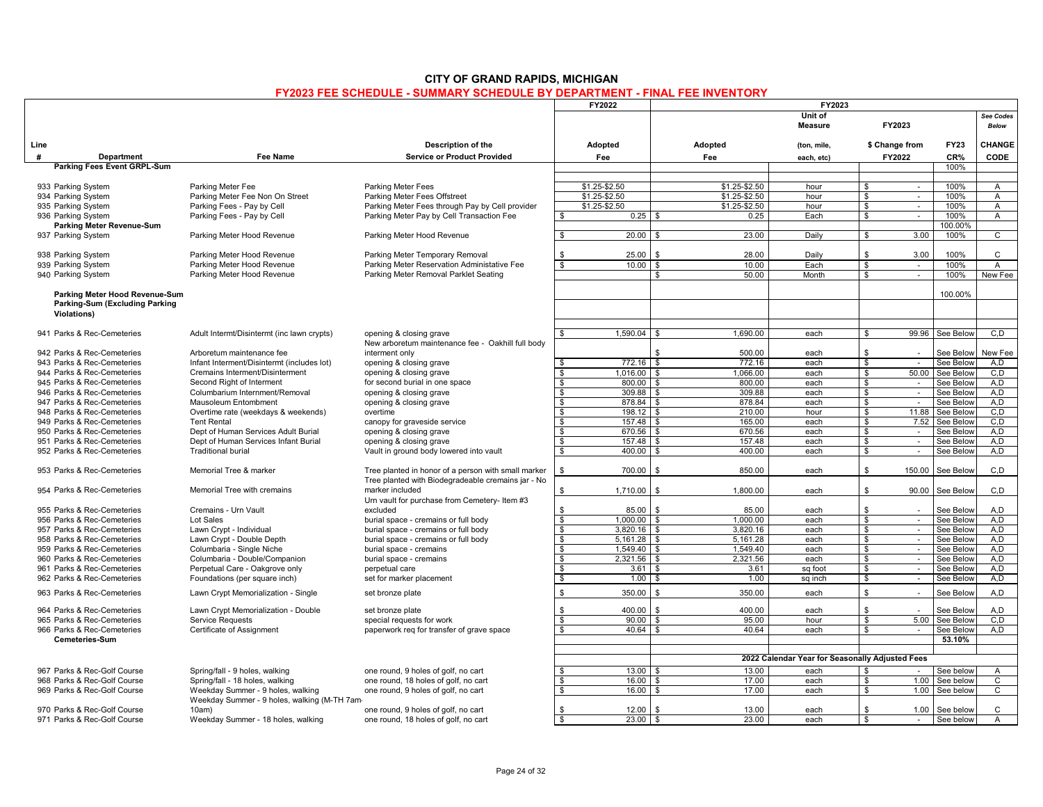# CITY OF GRAND RAPIDS, MICHIGAN

## FY2023 FEE SCHEDULE - SUMMARY SCHEDULE BY DEPARTMENT - FINAL FEE INVENTORY

| Line # | Department | Fee Name | Description of the Service or Product Provided | FY2022 Adopted Fee | FY2023 Adopted Fee | Unit of Measure (ton, mile, each, etc) | FY2023 $ Change from FY2022 | FY23 CR% | See Codes Below CHANGE CODE |
|---|---|---|---|---|---|---|---|---|---|
| | **Parking Fees Event GRPL-Sum** | | | | | | | 100% | |
| 933 | Parking System | Parking Meter Fee | Parking Meter Fees | $1.25-$2.50 | $1.25-$2.50 | hour | $ - | 100% | A |
| 934 | Parking System | Parking Meter Fee Non On Street | Parking Meter Fees Offstreet | $1.25-$2.50 | $1.25-$2.50 | hour | $ - | 100% | A |
| 935 | Parking System | Parking Fees - Pay by Cell | Parking Meter Fees through Pay by Cell provider | $1.25-$2.50 | $1.25-$2.50 | hour | $ - | 100% | A |
| 936 | Parking System | Parking Fees - Pay by Cell | Parking Meter Pay by Cell Transaction Fee | $ 0.25 | $ 0.25 | Each | $ - | 100% | A |
| | **Parking Meter Revenue-Sum** | | | | | | | 100.00% | |
| 937 | Parking System | Parking Meter Hood Revenue | Parking Meter Hood Revenue | $ 20.00 | $ 23.00 | Daily | $ 3.00 | 100% | C |
| 938 | Parking System | Parking Meter Hood Revenue | Parking Meter Temporary Removal | $ 25.00 | $ 28.00 | Daily | $ 3.00 | 100% | C |
| 939 | Parking System | Parking Meter Hood Revenue | Parking Meter Reservation Administative Fee | $ 10.00 | $ 10.00 | Each | $ - | 100% | A |
| 940 | Parking System | Parking Meter Hood Revenue | Parking Meter Removal Parklet Seating | | $ 50.00 | Month | $ - | 100% | New Fee |
| | **Parking Meter Hood Revenue-Sum** | | | | | | | 100.00% | |
| | **Parking-Sum (Excluding Parking Violations)** | | | | | | | | |
| 941 | Parks & Rec-Cemeteries | Adult Intermt/Disintermt (inc lawn crypts) | opening & closing grave | $ 1,590.04 | $ 1,690.00 | each | $ 99.96 | See Below | C,D |
| 942 | Parks & Rec-Cemeteries | Arboretum maintenance fee | New arboretum maintenance fee - Oakhill full body interment only | | $ 500.00 | each | $ - | See Below | New Fee |
| 943 | Parks & Rec-Cemeteries | Infant Interment/Disintermt (includes lot) | opening & closing grave | $ 772.16 | $ 772.16 | each | $ - | See Below | A,D |
| 944 | Parks & Rec-Cemeteries | Cremains Interment/Disinterment | opening & closing grave | $ 1,016.00 | $ 1,066.00 | each | $ 50.00 | See Below | C,D |
| 945 | Parks & Rec-Cemeteries | Second Right of Interment | for second burial in one space | $ 800.00 | $ 800.00 | each | $ - | See Below | A,D |
| 946 | Parks & Rec-Cemeteries | Columbarium Internment/Removal | opening & closing grave | $ 309.88 | $ 309.88 | each | $ - | See Below | A,D |
| 947 | Parks & Rec-Cemeteries | Mausoleum Entombment | opening & closing grave | $ 878.84 | $ 878.84 | each | $ - | See Below | A,D |
| 948 | Parks & Rec-Cemeteries | Overtime rate (weekdays & weekends) | overtime | $ 198.12 | $ 210.00 | hour | $ 11.88 | See Below | C,D |
| 949 | Parks & Rec-Cemeteries | Tent Rental | canopy for graveside service | $ 157.48 | $ 165.00 | each | $ 7.52 | See Below | C,D |
| 950 | Parks & Rec-Cemeteries | Dept of Human Services Adult Burial | opening & closing grave | $ 670.56 | $ 670.56 | each | $ - | See Below | A,D |
| 951 | Parks & Rec-Cemeteries | Dept of Human Services Infant Burial | opening & closing grave | $ 157.48 | $ 157.48 | each | $ - | See Below | A,D |
| 952 | Parks & Rec-Cemeteries | Traditional burial | Vault in ground body lowered into vault | $ 400.00 | $ 400.00 | each | $ - | See Below | A,D |
| 953 | Parks & Rec-Cemeteries | Memorial Tree & marker | Tree planted in honor of a person with small marker | $ 700.00 | $ 850.00 | each | $ 150.00 | See Below | C,D |
| 954 | Parks & Rec-Cemeteries | Memorial Tree with cremains | Tree planted with Biodegradeable cremains jar - No marker included | $ 1,710.00 | $ 1,800.00 | each | $ 90.00 | See Below | C,D |
| 955 | Parks & Rec-Cemeteries | Cremains - Urn Vault | Urn vault for purchase from Cemetery- Item #3 excluded | $ 85.00 | $ 85.00 | each | $ - | See Below | A,D |
| 956 | Parks & Rec-Cemeteries | Lot Sales | burial space - cremains or full body | $ 1,000.00 | $ 1,000.00 | each | $ - | See Below | A,D |
| 957 | Parks & Rec-Cemeteries | Lawn Crypt - Individual | burial space - cremains or full body | $ 3,820.16 | $ 3,820.16 | each | $ - | See Below | A,D |
| 958 | Parks & Rec-Cemeteries | Lawn Crypt - Double Depth | burial space - cremains or full body | $ 5,161.28 | $ 5,161.28 | each | $ - | See Below | A,D |
| 959 | Parks & Rec-Cemeteries | Columbaria - Single Niche | burial space - cremains | $ 1,549.40 | $ 1,549.40 | each | $ - | See Below | A,D |
| 960 | Parks & Rec-Cemeteries | Columbaria - Double/Companion | burial space - cremains | $ 2,321.56 | $ 2,321.56 | each | $ - | See Below | A,D |
| 961 | Parks & Rec-Cemeteries | Perpetual Care - Oakgrove only | perpetual care | $ 3.61 | $ 3.61 | sq foot | $ - | See Below | A,D |
| 962 | Parks & Rec-Cemeteries | Foundations (per square inch) | set for marker placement | $ 1.00 | $ 1.00 | sq inch | $ - | See Below | A,D |
| 963 | Parks & Rec-Cemeteries | Lawn Crypt Memorialization - Single | set bronze plate | $ 350.00 | $ 350.00 | each | $ - | See Below | A,D |
| 964 | Parks & Rec-Cemeteries | Lawn Crypt Memorialization - Double | set bronze plate | $ 400.00 | $ 400.00 | each | $ - | See Below | A,D |
| 965 | Parks & Rec-Cemeteries | Service Requests | special requests for work | $ 90.00 | $ 95.00 | hour | $ 5.00 | See Below | C,D |
| 966 | Parks & Rec-Cemeteries | Certificate of Assignment | paperwork req for transfer of grave space | $ 40.64 | $ 40.64 | each | $ - | See Below | A,D |
| | **Cemeteries-Sum** | | | | | | | **53.10%** | |
| | | | | | **2022 Calendar Year for Seasonally Adjusted Fees** | | | | |
| 967 | Parks & Rec-Golf Course | Spring/fall - 9 holes, walking | one round, 9 holes of golf, no cart | $ 13.00 | $ 13.00 | each | $ - | See below | A |
| 968 | Parks & Rec-Golf Course | Spring/fall - 18 holes, walking | one round, 18 holes of golf, no cart | $ 16.00 | $ 17.00 | each | $ 1.00 | See below | C |
| 969 | Parks & Rec-Golf Course | Weekday Summer - 9 holes, walking | one round, 9 holes of golf, no cart | $ 16.00 | $ 17.00 | each | $ 1.00 | See below | C |
| 970 | Parks & Rec-Golf Course | Weekday Summer - 9 holes, walking (M-TH 7am-10am) | one round, 9 holes of golf, no cart | $ 12.00 | $ 13.00 | each | $ 1.00 | See below | C |
| 971 | Parks & Rec-Golf Course | Weekday Summer - 18 holes, walking | one round, 18 holes of golf, no cart | $ 23.00 | $ 23.00 | each | $ - | See below | A |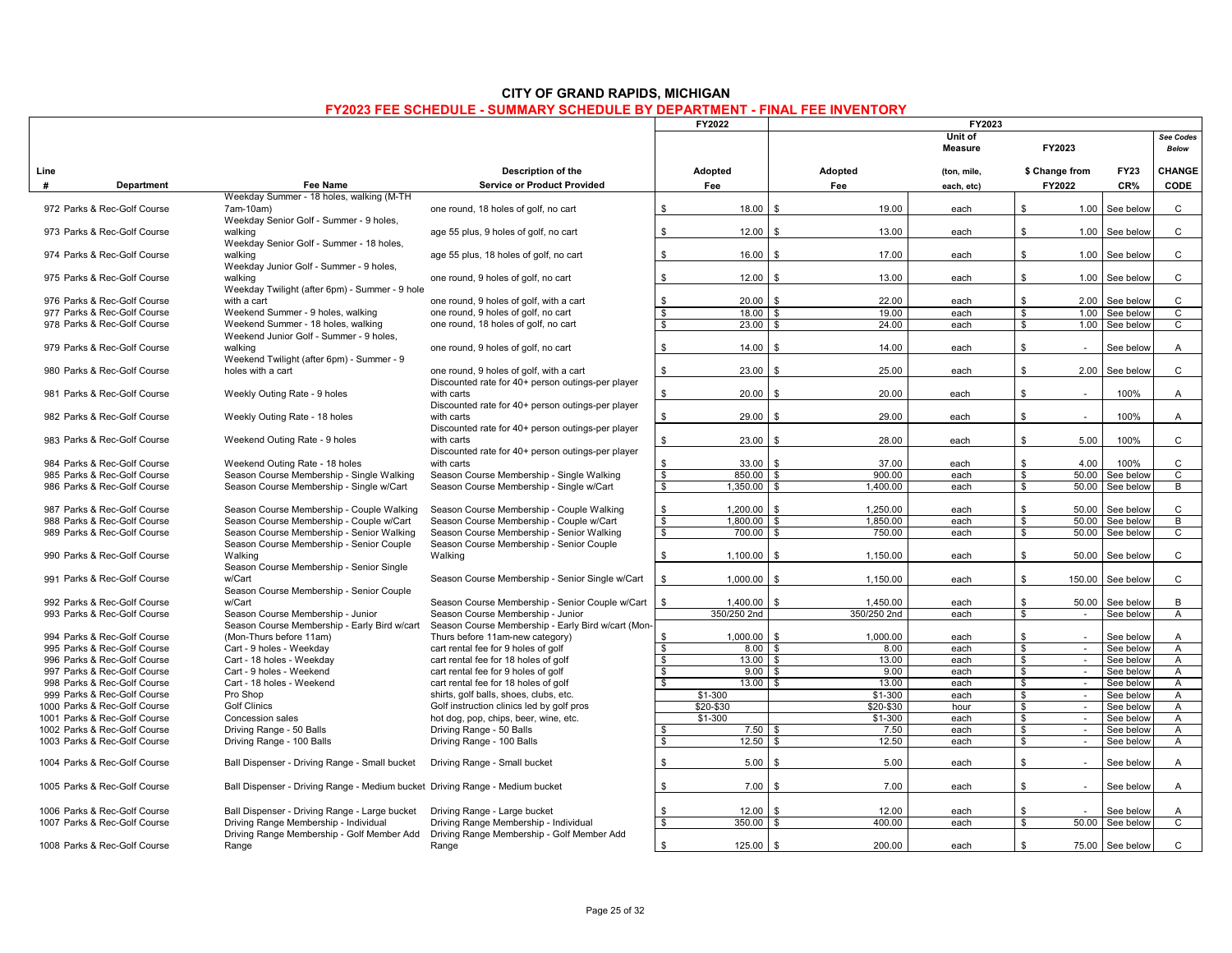# CITY OF GRAND RAPIDS, MICHIGAN

## FY2023 FEE SCHEDULE - SUMMARY SCHEDULE BY DEPARTMENT - FINAL FEE INVENTORY

| Line # | Department | Fee Name | Description of the Service or Product Provided | FY2022 Adopted Fee | FY2023 Adopted Fee | FY2023 Unit of Measure (ton, mile, each, etc) | FY2023 $ Change from FY2022 | FY23 CR% | See Codes Below CHANGE CODE |
|---|---|---|---|---|---|---|---|---|---|
| 972 | Parks & Rec-Golf Course | Weekday Summer - 18 holes, walking (M-TH 7am-10am) | one round, 18 holes of golf, no cart | $ 18.00 | $ 19.00 | each | $ 1.00 | See below | C |
| 973 | Parks & Rec-Golf Course | Weekday Senior Golf - Summer - 9 holes, walking | age 55 plus, 9 holes of golf, no cart | $ 12.00 | $ 13.00 | each | $ 1.00 | See below | C |
| 974 | Parks & Rec-Golf Course | Weekday Senior Golf - Summer - 18 holes, walking | age 55 plus, 18 holes of golf, no cart | $ 16.00 | $ 17.00 | each | $ 1.00 | See below | C |
| 975 | Parks & Rec-Golf Course | Weekday Junior Golf - Summer - 9 holes, walking | one round, 9 holes of golf, no cart | $ 12.00 | $ 13.00 | each | $ 1.00 | See below | C |
| 976 | Parks & Rec-Golf Course | Weekday Twilight (after 6pm) - Summer - 9 hole with a cart | one round, 9 holes of golf, with a cart | $ 20.00 | $ 22.00 | each | $ 2.00 | See below | C |
| 977 | Parks & Rec-Golf Course | Weekend Summer - 9 holes, walking | one round, 9 holes of golf, no cart | $ 18.00 | $ 19.00 | each | $ 1.00 | See below | C |
| 978 | Parks & Rec-Golf Course | Weekend Summer - 18 holes, walking | one round, 18 holes of golf, no cart | $ 23.00 | $ 24.00 | each | $ 1.00 | See below | C |
| 979 | Parks & Rec-Golf Course | Weekend Junior Golf - Summer - 9 holes, walking | one round, 9 holes of golf, no cart | $ 14.00 | $ 14.00 | each | $ - | See below | A |
| 980 | Parks & Rec-Golf Course | Weekend Twilight (after 6pm) - Summer - 9 holes with a cart | one round, 9 holes of golf, with a cart | $ 23.00 | $ 25.00 | each | $ 2.00 | See below | C |
| 981 | Parks & Rec-Golf Course | Weekly Outing Rate - 9 holes | Discounted rate for 40+ person outings-per player with carts | $ 20.00 | $ 20.00 | each | $ - | 100% | A |
| 982 | Parks & Rec-Golf Course | Weekly Outing Rate - 18 holes | Discounted rate for 40+ person outings-per player with carts | $ 29.00 | $ 29.00 | each | $ - | 100% | A |
| 983 | Parks & Rec-Golf Course | Weekend Outing Rate - 9 holes | Discounted rate for 40+ person outings-per player with carts | $ 23.00 | $ 28.00 | each | $ 5.00 | 100% | C |
| 984 | Parks & Rec-Golf Course | Weekend Outing Rate - 18 holes | Discounted rate for 40+ person outings-per player with carts | $ 33.00 | $ 37.00 | each | $ 4.00 | 100% | C |
| 985 | Parks & Rec-Golf Course | Season Course Membership - Single Walking | Season Course Membership - Single Walking | $ 850.00 | $ 900.00 | each | $ 50.00 | See below | C |
| 986 | Parks & Rec-Golf Course | Season Course Membership - Single w/Cart | Season Course Membership - Single w/Cart | $ 1,350.00 | $ 1,400.00 | each | $ 50.00 | See below | B |
| 987 | Parks & Rec-Golf Course | Season Course Membership - Couple Walking | Season Course Membership - Couple Walking | $ 1,200.00 | $ 1,250.00 | each | $ 50.00 | See below | C |
| 988 | Parks & Rec-Golf Course | Season Course Membership - Couple w/Cart | Season Course Membership - Couple w/Cart | $ 1,800.00 | $ 1,850.00 | each | $ 50.00 | See below | B |
| 989 | Parks & Rec-Golf Course | Season Course Membership - Senior Walking | Season Course Membership - Senior Walking | $ 700.00 | $ 750.00 | each | $ 50.00 | See below | C |
| 990 | Parks & Rec-Golf Course | Season Course Membership - Senior Couple Walking | Season Course Membership - Senior Couple Walking | $ 1,100.00 | $ 1,150.00 | each | $ 50.00 | See below | C |
| 991 | Parks & Rec-Golf Course | Season Course Membership - Senior Single w/Cart | Season Course Membership - Senior Single w/Cart | $ 1,000.00 | $ 1,150.00 | each | $ 150.00 | See below | C |
| 992 | Parks & Rec-Golf Course | Season Course Membership - Senior Couple w/Cart | Season Course Membership - Senior Couple w/Cart | $ 1,400.00 | $ 1,450.00 | each | $ 50.00 | See below | B |
| 993 | Parks & Rec-Golf Course | Season Course Membership - Junior | Season Course Membership - Junior | 350/250 2nd | 350/250 2nd | each | $ - | See below | A |
| 994 | Parks & Rec-Golf Course | Season Course Membership - Early Bird w/cart (Mon-Thurs before 11am) | Season Course Membership - Early Bird w/cart (Mon-Thurs before 11am-new category) | $ 1,000.00 | $ 1,000.00 | each | $ - | See below | A |
| 995 | Parks & Rec-Golf Course | Cart - 9 holes - Weekday | cart rental fee for 9 holes of golf | $ 8.00 | $ 8.00 | each | $ - | See below | A |
| 996 | Parks & Rec-Golf Course | Cart - 18 holes - Weekday | cart rental fee for 18 holes of golf | $ 13.00 | $ 13.00 | each | $ - | See below | A |
| 997 | Parks & Rec-Golf Course | Cart - 9 holes - Weekend | cart rental fee for 9 holes of golf | $ 9.00 | $ 9.00 | each | $ - | See below | A |
| 998 | Parks & Rec-Golf Course | Cart - 18 holes - Weekend | cart rental fee for 18 holes of golf | $ 13.00 | $ 13.00 | each | $ - | See below | A |
| 999 | Parks & Rec-Golf Course | Pro Shop | shirts, golf balls, shoes, clubs, etc. | $1-300 | $1-300 | each | $ - | See below | A |
| 1000 | Parks & Rec-Golf Course | Golf Clinics | Golf instruction clinics led by golf pros | $20-$30 | $20-$30 | hour | $ - | See below | A |
| 1001 | Parks & Rec-Golf Course | Concession sales | hot dog, pop, chips, beer, wine, etc. | $1-300 | $1-300 | each | $ - | See below | A |
| 1002 | Parks & Rec-Golf Course | Driving Range - 50 Balls | Driving Range - 50 Balls | $ 7.50 | $ 7.50 | each | $ - | See below | A |
| 1003 | Parks & Rec-Golf Course | Driving Range - 100 Balls | Driving Range - 100 Balls | $ 12.50 | $ 12.50 | each | $ - | See below | A |
| 1004 | Parks & Rec-Golf Course | Ball Dispenser - Driving Range - Small bucket | Driving Range - Small bucket | $ 5.00 | $ 5.00 | each | $ - | See below | A |
| 1005 | Parks & Rec-Golf Course | Ball Dispenser - Driving Range - Medium bucket | Driving Range - Medium bucket | $ 7.00 | $ 7.00 | each | $ - | See below | A |
| 1006 | Parks & Rec-Golf Course | Ball Dispenser - Driving Range - Large bucket | Driving Range - Large bucket | $ 12.00 | $ 12.00 | each | $ - | See below | A |
| 1007 | Parks & Rec-Golf Course | Driving Range Membership - Individual | Driving Range Membership - Individual | $ 350.00 | $ 400.00 | each | $ 50.00 | See below | C |
| 1008 | Parks & Rec-Golf Course | Driving Range Membership - Golf Member Add Range | Driving Range Membership - Golf Member Add Range | $ 125.00 | $ 200.00 | each | $ 75.00 | See below | C |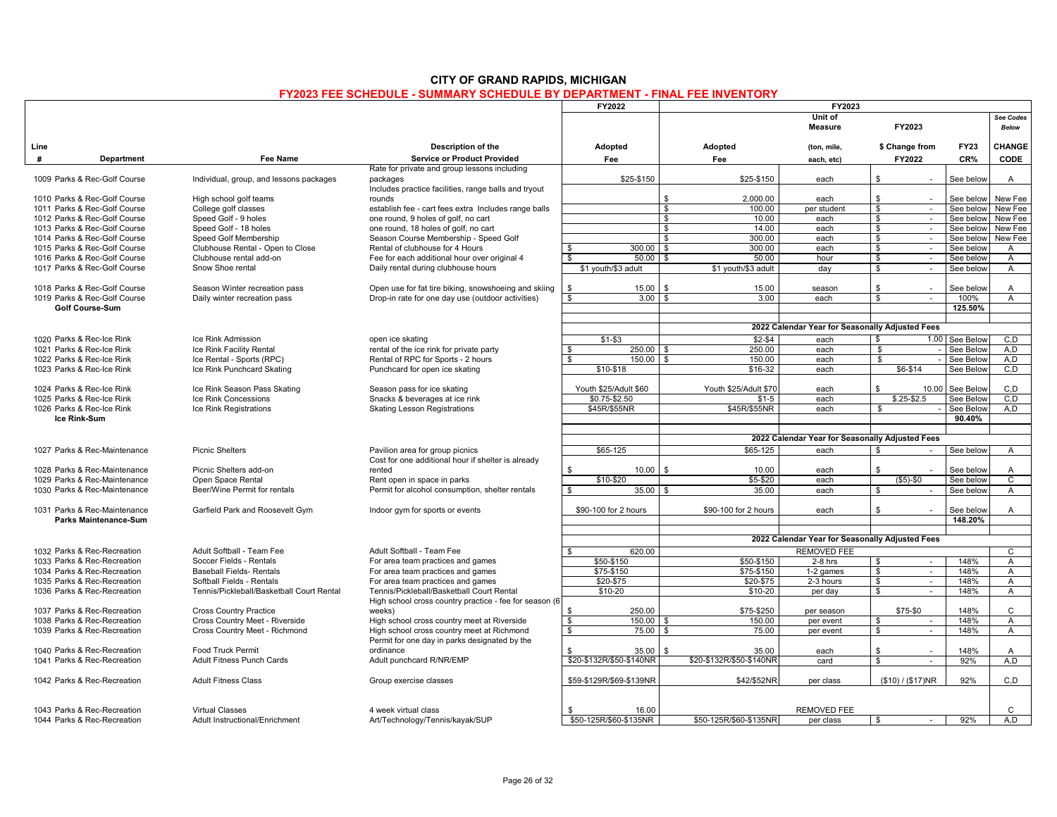# CITY OF GRAND RAPIDS, MICHIGAN

## FY2023 FEE SCHEDULE - SUMMARY SCHEDULE BY DEPARTMENT - FINAL FEE INVENTORY

| Line # | Department | Fee Name | Description of the Service or Product Provided | FY2022 Adopted Fee | FY2023 Adopted Fee | Unit of Measure (ton, mile, each, etc) | FY2023 $ Change from FY2022 | FY23 CR% | CHANGE CODE (See Codes Below) |
|---|---|---|---|---|---|---|---|---|---|
| 1009 | Parks & Rec-Golf Course | Individual, group, and lessons packages | Rate for private and group lessons including packages | $25-$150 | $25-$150 | each | $ - | See below | A |
| 1010 | Parks & Rec-Golf Course | High school golf teams | Includes practice facilities, range balls and tryout rounds | | $ 2,000.00 | each | $ - | See below | New Fee |
| 1011 | Parks & Rec-Golf Course | College golf classes | establish fee - cart fees extra Includes range balls | | $ 100.00 | per student | $ - | See below | New Fee |
| 1012 | Parks & Rec-Golf Course | Speed Golf - 9 holes | one round, 9 holes of golf, no cart | | $ 10.00 | each | $ - | See below | New Fee |
| 1013 | Parks & Rec-Golf Course | Speed Golf - 18 holes | one round, 18 holes of golf, no cart | | $ 14.00 | each | $ - | See below | New Fee |
| 1014 | Parks & Rec-Golf Course | Speed Golf Membership | Season Course Membership - Speed Golf | | $ 300.00 | each | $ - | See below | New Fee |
| 1015 | Parks & Rec-Golf Course | Clubhouse Rental - Open to Close | Rental of clubhouse for 4 Hours | $ 300.00 | $ 300.00 | each | $ - | See below | A |
| 1016 | Parks & Rec-Golf Course | Clubhouse rental add-on | Fee for each additional hour over original 4 | $ 50.00 | $ 50.00 | hour | $ - | See below | A |
| 1017 | Parks & Rec-Golf Course | Snow Shoe rental | Daily rental during clubhouse hours | $1 youth/$3 adult | $1 youth/$3 adult | day | $ - | See below | A |
| 1018 | Parks & Rec-Golf Course | Season Winter recreation pass | Open use for fat tire biking, snowshoeing and skiing | $ 15.00 | $ 15.00 | season | $ - | See below | A |
| 1019 | Parks & Rec-Golf Course | Daily winter recreation pass | Drop-in rate for one day use (outdoor activities) | $ 3.00 | $ 3.00 | each | $ - | 100% | A |
| | **Golf Course-Sum** | | | | | | | **125.50%** | |
| | | | | | 2022 Calendar Year for Seasonally Adjusted Fees | | | | |
| 1020 | Parks & Rec-Ice Rink | Ice Rink Admission | open ice skating | $1-$3 | $2-$4 | each | $ 1.00 | See Below | C,D |
| 1021 | Parks & Rec-Ice Rink | Ice Rink Facility Rental | rental of the ice rink for private party | $ 250.00 | $ 250.00 | each | $ - | See Below | A,D |
| 1022 | Parks & Rec-Ice Rink | Ice Rental - Sports (RPC) | Rental of RPC for Sports - 2 hours | $ 150.00 | $ 150.00 | each | $ - | See Below | A,D |
| 1023 | Parks & Rec-Ice Rink | Ice Rink Punchcard Skating | Punchcard for open ice skating | $10-$18 | $16-32 | each | $6-$14 | See Below | C,D |
| 1024 | Parks & Rec-Ice Rink | Ice Rink Season Pass Skating | Season pass for ice skating | Youth $25/Adult $60 | Youth $25/Adult $70 | each | $ 10.00 | See Below | C,D |
| 1025 | Parks & Rec-Ice Rink | Ice Rink Concessions | Snacks & beverages at ice rink | $0.75-$2.50 | $1-5 | each | $.25-$2.5 | See Below | C,D |
| 1026 | Parks & Rec-Ice Rink | Ice Rink Registrations | Skating Lesson Registrations | $45R/$55NR | $45R/$55NR | each | $ - | See Below | A,D |
| | **Ice Rink-Sum** | | | | | | | **90.40%** | |
| | | | | | 2022 Calendar Year for Seasonally Adjusted Fees | | | | |
| 1027 | Parks & Rec-Maintenance | Picnic Shelters | Pavilion area for group picnics | $65-125 | $65-125 | each | $ - | See below | A |
| 1028 | Parks & Rec-Maintenance | Picnic Shelters add-on | Cost for one additional hour if shelter is already rented | $ 10.00 | $ 10.00 | each | $ - | See below | A |
| 1029 | Parks & Rec-Maintenance | Open Space Rental | Rent open in space in parks | $10-$20 | $5-$20 | each | ($5)-$0 | See below | C |
| 1030 | Parks & Rec-Maintenance | Beer/Wine Permit for rentals | Permit for alcohol consumption, shelter rentals | $ 35.00 | $ 35.00 | each | $ - | See below | A |
| 1031 | Parks & Rec-Maintenance | Garfield Park and Roosevelt Gym | Indoor gym for sports or events | $90-100 for 2 hours | $90-100 for 2 hours | each | $ - | See below | A |
| | **Parks Maintenance-Sum** | | | | | | | **148.20%** | |
| | | | | | 2022 Calendar Year for Seasonally Adjusted Fees | | | | |
| 1032 | Parks & Rec-Recreation | Adult Softball - Team Fee | Adult Softball - Team Fee | $ 620.00 | | REMOVED FEE | | | C |
| 1033 | Parks & Rec-Recreation | Soccer Fields - Rentals | For area team practices and games | $50-$150 | $50-$150 | 2-8 hrs | $ - | 148% | A |
| 1034 | Parks & Rec-Recreation | Baseball Fields- Rentals | For area team practices and games | $75-$150 | $75-$150 | 1-2 games | $ - | 148% | A |
| 1035 | Parks & Rec-Recreation | Softball Fields - Rentals | For area team practices and games | $20-$75 | $20-$75 | 2-3 hours | $ - | 148% | A |
| 1036 | Parks & Rec-Recreation | Tennis/Pickleball/Basketball Court Rental | Tennis/Pickleball/Basketball Court Rental | $10-20 | $10-20 | per day | $ - | 148% | A |
| 1037 | Parks & Rec-Recreation | Cross Country Practice | High school cross country practice - fee for season (6 weeks) | $ 250.00 | $75-$250 | per season | $75-$0 | 148% | C |
| 1038 | Parks & Rec-Recreation | Cross Country Meet - Riverside | High school cross country meet at Riverside | $ 150.00 | $ 150.00 | per event | $ - | 148% | A |
| 1039 | Parks & Rec-Recreation | Cross Country Meet - Richmond | High school cross country meet at Richmond | $ 75.00 | $ 75.00 | per event | $ - | 148% | A |
| 1040 | Parks & Rec-Recreation | Food Truck Permit | Permit for one day in parks designated by the ordinance | $ 35.00 | $ 35.00 | each | $ - | 148% | A |
| 1041 | Parks & Rec-Recreation | Adult Fitness Punch Cards | Adult punchcard R/NR/EMP | $20-$132R/$50-$140NR | $20-$132R/$50-$140NR | card | $ - | 92% | A,D |
| 1042 | Parks & Rec-Recreation | Adult Fitness Class | Group exercise classes | $59-$129R/$69-$139NR | $42/$52NR | per class | ($10) / ($17)NR | 92% | C,D |
| 1043 | Parks & Rec-Recreation | Virtual Classes | 4 week virtual class | $ 16.00 | | REMOVED FEE | | | C |
| 1044 | Parks & Rec-Recreation | Adult Instructional/Enrichment | Art/Technology/Tennis/kayak/SUP | $50-125R/$60-$135NR | $50-125R/$60-$135NR | per class | $ - | 92% | A,D |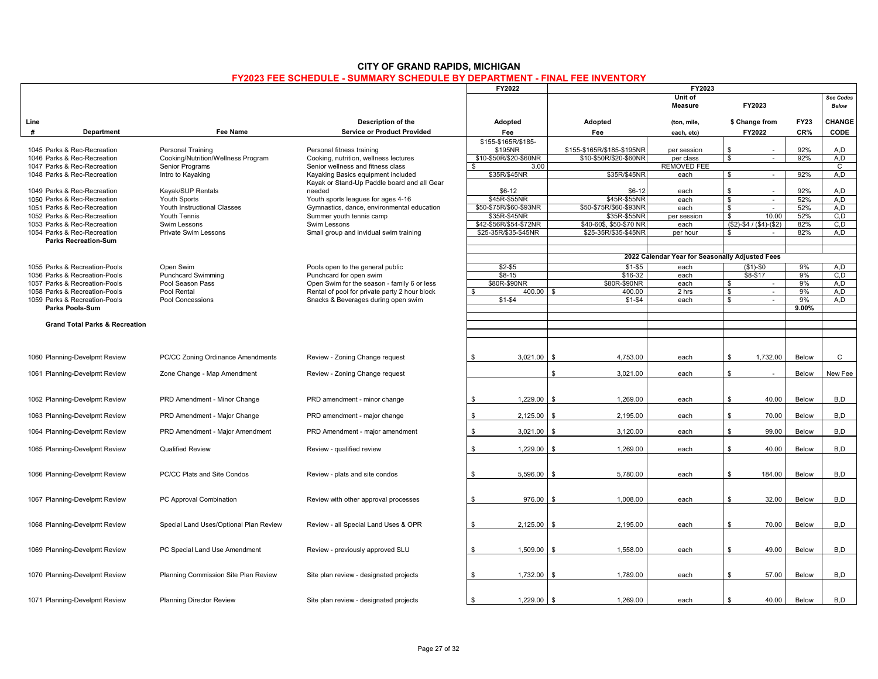# CITY OF GRAND RAPIDS, MICHIGAN

## FY2023 FEE SCHEDULE - SUMMARY SCHEDULE BY DEPARTMENT - FINAL FEE INVENTORY

| Line # | Department | Fee Name | Description of the Service or Product Provided | FY2022 Adopted Fee | FY2023 Adopted Fee | FY2023 Unit of Measure (ton, mile, each, etc) | FY2023 $ Change from FY2022 | FY23 CR% | See Codes Below CHANGE CODE |
|---|---|---|---|---|---|---|---|---|---|
| 1045 | Parks & Rec-Recreation | Personal Training | Personal fitness training | $155-$165R/$185-$195NR | $155-$165R/$185-$195NR | per session | $ - | 92% | A,D |
| 1046 | Parks & Rec-Recreation | Cooking/Nutrition/Wellness Program | Cooking, nutrition, wellness lectures | $10-$50R/$20-$60NR | $10-$50R/$20-$60NR | per class | $ - | 92% | A,D |
| 1047 | Parks & Rec-Recreation | Senior Programs | Senior wellness and fitness class | $ 3.00 | | REMOVED FEE | | | C |
| 1048 | Parks & Rec-Recreation | Intro to Kayaking | Kayaking Basics equipment included | $35R/$45NR | $35R/$45NR | each | $ - | 92% | A,D |
| 1049 | Parks & Rec-Recreation | Kayak/SUP Rentals | Kayak or Stand-Up Paddle board and all Gear needed | $6-12 | $6-12 | each | $ - | 92% | A,D |
| 1050 | Parks & Rec-Recreation | Youth Sports | Youth sports leagues for ages 4-16 | $45R-$55NR | $45R-$55NR | each | $ - | 52% | A,D |
| 1051 | Parks & Rec-Recreation | Youth Instructional Classes | Gymnastics, dance, environmental education | $50-$75R/$60-$93NR | $50-$75R/$60-$93NR | each | $ - | 52% | A,D |
| 1052 | Parks & Rec-Recreation | Youth Tennis | Summer youth tennis camp | $35R-$45NR | $35R-$55NR | per session | $ 10.00 | 52% | C,D |
| 1053 | Parks & Rec-Recreation | Swim Lessons | Swim Lessons | $42-$56R/$54-$72NR | $40-60$, $50-$70 NR | each | ($2)-$4 / ($4)-($2) | 82% | C,D |
| 1054 | Parks & Rec-Recreation | Private Swim Lessons | Small group and invidual swim training | $25-35R/$35-$45NR | $25-35R/$35-$45NR | per hour | $ - | 82% | A,D |
| | **Parks Recreation-Sum** | | | | | | | | |
| | | | | | **2022 Calendar Year for Seasonally Adjusted Fees** | | | | |
| 1055 | Parks & Recreation-Pools | Open Swim | Pools open to the general public | $2-$5 | $1-$5 | each | ($1)-$0 | 9% | A,D |
| 1056 | Parks & Recreation-Pools | Punchcard Swimming | Punchcard for open swim | $8-15 | $16-32 | each | $8-$17 | 9% | C,D |
| 1057 | Parks & Recreation-Pools | Pool Season Pass | Open Swim for the season - family 6 or less | $80R-$90NR | $80R-$90NR | each | $ - | 9% | A,D |
| 1058 | Parks & Recreation-Pools | Pool Rental | Rental of pool for private party 2 hour block | $ 400.00 | $ 400.00 | 2 hrs | $ - | 9% | A,D |
| 1059 | Parks & Recreation-Pools | Pool Concessions | Snacks & Beverages during open swim | $1-$4 | $1-$4 | each | $ - | 9% | A,D |
| | **Parks Pools-Sum** | | | | | | | **9.00%** | |
| | **Grand Total Parks & Recreation** | | | | | | | | |
| 1060 | Planning-Develpmt Review | PC/CC Zoning Ordinance Amendments | Review - Zoning Change request | $ 3,021.00 | $ 4,753.00 | each | $ 1,732.00 | Below | C |
| 1061 | Planning-Develpmt Review | Zone Change - Map Amendment | Review - Zoning Change request | | $ 3,021.00 | each | $ - | Below | New Fee |
| 1062 | Planning-Develpmt Review | PRD Amendment - Minor Change | PRD amendment - minor change | $ 1,229.00 | $ 1,269.00 | each | $ 40.00 | Below | B,D |
| 1063 | Planning-Develpmt Review | PRD Amendment - Major Change | PRD amendment - major change | $ 2,125.00 | $ 2,195.00 | each | $ 70.00 | Below | B,D |
| 1064 | Planning-Develpmt Review | PRD Amendment - Major Amendment | PRD Amendment - major amendment | $ 3,021.00 | $ 3,120.00 | each | $ 99.00 | Below | B,D |
| 1065 | Planning-Develpmt Review | Qualified Review | Review - qualified review | $ 1,229.00 | $ 1,269.00 | each | $ 40.00 | Below | B,D |
| 1066 | Planning-Develpmt Review | PC/CC Plats and Site Condos | Review - plats and site condos | $ 5,596.00 | $ 5,780.00 | each | $ 184.00 | Below | B,D |
| 1067 | Planning-Develpmt Review | PC Approval Combination | Review with other approval processes | $ 976.00 | $ 1,008.00 | each | $ 32.00 | Below | B,D |
| 1068 | Planning-Develpmt Review | Special Land Uses/Optional Plan Review | Review - all Special Land Uses & OPR | $ 2,125.00 | $ 2,195.00 | each | $ 70.00 | Below | B,D |
| 1069 | Planning-Develpmt Review | PC Special Land Use Amendment | Review - previously approved SLU | $ 1,509.00 | $ 1,558.00 | each | $ 49.00 | Below | B,D |
| 1070 | Planning-Develpmt Review | Planning Commission Site Plan Review | Site plan review - designated projects | $ 1,732.00 | $ 1,789.00 | each | $ 57.00 | Below | B,D |
| 1071 | Planning-Develpmt Review | Planning Director Review | Site plan review - designated projects | $ 1,229.00 | $ 1,269.00 | each | $ 40.00 | Below | B,D |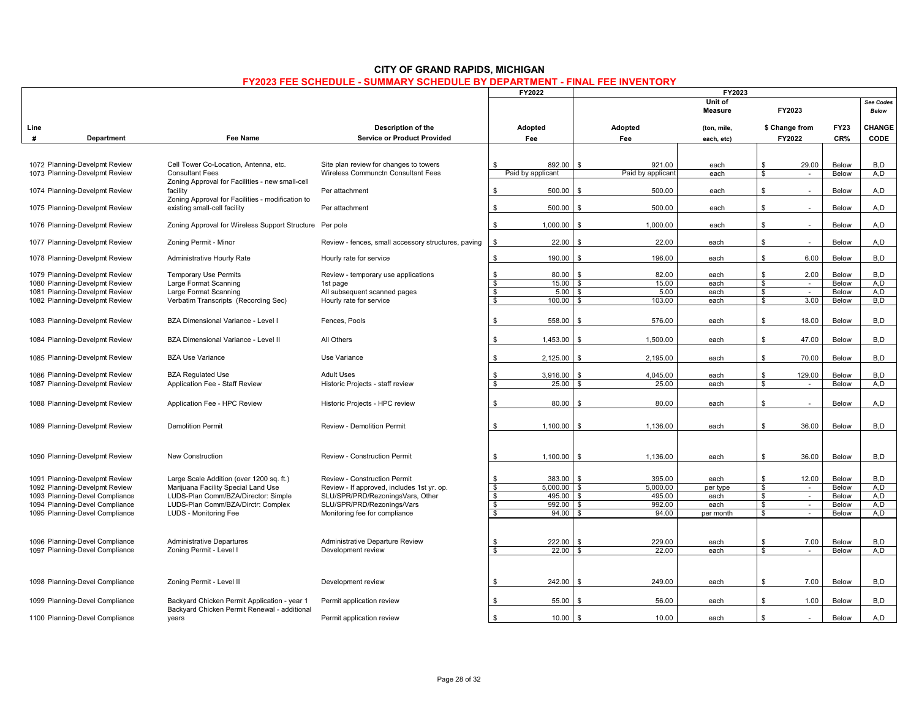# CITY OF GRAND RAPIDS, MICHIGAN

## FY2023 FEE SCHEDULE - SUMMARY SCHEDULE BY DEPARTMENT - FINAL FEE INVENTORY

| Line # | Department | Fee Name | Description of the Service or Product Provided | FY2022 Adopted Fee | FY2023 Adopted Fee | FY2023 Unit of Measure (ton, mile, each, etc) | FY2023 $ Change from FY2022 | FY23 CR% | See Codes Below CHANGE CODE |
|---|---|---|---|---|---|---|---|---|---|
| 1072 | Planning-Develpmt Review | Cell Tower Co-Location, Antenna, etc. | Site plan review for changes to towers | $ 892.00 | $ 921.00 | each | $ 29.00 | Below | B,D |
| 1073 | Planning-Develpmt Review | Consultant Fees | Wireless Communctn Consultant Fees | Paid by applicant | Paid by applicant | each | $ - | Below | A,D |
| 1074 | Planning-Develpmt Review | Zoning Approval for Facilities - new small-cell facility | Per attachment | $ 500.00 | $ 500.00 | each | $ - | Below | A,D |
| 1075 | Planning-Develpmt Review | Zoning Approval for Facilities - modification to existing small-cell facility | Per attachment | $ 500.00 | $ 500.00 | each | $ - | Below | A,D |
| 1076 | Planning-Develpmt Review | Zoning Approval for Wireless Support Structure | Per pole | $ 1,000.00 | $ 1,000.00 | each | $ - | Below | A,D |
| 1077 | Planning-Develpmt Review | Zoning Permit - Minor | Review - fences, small accessory structures, paving | $ 22.00 | $ 22.00 | each | $ - | Below | A,D |
| 1078 | Planning-Develpmt Review | Administrative Hourly Rate | Hourly rate for service | $ 190.00 | $ 196.00 | each | $ 6.00 | Below | B,D |
| 1079 | Planning-Develpmt Review | Temporary Use Permits | Review - temporary use applications | $ 80.00 | $ 82.00 | each | $ 2.00 | Below | B,D |
| 1080 | Planning-Develpmt Review | Large Format Scanning | 1st page | $ 15.00 | $ 15.00 | each | $ - | Below | A,D |
| 1081 | Planning-Develpmt Review | Large Format Scanning | All subsequent scanned pages | $ 5.00 | $ 5.00 | each | $ - | Below | A,D |
| 1082 | Planning-Develpmt Review | Verbatim Transcripts (Recording Sec) | Hourly rate for service | $ 100.00 | $ 103.00 | each | $ 3.00 | Below | B,D |
| 1083 | Planning-Develpmt Review | BZA Dimensional Variance - Level I | Fences, Pools | $ 558.00 | $ 576.00 | each | $ 18.00 | Below | B,D |
| 1084 | Planning-Develpmt Review | BZA Dimensional Variance - Level II | All Others | $ 1,453.00 | $ 1,500.00 | each | $ 47.00 | Below | B,D |
| 1085 | Planning-Develpmt Review | BZA Use Variance | Use Variance | $ 2,125.00 | $ 2,195.00 | each | $ 70.00 | Below | B,D |
| 1086 | Planning-Develpmt Review | BZA Regulated Use | Adult Uses | $ 3,916.00 | $ 4,045.00 | each | $ 129.00 | Below | B,D |
| 1087 | Planning-Develpmt Review | Application Fee - Staff Review | Historic Projects - staff review | $ 25.00 | $ 25.00 | each | $ - | Below | A,D |
| 1088 | Planning-Develpmt Review | Application Fee - HPC Review | Historic Projects - HPC review | $ 80.00 | $ 80.00 | each | $ - | Below | A,D |
| 1089 | Planning-Develpmt Review | Demolition Permit | Review - Demolition Permit | $ 1,100.00 | $ 1,136.00 | each | $ 36.00 | Below | B,D |
| 1090 | Planning-Develpmt Review | New Construction | Review - Construction Permit | $ 1,100.00 | $ 1,136.00 | each | $ 36.00 | Below | B,D |
| 1091 | Planning-Develpmt Review | Large Scale Addition (over 1200 sq. ft.) | Review - Construction Permit | $ 383.00 | $ 395.00 | each | $ 12.00 | Below | B,D |
| 1092 | Planning-Develpmt Review | Marijuana Facility Special Land Use | Review - If approved, includes 1st yr. op. | $ 5,000.00 | $ 5,000.00 | per type | $ - | Below | A,D |
| 1093 | Planning-Devel Compliance | LUDS-Plan Comm/BZA/Director: Simple | SLU/SPR/PRD/RezoningsVars, Other | $ 495.00 | $ 495.00 | each | $ - | Below | A,D |
| 1094 | Planning-Devel Compliance | LUDS-Plan Comm/BZA/Dirctr: Complex | SLU/SPR/PRD/Rezonings/Vars | $ 992.00 | $ 992.00 | each | $ - | Below | A,D |
| 1095 | Planning-Devel Compliance | LUDS - Monitoring Fee | Monitoring fee for compliance | $ 94.00 | $ 94.00 | per month | $ - | Below | A,D |
| 1096 | Planning-Devel Compliance | Administrative Departures | Administrative Departure Review | $ 222.00 | $ 229.00 | each | $ 7.00 | Below | B,D |
| 1097 | Planning-Devel Compliance | Zoning Permit - Level I | Development review | $ 22.00 | $ 22.00 | each | $ - | Below | A,D |
| 1098 | Planning-Devel Compliance | Zoning Permit - Level II | Development review | $ 242.00 | $ 249.00 | each | $ 7.00 | Below | B,D |
| 1099 | Planning-Devel Compliance | Backyard Chicken Permit Application - year 1 | Permit application review | $ 55.00 | $ 56.00 | each | $ 1.00 | Below | B,D |
| 1100 | Planning-Devel Compliance | Backyard Chicken Permit Renewal - additional years | Permit application review | $ 10.00 | $ 10.00 | each | $ - | Below | A,D |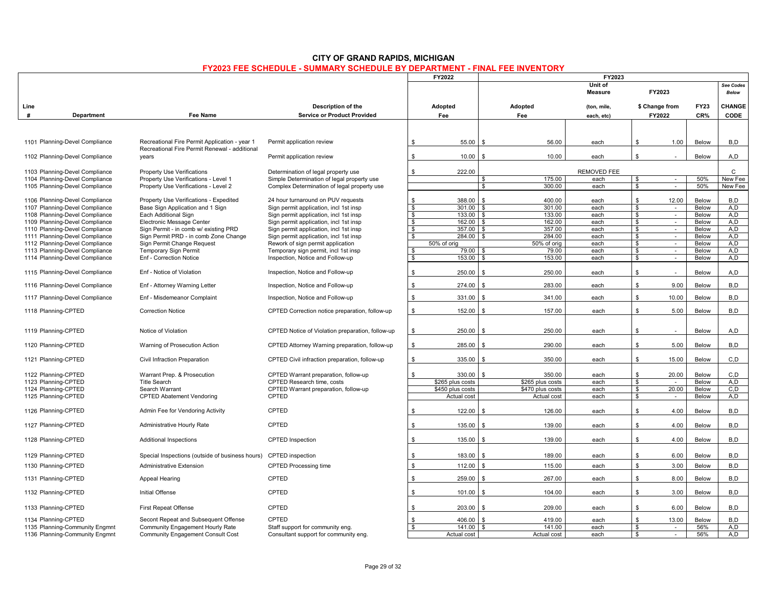# CITY OF GRAND RAPIDS, MICHIGAN

## FY2023 FEE SCHEDULE - SUMMARY SCHEDULE BY DEPARTMENT - FINAL FEE INVENTORY

| Line # | Department | Fee Name | Description of the Service or Product Provided | FY2022 Adopted Fee | FY2023 Adopted Fee | FY2023 Unit of Measure (ton, mile, each, etc) | FY2023 $ Change from FY2022 | FY23 CR% | See Codes Below CHANGE CODE |
|---|---|---|---|---|---|---|---|---|---|
| 1101 | Planning-Devel Compliance | Recreational Fire Permit Application - year 1 | Permit application review | $ 55.00 | $ 56.00 | each | $ 1.00 | Below | B,D |
| 1102 | Planning-Devel Compliance | Recreational Fire Permit Renewal - additional years | Permit application review | $ 10.00 | $ 10.00 | each | $ - | Below | A,D |
| 1103 | Planning-Devel Compliance | Property Use Verifications | Determination of legal property use | $ 222.00 | | REMOVED FEE | | | C |
| 1104 | Planning-Devel Compliance | Property Use Verifications - Level 1 | Simple Determination of legal property use | | $ 175.00 | each | $ - | 50% | New Fee |
| 1105 | Planning-Devel Compliance | Property Use Verifications - Level 2 | Complex Determination of legal property use | | $ 300.00 | each | $ - | 50% | New Fee |
| 1106 | Planning-Devel Compliance | Property Use Verifications - Expedited | 24 hour turnaround on PUV requests | $ 388.00 | $ 400.00 | each | $ 12.00 | Below | B,D |
| 1107 | Planning-Devel Compliance | Base Sign Application and 1 Sign | Sign permit application, incl 1st insp | $ 301.00 | $ 301.00 | each | $ - | Below | A,D |
| 1108 | Planning-Devel Compliance | Each Additional Sign | Sign permit application, incl 1st insp | $ 133.00 | $ 133.00 | each | $ - | Below | A,D |
| 1109 | Planning-Devel Compliance | Electronic Message Center | Sign permit application, incl 1st insp | $ 162.00 | $ 162.00 | each | $ - | Below | A,D |
| 1110 | Planning-Devel Compliance | Sign Permit - in comb w/ existing PRD | Sign permit application, incl 1st insp | $ 357.00 | $ 357.00 | each | $ - | Below | A,D |
| 1111 | Planning-Devel Compliance | Sign Permit PRD - in comb Zone Change | Sign permit application, incl 1st insp | $ 284.00 | $ 284.00 | each | $ - | Below | A,D |
| 1112 | Planning-Devel Compliance | Sign Permit Change Request | Rework of sign permit application | 50% of orig | 50% of orig | each | $ - | Below | A,D |
| 1113 | Planning-Devel Compliance | Temporary Sign Permit | Temporary sign permit, incl 1st insp | $ 79.00 | $ 79.00 | each | $ - | Below | A,D |
| 1114 | Planning-Devel Compliance | Enf - Correction Notice | Inspection, Notice and Follow-up | $ 153.00 | $ 153.00 | each | $ - | Below | A,D |
| 1115 | Planning-Devel Compliance | Enf - Notice of Violation | Inspection, Notice and Follow-up | $ 250.00 | $ 250.00 | each | $ - | Below | A,D |
| 1116 | Planning-Devel Compliance | Enf - Attorney Warning Letter | Inspection, Notice and Follow-up | $ 274.00 | $ 283.00 | each | $ 9.00 | Below | B,D |
| 1117 | Planning-Devel Compliance | Enf - Misdemeanor Complaint | Inspection, Notice and Follow-up | $ 331.00 | $ 341.00 | each | $ 10.00 | Below | B,D |
| 1118 | Planning-CPTED | Correction Notice | CPTED Correction notice preparation, follow-up | $ 152.00 | $ 157.00 | each | $ 5.00 | Below | B,D |
| 1119 | Planning-CPTED | Notice of Violation | CPTED Notice of Violation preparation, follow-up | $ 250.00 | $ 250.00 | each | $ - | Below | A,D |
| 1120 | Planning-CPTED | Warning of Prosecution Action | CPTED Attorney Warning preparation, follow-up | $ 285.00 | $ 290.00 | each | $ 5.00 | Below | B,D |
| 1121 | Planning-CPTED | Civil Infraction Preparation | CPTED Civil infraction preparation, follow-up | $ 335.00 | $ 350.00 | each | $ 15.00 | Below | C,D |
| 1122 | Planning-CPTED | Warrant Prep. & Prosecution | CPTED Warrant preparation, follow-up | $ 330.00 | $ 350.00 | each | $ 20.00 | Below | C,D |
| 1123 | Planning-CPTED | Title Search | CPTED Research time, costs | $265 plus costs | $265 plus costs | each | $ - | Below | A,D |
| 1124 | Planning-CPTED | Search Warrant | CPTED Warrant preparation, follow-up | $450 plus costs | $470 plus costs | each | $ 20.00 | Below | C,D |
| 1125 | Planning-CPTED | CPTED Abatement Vendoring | CPTED | Actual cost | Actual cost | each | $ - | Below | A,D |
| 1126 | Planning-CPTED | Admin Fee for Vendoring Activity | CPTED | $ 122.00 | $ 126.00 | each | $ 4.00 | Below | B,D |
| 1127 | Planning-CPTED | Administrative Hourly Rate | CPTED | $ 135.00 | $ 139.00 | each | $ 4.00 | Below | B,D |
| 1128 | Planning-CPTED | Additional Inspections | CPTED Inspection | $ 135.00 | $ 139.00 | each | $ 4.00 | Below | B,D |
| 1129 | Planning-CPTED | Special Inspections (outside of business hours) | CPTED inspection | $ 183.00 | $ 189.00 | each | $ 6.00 | Below | B,D |
| 1130 | Planning-CPTED | Administrative Extension | CPTED Processing time | $ 112.00 | $ 115.00 | each | $ 3.00 | Below | B,D |
| 1131 | Planning-CPTED | Appeal Hearing | CPTED | $ 259.00 | $ 267.00 | each | $ 8.00 | Below | B,D |
| 1132 | Planning-CPTED | Initial Offense | CPTED | $ 101.00 | $ 104.00 | each | $ 3.00 | Below | B,D |
| 1133 | Planning-CPTED | First Repeat Offense | CPTED | $ 203.00 | $ 209.00 | each | $ 6.00 | Below | B,D |
| 1134 | Planning-CPTED | Secont Repeat and Subsequent Offense | CPTED | $ 406.00 | $ 419.00 | each | $ 13.00 | Below | B,D |
| 1135 | Planning-Community Engmnt | Community Engagement Hourly Rate | Staff support for community eng. | $ 141.00 | $ 141.00 | each | $ - | 56% | A,D |
| 1136 | Planning-Community Engmnt | Community Engagement Consult Cost | Consultant support for community eng. | Actual cost | Actual cost | each | $ - | 56% | A,D |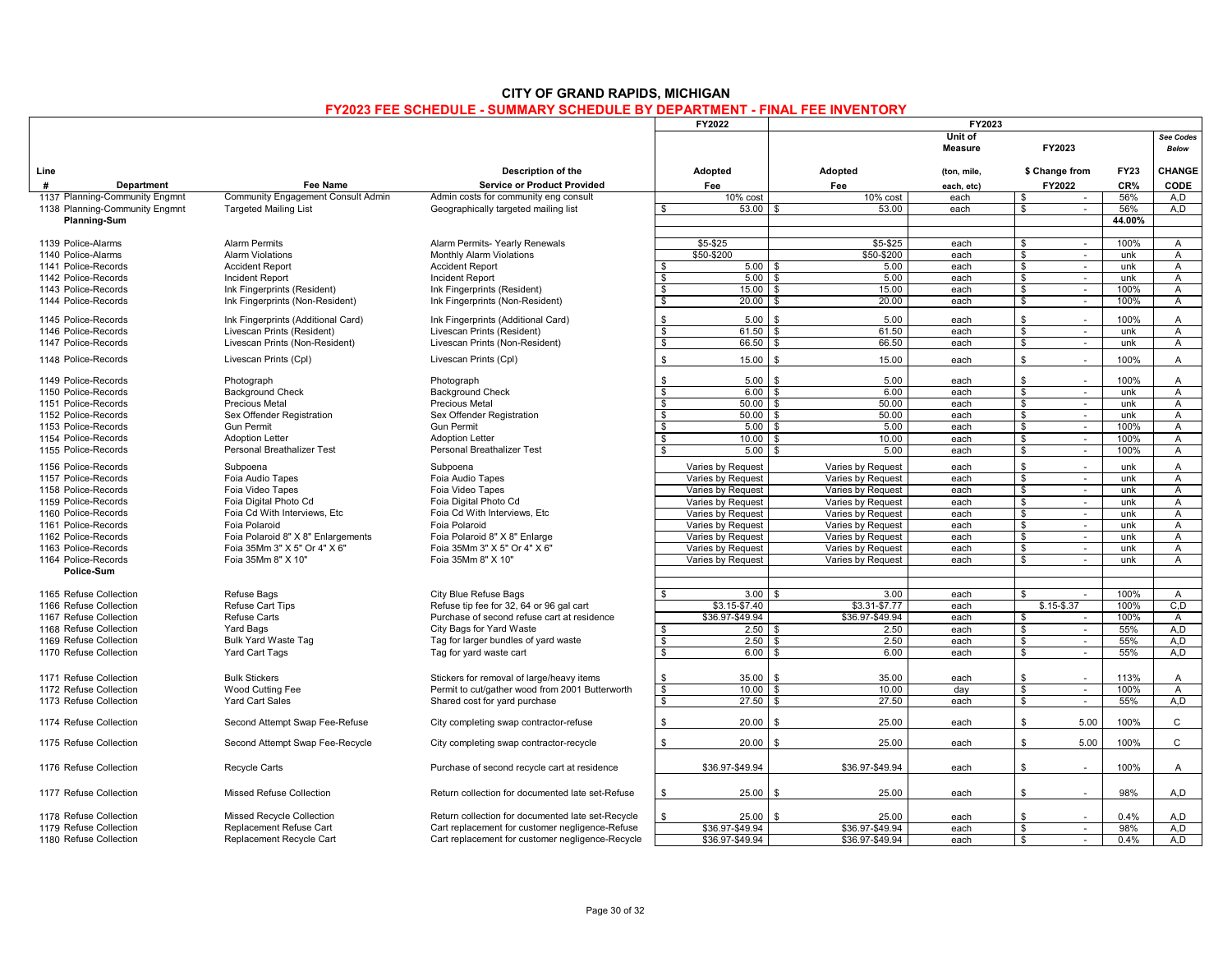# CITY OF GRAND RAPIDS, MICHIGAN

## FY2023 FEE SCHEDULE - SUMMARY SCHEDULE BY DEPARTMENT - FINAL FEE INVENTORY

| Line # | Department | Fee Name | Description of the Service or Product Provided | FY2022 Adopted Fee | FY2023 Adopted Fee | Unit of Measure (ton, mile, each, etc) | FY2023 $ Change from FY2022 | FY23 CR% | See Codes Below CHANGE CODE |
|---|---|---|---|---|---|---|---|---|---|
| 1137 | Planning-Community Engmnt | Community Engagement Consult Admin | Admin costs for community eng consult | 10% cost | 10% cost | each | $ - | 56% | A,D |
| 1138 | Planning-Community Engmnt | Targeted Mailing List | Geographically targeted mailing list | $ 53.00 | $ 53.00 | each | $ - | 56% | A,D |
| | **Planning-Sum** | | | | | | | **44.00%** | |
| 1139 | Police-Alarms | Alarm Permits | Alarm Permits- Yearly Renewals | $5-$25 | $5-$25 | each | $ - | 100% | A |
| 1140 | Police-Alarms | Alarm Violations | Monthly Alarm Violations | $50-$200 | $50-$200 | each | $ - | unk | A |
| 1141 | Police-Records | Accident Report | Accident Report | $ 5.00 | $ 5.00 | each | $ - | unk | A |
| 1142 | Police-Records | Incident Report | Incident Report | $ 5.00 | $ 5.00 | each | $ - | unk | A |
| 1143 | Police-Records | Ink Fingerprints (Resident) | Ink Fingerprints (Resident) | $ 15.00 | $ 15.00 | each | $ - | 100% | A |
| 1144 | Police-Records | Ink Fingerprints (Non-Resident) | Ink Fingerprints (Non-Resident) | $ 20.00 | $ 20.00 | each | $ - | 100% | A |
| 1145 | Police-Records | Ink Fingerprints (Additional Card) | Ink Fingerprints (Additional Card) | $ 5.00 | $ 5.00 | each | $ - | 100% | A |
| 1146 | Police-Records | Livescan Prints (Resident) | Livescan Prints (Resident) | $ 61.50 | $ 61.50 | each | $ - | unk | A |
| 1147 | Police-Records | Livescan Prints (Non-Resident) | Livescan Prints (Non-Resident) | $ 66.50 | $ 66.50 | each | $ - | unk | A |
| 1148 | Police-Records | Livescan Prints (Cpl) | Livescan Prints (Cpl) | $ 15.00 | $ 15.00 | each | $ - | 100% | A |
| 1149 | Police-Records | Photograph | Photograph | $ 5.00 | $ 5.00 | each | $ - | 100% | A |
| 1150 | Police-Records | Background Check | Background Check | $ 6.00 | $ 6.00 | each | $ - | unk | A |
| 1151 | Police-Records | Precious Metal | Precious Metal | $ 50.00 | $ 50.00 | each | $ - | unk | A |
| 1152 | Police-Records | Sex Offender Registration | Sex Offender Registration | $ 50.00 | $ 50.00 | each | $ - | unk | A |
| 1153 | Police-Records | Gun Permit | Gun Permit | $ 5.00 | $ 5.00 | each | $ - | 100% | A |
| 1154 | Police-Records | Adoption Letter | Adoption Letter | $ 10.00 | $ 10.00 | each | $ - | 100% | A |
| 1155 | Police-Records | Personal Breathalizer Test | Personal Breathalizer Test | $ 5.00 | $ 5.00 | each | $ - | 100% | A |
| 1156 | Police-Records | Subpoena | Subpoena | Varies by Request | Varies by Request | each | $ - | unk | A |
| 1157 | Police-Records | Foia Audio Tapes | Foia Audio Tapes | Varies by Request | Varies by Request | each | $ - | unk | A |
| 1158 | Police-Records | Foia Video Tapes | Foia Video Tapes | Varies by Request | Varies by Request | each | $ - | unk | A |
| 1159 | Police-Records | Foia Digital Photo Cd | Foia Digital Photo Cd | Varies by Request | Varies by Request | each | $ - | unk | A |
| 1160 | Police-Records | Foia Cd With Interviews, Etc | Foia Cd With Interviews, Etc | Varies by Request | Varies by Request | each | $ - | unk | A |
| 1161 | Police-Records | Foia Polaroid | Foia Polaroid | Varies by Request | Varies by Request | each | $ - | unk | A |
| 1162 | Police-Records | Foia Polaroid 8" X 8" Enlargements | Foia Polaroid 8" X 8" Enlarge | Varies by Request | Varies by Request | each | $ - | unk | A |
| 1163 | Police-Records | Foia 35Mm 3" X 5" Or 4" X 6" | Foia 35Mm 3" X 5" Or 4" X 6" | Varies by Request | Varies by Request | each | $ - | unk | A |
| 1164 | Police-Records | Foia 35Mm 8" X 10" | Foia 35Mm 8" X 10" | Varies by Request | Varies by Request | each | $ - | unk | A |
| | **Police-Sum** | | | | | | | | |
| 1165 | Refuse Collection | Refuse Bags | City Blue Refuse Bags | $ 3.00 | $ 3.00 | each | $ - | 100% | A |
| 1166 | Refuse Collection | Refuse Cart Tips | Refuse tip fee for 32, 64 or 96 gal cart | $3.15-$7.40 | $3.31-$7.77 | each | $.15-$.37 | 100% | C,D |
| 1167 | Refuse Collection | Refuse Carts | Purchase of second refuse cart at residence | $36.97-$49.94 | $36.97-$49.94 | each | $ - | 100% | A |
| 1168 | Refuse Collection | Yard Bags | City Bags for Yard Waste | $ 2.50 | $ 2.50 | each | $ - | 55% | A,D |
| 1169 | Refuse Collection | Bulk Yard Waste Tag | Tag for larger bundles of yard waste | $ 2.50 | $ 2.50 | each | $ - | 55% | A,D |
| 1170 | Refuse Collection | Yard Cart Tags | Tag for yard waste cart | $ 6.00 | $ 6.00 | each | $ - | 55% | A,D |
| 1171 | Refuse Collection | Bulk Stickers | Stickers for removal of large/heavy items | $ 35.00 | $ 35.00 | each | $ - | 113% | A |
| 1172 | Refuse Collection | Wood Cutting Fee | Permit to cut/gather wood from 2001 Butterworth | $ 10.00 | $ 10.00 | day | $ - | 100% | A |
| 1173 | Refuse Collection | Yard Cart Sales | Shared cost for yard purchase | $ 27.50 | $ 27.50 | each | $ - | 55% | A,D |
| 1174 | Refuse Collection | Second Attempt Swap Fee-Refuse | City completing swap contractor-refuse | $ 20.00 | $ 25.00 | each | $ 5.00 | 100% | C |
| 1175 | Refuse Collection | Second Attempt Swap Fee-Recycle | City completing swap contractor-recycle | $ 20.00 | $ 25.00 | each | $ 5.00 | 100% | C |
| 1176 | Refuse Collection | Recycle Carts | Purchase of second recycle cart at residence | $36.97-$49.94 | $36.97-$49.94 | each | $ - | 100% | A |
| 1177 | Refuse Collection | Missed Refuse Collection | Return collection for documented late set-Refuse | $ 25.00 | $ 25.00 | each | $ - | 98% | A,D |
| 1178 | Refuse Collection | Missed Recycle Collection | Return collection for documented late set-Recycle | $ 25.00 | $ 25.00 | each | $ - | 0.4% | A,D |
| 1179 | Refuse Collection | Replacement Refuse Cart | Cart replacement for customer negligence-Refuse | $36.97-$49.94 | $36.97-$49.94 | each | $ - | 98% | A,D |
| 1180 | Refuse Collection | Replacement Recycle Cart | Cart replacement for customer negligence-Recycle | $36.97-$49.94 | $36.97-$49.94 | each | $ - | 0.4% | A,D |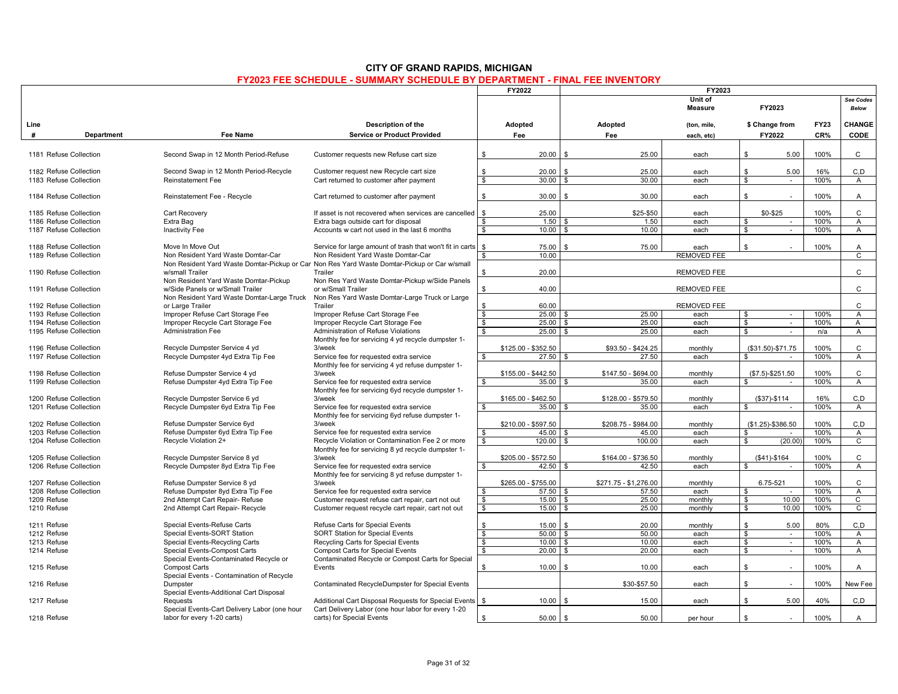# CITY OF GRAND RAPIDS, MICHIGAN

## FY2023 FEE SCHEDULE - SUMMARY SCHEDULE BY DEPARTMENT - FINAL FEE INVENTORY

| Line # | Department | Fee Name | Description of the Service or Product Provided | FY2022 Adopted Fee | FY2023 Adopted Fee | Unit of Measure (ton, mile, each, etc) | FY2023 $ Change from FY2022 | FY23 CR% | See Codes Below CHANGE CODE |
|---|---|---|---|---|---|---|---|---|---|
| 1181 | Refuse Collection | Second Swap in 12 Month Period-Refuse | Customer requests new Refuse cart size | $ 20.00 | $ 25.00 | each | $ 5.00 | 100% | C |
| 1182 | Refuse Collection | Second Swap in 12 Month Period-Recycle | Customer request new Recycle cart size | $ 20.00 | $ 25.00 | each | $ 5.00 | 16% | C,D |
| 1183 | Refuse Collection | Reinstatement Fee | Cart returned to customer after payment | $ 30.00 | $ 30.00 | each | $ - | 100% | A |
| 1184 | Refuse Collection | Reinstatement Fee - Recycle | Cart returned to customer after payment | $ 30.00 | $ 30.00 | each | $ - | 100% | A |
| 1185 | Refuse Collection | Cart Recovery | If asset is not recovered when services are cancelled | $ 25.00 | $25-$50 | each | $0-$25 | 100% | C |
| 1186 | Refuse Collection | Extra Bag | Extra bags outside cart for disposal | $ 1.50 | $ 1.50 | each | $ - | 100% | A |
| 1187 | Refuse Collection | Inactivity Fee | Accounts w cart not used in the last 6 months | $ 10.00 | $ 10.00 | each | $ - | 100% | A |
| 1188 | Refuse Collection | Move In Move Out | Service for large amount of trash that won't fit in carts | $ 75.00 | $ 75.00 | each | $ - | 100% | A |
| 1189 | Refuse Collection | Non Resident Yard Waste Domtar-Car | Non Resident Yard Waste Domtar-Car | $ 10.00 | | REMOVED FEE | | | C |
| 1190 | Refuse Collection | Non Resident Yard Waste Domtar-Pickup or Car w/small Trailer | Non Res Yard Waste Domtar-Pickup or Car w/small Trailer | $ 20.00 | | REMOVED FEE | | | C |
| 1191 | Refuse Collection | Non Resident Yard Waste Domtar-Pickup w/Side Panels or w/Small Trailer | Non Res Yard Waste Domtar-Pickup w/Side Panels or w/Small Trailer | $ 40.00 | | REMOVED FEE | | | C |
| 1192 | Refuse Collection | Non Resident Yard Waste Domtar-Large Truck or Large Trailer | Non Res Yard Waste Domtar-Large Truck or Large Trailer | $ 60.00 | | REMOVED FEE | | | C |
| 1193 | Refuse Collection | Improper Refuse Cart Storage Fee | Improper Refuse Cart Storage Fee | $ 25.00 | $ 25.00 | each | $ - | 100% | A |
| 1194 | Refuse Collection | Improper Recycle Cart Storage Fee | Improper Recycle Cart Storage Fee | $ 25.00 | $ 25.00 | each | $ - | 100% | A |
| 1195 | Refuse Collection | Administration Fee | Administration of Refuse Violations | $ 25.00 | $ 25.00 | each | $ - | n/a | A |
| 1196 | Refuse Collection | Recycle Dumpster Service 4 yd | Monthly fee for servicing 4 yd recycle dumpster 1-3/week | $125.00 - $352.50 | $93.50 - $424.25 | monthly | ($31.50)-$71.75 | 100% | C |
| 1197 | Refuse Collection | Recycle Dumpster 4yd Extra Tip Fee | Service fee for requested extra service | $ 27.50 | $ 27.50 | each | $ - | 100% | A |
| 1198 | Refuse Collection | Refuse Dumpster Service 4 yd | Monthly fee for servicing 4 yd refuse dumpster 1-3/week | $155.00 - $442.50 | $147.50 - $694.00 | monthly | ($7.5)-$251.50 | 100% | C |
| 1199 | Refuse Collection | Refuse Dumpster 4yd Extra Tip Fee | Service fee for requested extra service | $ 35.00 | $ 35.00 | each | $ - | 100% | A |
| 1200 | Refuse Collection | Recycle Dumpster Service 6 yd | Monthly fee for servicing 6yd recycle dumpster 1-3/week | $165.00 - $462.50 | $128.00 - $579.50 | monthly | ($37)-$114 | 16% | C,D |
| 1201 | Refuse Collection | Recycle Dumpster 6yd Extra Tip Fee | Service fee for requested extra service | $ 35.00 | $ 35.00 | each | $ - | 100% | A |
| 1202 | Refuse Collection | Refuse Dumpster Service 6yd | Monthly fee for servicing 6yd refuse dumpster 1-3/week | $210.00 - $597.50 | $208.75 - $984.00 | monthly | ($1.25)-$386.50 | 100% | C,D |
| 1203 | Refuse Collection | Refuse Dumpster 6yd Extra Tip Fee | Service fee for requested extra service | $ 45.00 | $ 45.00 | each | $ - | 100% | A |
| 1204 | Refuse Collection | Recycle Violation 2+ | Recycle Violation or Contamination Fee 2 or more | $ 120.00 | $ 100.00 | each | $ (20.00) | 100% | C |
| 1205 | Refuse Collection | Recycle Dumpster Service 8 yd | Monthly fee for servicing 8 yd recycle dumpster 1-3/week | $205.00 - $572.50 | $164.00 - $736.50 | monthly | ($41)-$164 | 100% | C |
| 1206 | Refuse Collection | Recycle Dumpster 8yd Extra Tip Fee | Service fee for requested extra service | $ 42.50 | $ 42.50 | each | $ - | 100% | A |
| 1207 | Refuse Collection | Refuse Dumpster Service 8 yd | Monthly fee for servicing 8 yd refuse dumpster 1-3/week | $265.00 - $755.00 | $271.75 - $1,276.00 | monthly | 6.75-521 | 100% | C |
| 1208 | Refuse Collection | Refuse Dumpster 8yd Extra Tip Fee | Service fee for requested extra service | $ 57.50 | $ 57.50 | each | $ - | 100% | A |
| 1209 | Refuse | 2nd Attempt Cart Repair- Refuse | Customer request refuse cart repair, cart not out | $ 15.00 | $ 25.00 | monthly | $ 10.00 | 100% | C |
| 1210 | Refuse | 2nd Attempt Cart Repair- Recycle | Customer request recycle cart repair, cart not out | $ 15.00 | $ 25.00 | monthly | $ 10.00 | 100% | C |
| 1211 | Refuse | Special Events-Refuse Carts | Refuse Carts for Special Events | $ 15.00 | $ 20.00 | monthly | $ 5.00 | 80% | C,D |
| 1212 | Refuse | Special Events-SORT Station | SORT Station for Special Events | $ 50.00 | $ 50.00 | each | $ - | 100% | A |
| 1213 | Refuse | Special Events-Recycling Carts | Recycling Carts for Special Events | $ 10.00 | $ 10.00 | each | $ - | 100% | A |
| 1214 | Refuse | Special Events-Compost Carts | Compost Carts for Special Events | $ 20.00 | $ 20.00 | each | $ - | 100% | A |
| 1215 | Refuse | Special Events-Contaminated Recycle or Compost Carts | Contaminated Recycle or Compost Carts for Special Events | $ 10.00 | $ 10.00 | each | $ - | 100% | A |
| 1216 | Refuse | Special Events - Contamination of Recycle Dumpster | Contaminated RecycleDumpster for Special Events | | $30-$57.50 | each | $ - | 100% | New Fee |
| 1217 | Refuse | Special Events-Additional Cart Disposal Requests | Additional Cart Disposal Requests for Special Events | $ 10.00 | $ 15.00 | each | $ 5.00 | 40% | C,D |
| 1218 | Refuse | Special Events-Cart Delivery Labor (one hour labor for every 1-20 carts) | Cart Delivery Labor (one hour labor for every 1-20 carts) for Special Events | $ 50.00 | $ 50.00 | per hour | $ - | 100% | A |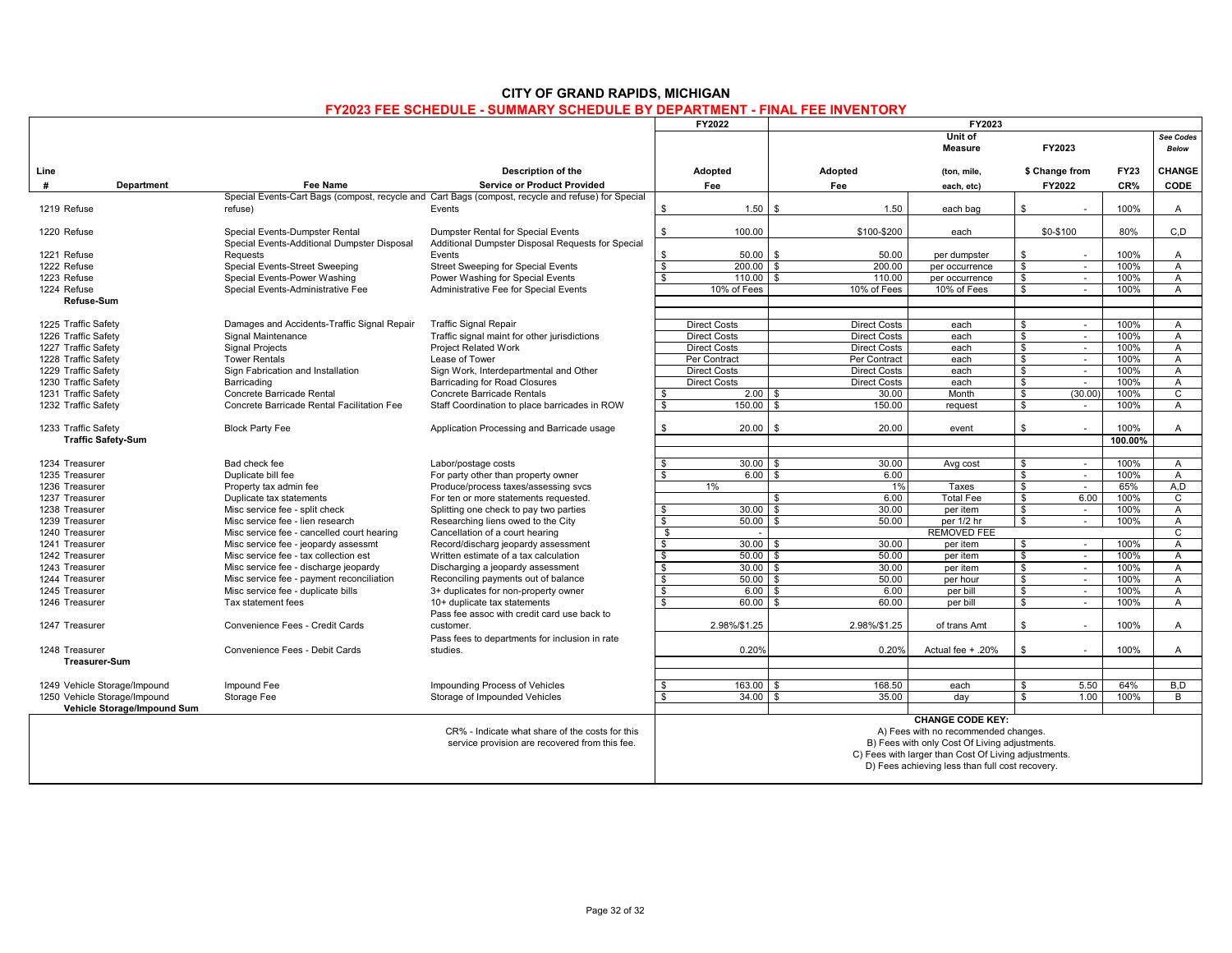# CITY OF GRAND RAPIDS, MICHIGAN

## FY2023 FEE SCHEDULE - SUMMARY SCHEDULE BY DEPARTMENT - FINAL FEE INVENTORY

| Line # | Department | Fee Name | Description of the Service or Product Provided | FY2022 Adopted Fee | FY2023 Adopted Fee | FY2023 Unit of Measure (ton, mile, each, etc) | FY2023 $ Change from FY2022 | FY23 CR% | See Codes Below CHANGE CODE |
|---|---|---|---|---|---|---|---|---|---|
| 1219 | Refuse | Special Events-Cart Bags (compost, recycle and refuse) | Cart Bags (compost, recycle and refuse) for Special Events | $ 1.50 | $ 1.50 | each bag | $ - | 100% | A |
| 1220 | Refuse | Special Events-Dumpster Rental | Dumpster Rental for Special Events | $ 100.00 | $100-$200 | each | $0-$100 | 80% | C,D |
| 1221 | Refuse | Special Events-Additional Dumpster Disposal Requests | Additional Dumpster Disposal Requests for Special Events | $ 50.00 | $ 50.00 | per dumpster | $ - | 100% | A |
| 1222 | Refuse | Special Events-Street Sweeping | Street Sweeping for Special Events | $ 200.00 | $ 200.00 | per occurrence | $ - | 100% | A |
| 1223 | Refuse | Special Events-Power Washing | Power Washing for Special Events | $ 110.00 | $ 110.00 | per occurrence | $ - | 100% | A |
| 1224 | Refuse | Special Events-Administrative Fee | Administrative Fee for Special Events | 10% of Fees | 10% of Fees | 10% of Fees | $ - | 100% | A |
| | **Refuse-Sum** | | | | | | | | |
| 1225 | Traffic Safety | Damages and Accidents-Traffic Signal Repair | Traffic Signal Repair | Direct Costs | Direct Costs | each | $ - | 100% | A |
| 1226 | Traffic Safety | Signal Maintenance | Traffic signal maint for other jurisdictions | Direct Costs | Direct Costs | each | $ - | 100% | A |
| 1227 | Traffic Safety | Signal Projects | Project Related Work | Direct Costs | Direct Costs | each | $ - | 100% | A |
| 1228 | Traffic Safety | Tower Rentals | Lease of Tower | Per Contract | Per Contract | each | $ - | 100% | A |
| 1229 | Traffic Safety | Sign Fabrication and Installation | Sign Work, Interdepartmental and Other | Direct Costs | Direct Costs | each | $ - | 100% | A |
| 1230 | Traffic Safety | Barricading | Barricading for Road Closures | Direct Costs | Direct Costs | each | $ - | 100% | A |
| 1231 | Traffic Safety | Concrete Barricade Rental | Concrete Barricade Rentals | $ 2.00 | $ 30.00 | Month | $ (30.00) | 100% | C |
| 1232 | Traffic Safety | Concrete Barricade Rental Facilitation Fee | Staff Coordination to place barricades in ROW | $ 150.00 | $ 150.00 | request | $ - | 100% | A |
| 1233 | Traffic Safety | Block Party Fee | Application Processing and Barricade usage | $ 20.00 | $ 20.00 | event | $ - | 100% | A |
| | **Traffic Safety-Sum** | | | | | | | **100.00%** | |
| 1234 | Treasurer | Bad check fee | Labor/postage costs | $ 30.00 | $ 30.00 | Avg cost | $ - | 100% | A |
| 1235 | Treasurer | Duplicate bill fee | For party other than property owner | $ 6.00 | $ 6.00 | | $ - | 100% | A |
| 1236 | Treasurer | Property tax admin fee | Produce/process taxes/assessing svcs | 1% | 1% | Taxes | $ - | 65% | A,D |
| 1237 | Treasurer | Duplicate tax statements | For ten or more statements requested. | | $ 6.00 | Total Fee | $ 6.00 | 100% | C |
| 1238 | Treasurer | Misc service fee - split check | Splitting one check to pay two parties | $ 30.00 | $ 30.00 | per item | $ - | 100% | A |
| 1239 | Treasurer | Misc service fee - lien research | Researching liens owed to the City | $ 50.00 | $ 50.00 | per 1/2 hr | $ - | 100% | A |
| 1240 | Treasurer | Misc service fee - cancelled court hearing | Cancellation of a court hearing | $ - | | REMOVED FEE | | | C |
| 1241 | Treasurer | Misc service fee - jeopardy assessmt | Record/discharg jeopardy assessment | $ 30.00 | $ 30.00 | per item | $ - | 100% | A |
| 1242 | Treasurer | Misc service fee - tax collection est | Written estimate of a tax calculation | $ 50.00 | $ 50.00 | per item | $ - | 100% | A |
| 1243 | Treasurer | Misc service fee - discharge jeopardy | Discharging a jeopardy assessment | $ 30.00 | $ 30.00 | per item | $ - | 100% | A |
| 1244 | Treasurer | Misc service fee - payment reconciliation | Reconciling payments out of balance | $ 50.00 | $ 50.00 | per hour | $ - | 100% | A |
| 1245 | Treasurer | Misc service fee - duplicate bills | 3+ duplicates for non-property owner | $ 6.00 | $ 6.00 | per bill | $ - | 100% | A |
| 1246 | Treasurer | Tax statement fees | 10+ duplicate tax statements | $ 60.00 | $ 60.00 | per bill | $ - | 100% | A |
| 1247 | Treasurer | Convenience Fees - Credit Cards | Pass fee assoc with credit card use back to customer. | 2.98%/$1.25 | 2.98%/$1.25 | of trans Amt | $ - | 100% | A |
| 1248 | Treasurer | Convenience Fees - Debit Cards | Pass fees to departments for inclusion in rate studies. | 0.20% | 0.20% | Actual fee + .20% | $ - | 100% | A |
| | **Treasurer-Sum** | | | | | | | | |
| 1249 | Vehicle Storage/Impound | Impound Fee | Impounding Process of Vehicles | $ 163.00 | $ 168.50 | each | $ 5.50 | 64% | B,D |
| 1250 | Vehicle Storage/Impound | Storage Fee | Storage of Impounded Vehicles | $ 34.00 | $ 35.00 | day | $ 1.00 | 100% | B |
| | **Vehicle Storage/Impound Sum** | | | | | | | | |

CR% - Indicate what share of the costs for this service provision are recovered from this fee.

**CHANGE CODE KEY:**
A) Fees with no recommended changes.
B) Fees with only Cost Of Living adjustments.
C) Fees with larger than Cost Of Living adjustments.
D) Fees achieving less than full cost recovery.